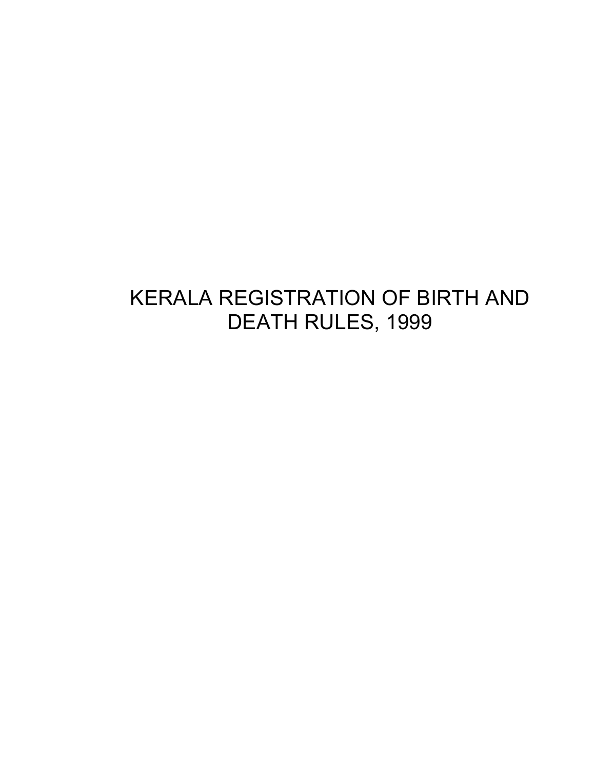# KERALA REGISTRATION OF BIRTH AND DEATH RULES, 1999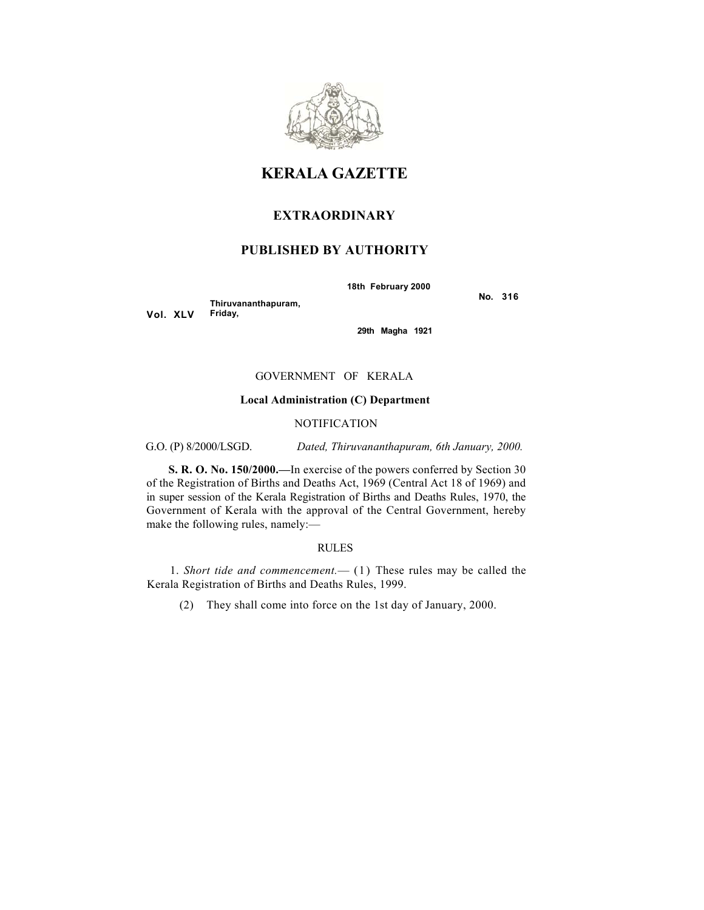# KERALA GAZETTE

## EXTRAORDINARY

## PUBLISHED BY AUTHORITY

**Vol. XLV** **Thiruvananthapuram, Friday,** **18th February 2000** **29th Magha 1921** **No. 316**

GOVERNMENT OF KERALA

**Local Administration (C) Department**

NOTIFICATION

G.O. (P) 8/2000/LSGD. *Dated, Thiruvananthapuram, 6th January, 2000.*

**S. R. O. No. 150/2000.—**In exercise of the powers conferred by Section 30 of the Registration of Births and Deaths Act, 1969 (Central Act 18 of 1969) and in super session of the Kerala Registration of Births and Deaths Rules, 1970, the Government of Kerala with the approval of the Central Government, hereby make the following rules, namely:—

RULES

1. *Short tide and commencement.*— (1) These rules may be called the Kerala Registration of Births and Deaths Rules, 1999.

(2) They shall come into force on the 1st day of January, 2000.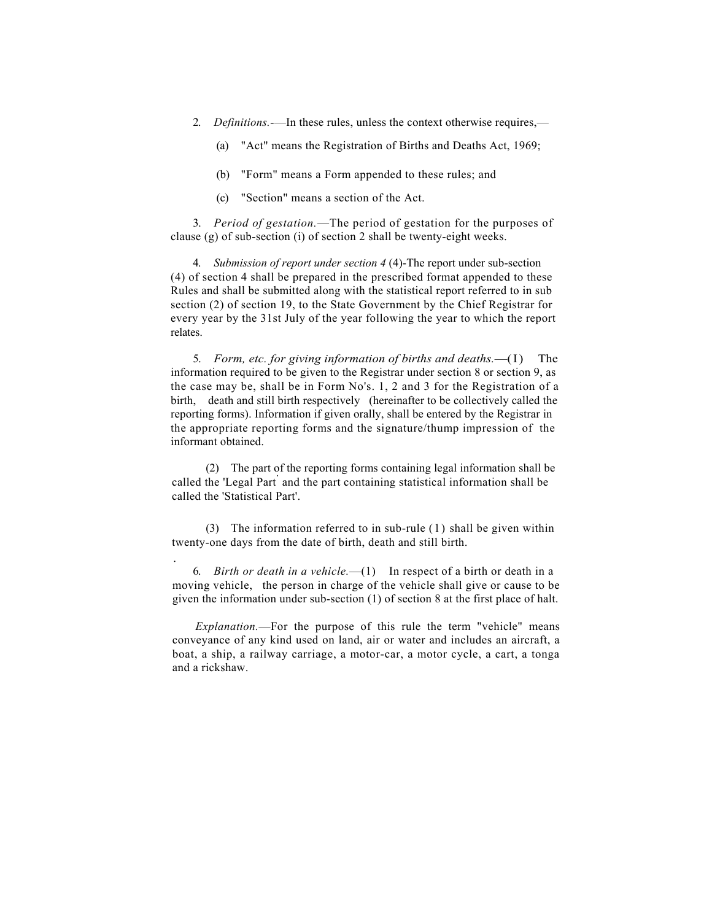2. *Definitions.*—In these rules, unless the context otherwise requires,—

(a) "Act" means the Registration of Births and Deaths Act, 1969;

(b) "Form" means a Form appended to these rules; and

(c) "Section" means a section of the Act.

3. *Period of gestation.*—The period of gestation for the purposes of clause (g) of sub-section (i) of section 2 shall be twenty-eight weeks.

4. *Submission of report under section 4* (4)-The report under sub-section (4) of section 4 shall be prepared in the prescribed format appended to these Rules and shall be submitted along with the statistical report referred to in sub section (2) of section 19, to the State Government by the Chief Registrar for every year by the 31st July of the year following the year to which the report relates.

5. *Form, etc. for giving information of births and deaths.*—(1) The information required to be given to the Registrar under section 8 or section 9, as the case may be, shall be in Form No's. 1, 2 and 3 for the Registration of a birth, death and still birth respectively (hereinafter to be collectively called the reporting forms). Information if given orally, shall be entered by the Registrar in the appropriate reporting forms and the signature/thump impression of the informant obtained.

(2) The part of the reporting forms containing legal information shall be called the 'Legal Part' and the part containing statistical information shall be called the 'Statistical Part'.

(3) The information referred to in sub-rule (1) shall be given within twenty-one days from the date of birth, death and still birth.

6. *Birth or death in a vehicle.*—(1) In respect of a birth or death in a moving vehicle, the person in charge of the vehicle shall give or cause to be given the information under sub-section (1) of section 8 at the first place of halt.

*Explanation.*—For the purpose of this rule the term "vehicle" means conveyance of any kind used on land, air or water and includes an aircraft, a boat, a ship, a railway carriage, a motor-car, a motor cycle, a cart, a tonga and a rickshaw.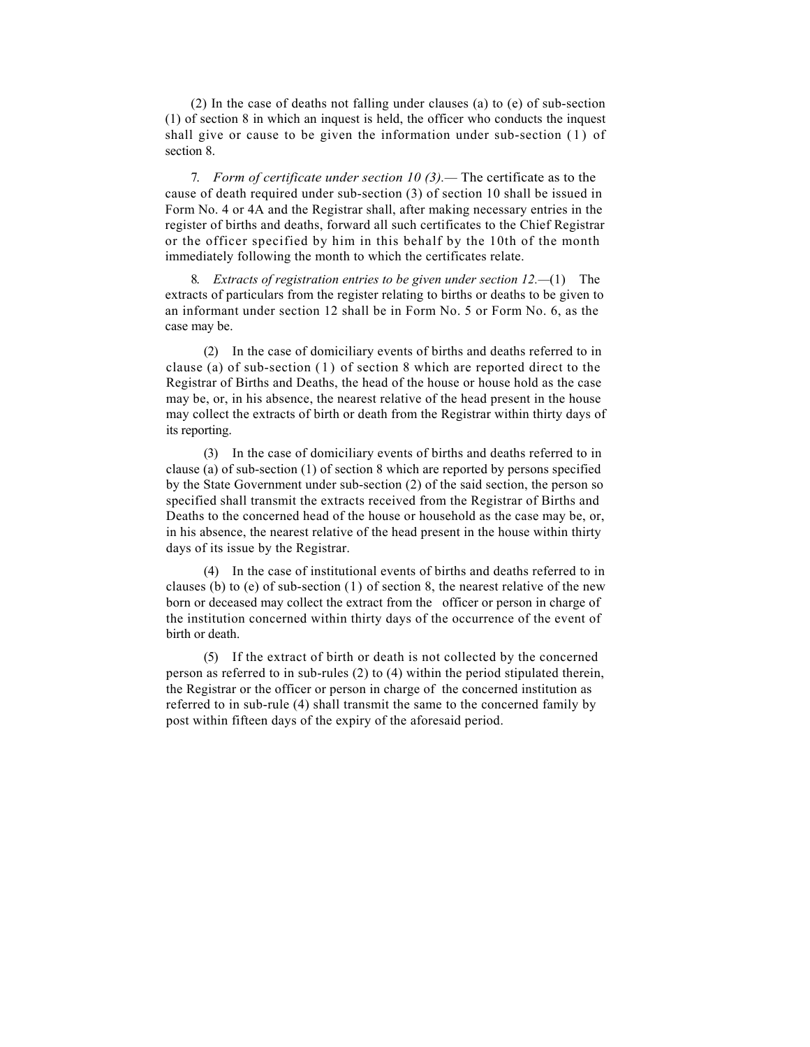(2) In the case of deaths not falling under clauses (a) to (e) of sub-section (1) of section 8 in which an inquest is held, the officer who conducts the inquest shall give or cause to be given the information under sub-section (1) of section 8.

7. *Form of certificate under section 10 (3).—* The certificate as to the cause of death required under sub-section (3) of section 10 shall be issued in Form No. 4 or 4A and the Registrar shall, after making necessary entries in the register of births and deaths, forward all such certificates to the Chief Registrar or the officer specified by him in this behalf by the 10th of the month immediately following the month to which the certificates relate.

8. *Extracts of registration entries to be given under section 12.—*(1) The extracts of particulars from the register relating to births or deaths to be given to an informant under section 12 shall be in Form No. 5 or Form No. 6, as the case may be.

(2) In the case of domiciliary events of births and deaths referred to in clause (a) of sub-section (1) of section 8 which are reported direct to the Registrar of Births and Deaths, the head of the house or house hold as the case may be, or, in his absence, the nearest relative of the head present in the house may collect the extracts of birth or death from the Registrar within thirty days of its reporting.

(3) In the case of domiciliary events of births and deaths referred to in clause (a) of sub-section (1) of section 8 which are reported by persons specified by the State Government under sub-section (2) of the said section, the person so specified shall transmit the extracts received from the Registrar of Births and Deaths to the concerned head of the house or household as the case may be, or, in his absence, the nearest relative of the head present in the house within thirty days of its issue by the Registrar.

(4) In the case of institutional events of births and deaths referred to in clauses (b) to (e) of sub-section (1) of section 8, the nearest relative of the new born or deceased may collect the extract from the officer or person in charge of the institution concerned within thirty days of the occurrence of the event of birth or death.

(5) If the extract of birth or death is not collected by the concerned person as referred to in sub-rules (2) to (4) within the period stipulated therein, the Registrar or the officer or person in charge of the concerned institution as referred to in sub-rule (4) shall transmit the same to the concerned family by post within fifteen days of the expiry of the aforesaid period.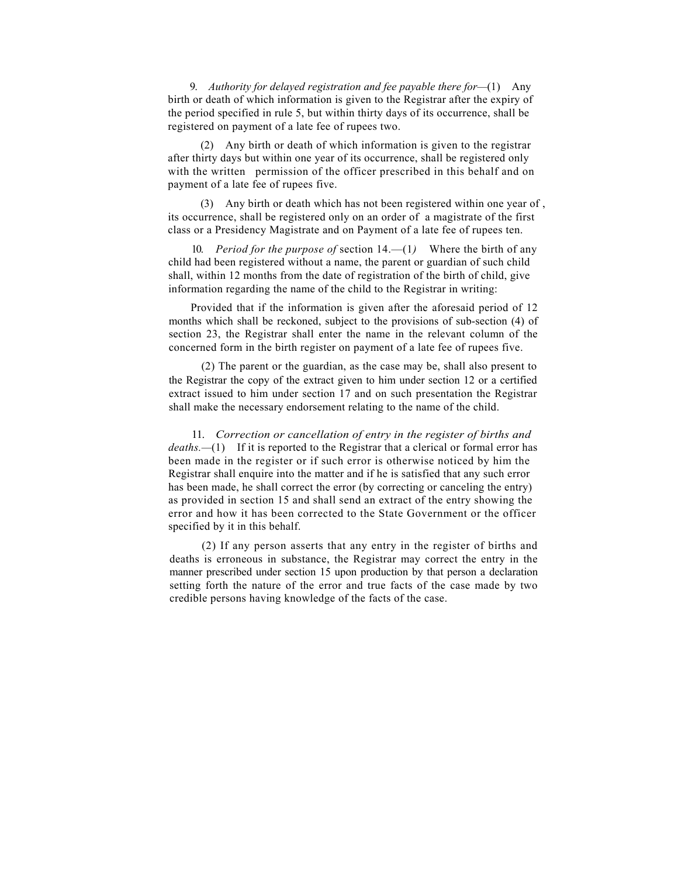9. *Authority for delayed registration and fee payable there for*—(1) Any birth or death of which information is given to the Registrar after the expiry of the period specified in rule 5, but within thirty days of its occurrence, shall be registered on payment of a late fee of rupees two.

(2) Any birth or death of which information is given to the registrar after thirty days but within one year of its occurrence, shall be registered only with the written permission of the officer prescribed in this behalf and on payment of a late fee of rupees five.

(3) Any birth or death which has not been registered within one year of , its occurrence, shall be registered only on an order of a magistrate of the first class or a Presidency Magistrate and on Payment of a late fee of rupees ten.

10. *Period for the purpose of* section 14.—(1*)* Where the birth of any child had been registered without a name, the parent or guardian of such child shall, within 12 months from the date of registration of the birth of child, give information regarding the name of the child to the Registrar in writing:

Provided that if the information is given after the aforesaid period of 12 months which shall be reckoned, subject to the provisions of sub-section (4) of section 23, the Registrar shall enter the name in the relevant column of the concerned form in the birth register on payment of a late fee of rupees five.

(2) The parent or the guardian, as the case may be, shall also present to the Registrar the copy of the extract given to him under section 12 or a certified extract issued to him under section 17 and on such presentation the Registrar shall make the necessary endorsement relating to the name of the child.

11. *Correction or cancellation of entry in the register of births and deaths.*—(1) If it is reported to the Registrar that a clerical or formal error has been made in the register or if such error is otherwise noticed by him the Registrar shall enquire into the matter and if he is satisfied that any such error has been made, he shall correct the error (by correcting or canceling the entry) as provided in section 15 and shall send an extract of the entry showing the error and how it has been corrected to the State Government or the officer specified by it in this behalf.

(2) If any person asserts that any entry in the register of births and deaths is erroneous in substance, the Registrar may correct the entry in the manner prescribed under section 15 upon production by that person a declaration setting forth the nature of the error and true facts of the case made by two credible persons having knowledge of the facts of the case.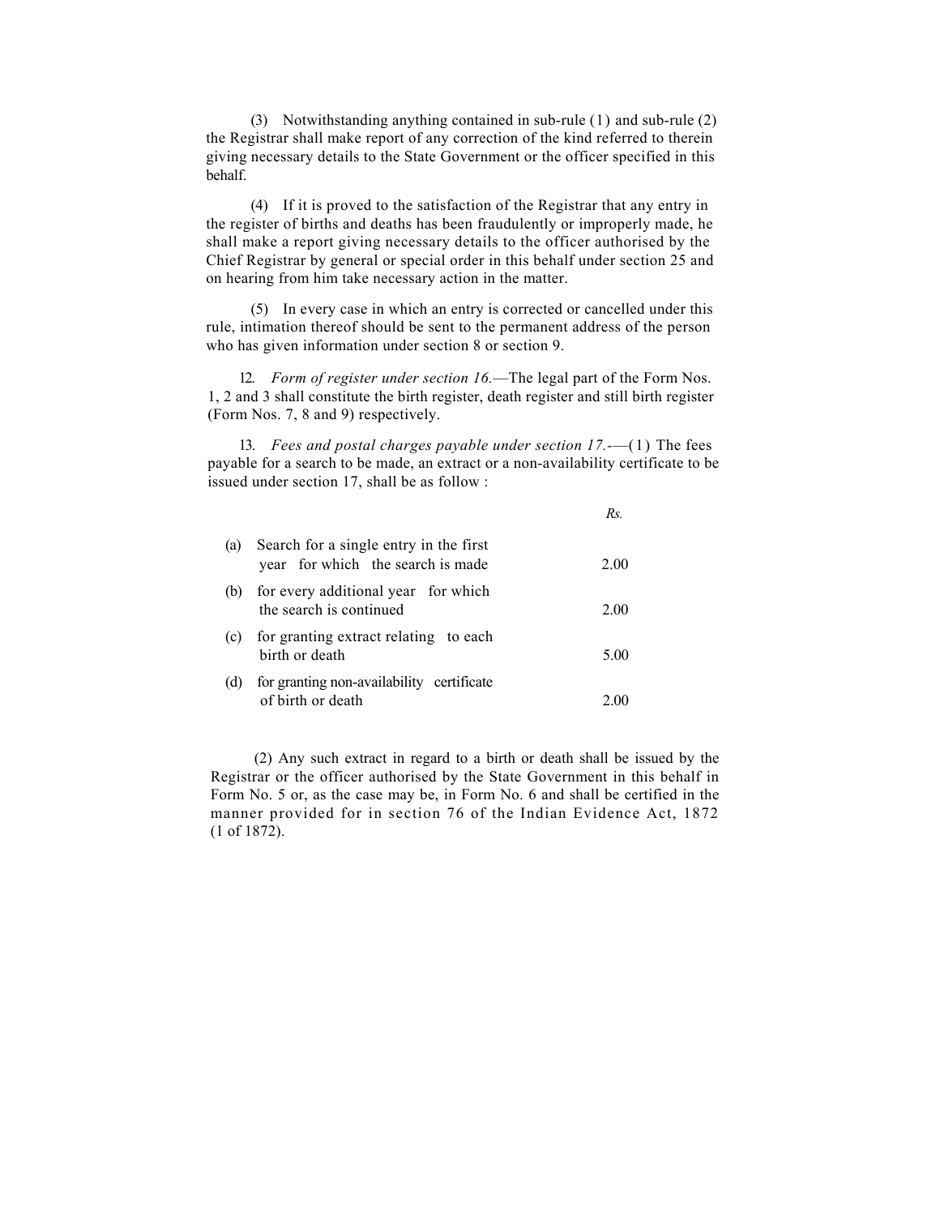(3) Notwithstanding anything contained in sub-rule (1) and sub-rule (2) the Registrar shall make report of any correction of the kind referred to therein giving necessary details to the State Government or the officer specified in this behalf.

(4) If it is proved to the satisfaction of the Registrar that any entry in the register of births and deaths has been fraudulently or improperly made, he shall make a report giving necessary details to the officer authorised by the Chief Registrar by general or special order in this behalf under section 25 and on hearing from him take necessary action in the matter.

(5) In every case in which an entry is corrected or cancelled under this rule, intimation thereof should be sent to the permanent address of the person who has given information under section 8 or section 9.

12. *Form of register under section 16.*—The legal part of the Form Nos. 1, 2 and 3 shall constitute the birth register, death register and still birth register (Form Nos. 7, 8 and 9) respectively.

13. *Fees and postal charges payable under section 17.*—(1) The fees payable for a search to be made, an extract or a non-availability certificate to be issued under section 17, shall be as follow :

| | | *Rs.* |
|---|---|---|
| (a) | Search for a single entry in the first year for which the search is made | 2.00 |
| (b) | for every additional year for which the search is continued | 2.00 |
| (c) | for granting extract relating to each birth or death | 5.00 |
| (d) | for granting non-availability certificate of birth or death | 2.00 |

(2) Any such extract in regard to a birth or death shall be issued by the Registrar or the officer authorised by the State Government in this behalf in Form No. 5 or, as the case may be, in Form No. 6 and shall be certified in the manner provided for in section 76 of the Indian Evidence Act, 1872 (1 of 1872).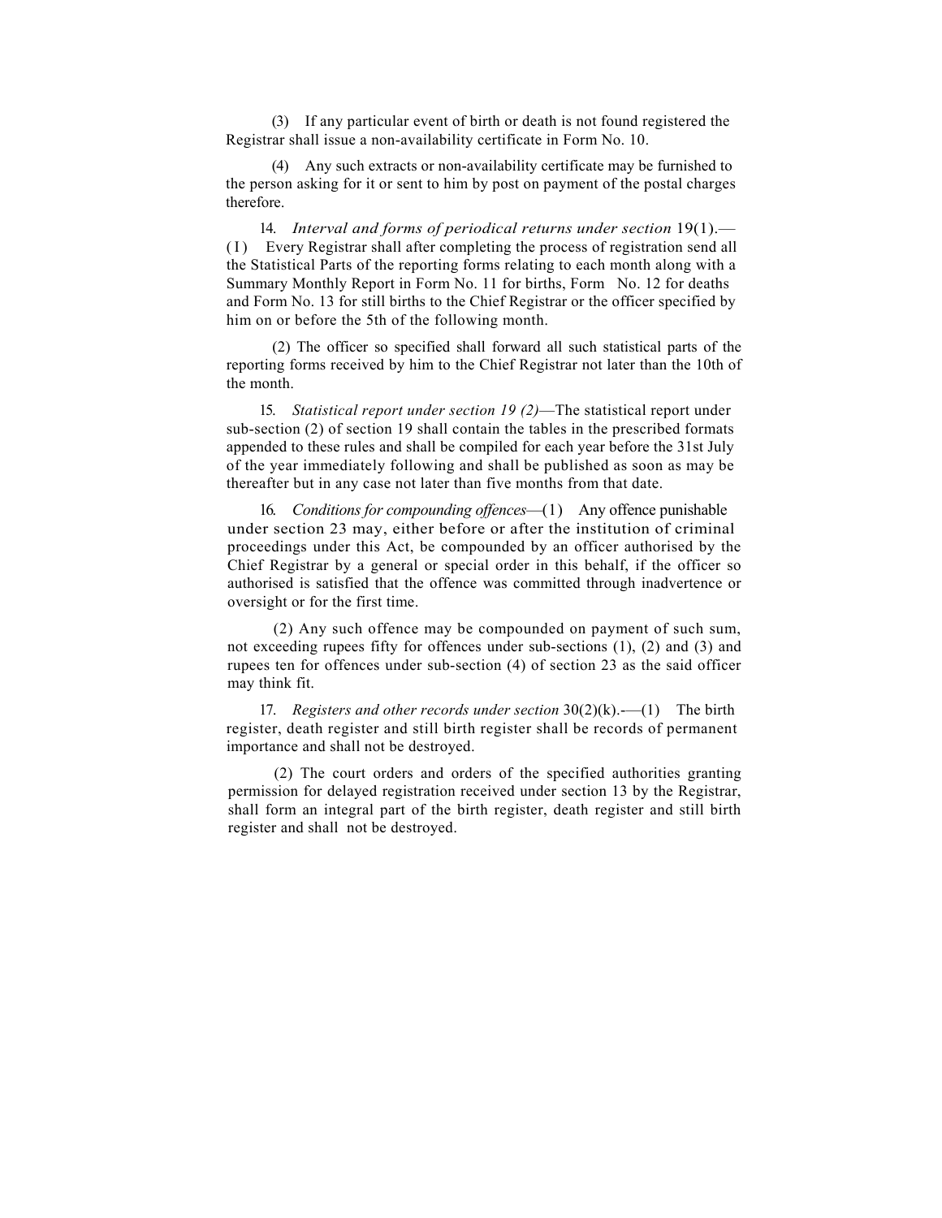(3) If any particular event of birth or death is not found registered the Registrar shall issue a non-availability certificate in Form No. 10.

(4) Any such extracts or non-availability certificate may be furnished to the person asking for it or sent to him by post on payment of the postal charges therefore.

14. *Interval and forms of periodical returns under section* 19(1).—(1) Every Registrar shall after completing the process of registration send all the Statistical Parts of the reporting forms relating to each month along with a Summary Monthly Report in Form No. 11 for births, Form No. 12 for deaths and Form No. 13 for still births to the Chief Registrar or the officer specified by him on or before the 5th of the following month.

(2) The officer so specified shall forward all such statistical parts of the reporting forms received by him to the Chief Registrar not later than the 10th of the month.

15. *Statistical report under section 19 (2)*—The statistical report under sub-section (2) of section 19 shall contain the tables in the prescribed formats appended to these rules and shall be compiled for each year before the 31st July of the year immediately following and shall be published as soon as may be thereafter but in any case not later than five months from that date.

16. *Conditions for compounding offences*—(1) Any offence punishable under section 23 may, either before or after the institution of criminal proceedings under this Act, be compounded by an officer authorised by the Chief Registrar by a general or special order in this behalf, if the officer so authorised is satisfied that the offence was committed through inadvertence or oversight or for the first time.

(2) Any such offence may be compounded on payment of such sum, not exceeding rupees fifty for offences under sub-sections (1), (2) and (3) and rupees ten for offences under sub-section (4) of section 23 as the said officer may think fit.

17. *Registers and other records under section* 30(2)(k).—(1) The birth register, death register and still birth register shall be records of permanent importance and shall not be destroyed.

(2) The court orders and orders of the specified authorities granting permission for delayed registration received under section 13 by the Registrar, shall form an integral part of the birth register, death register and still birth register and shall not be destroyed.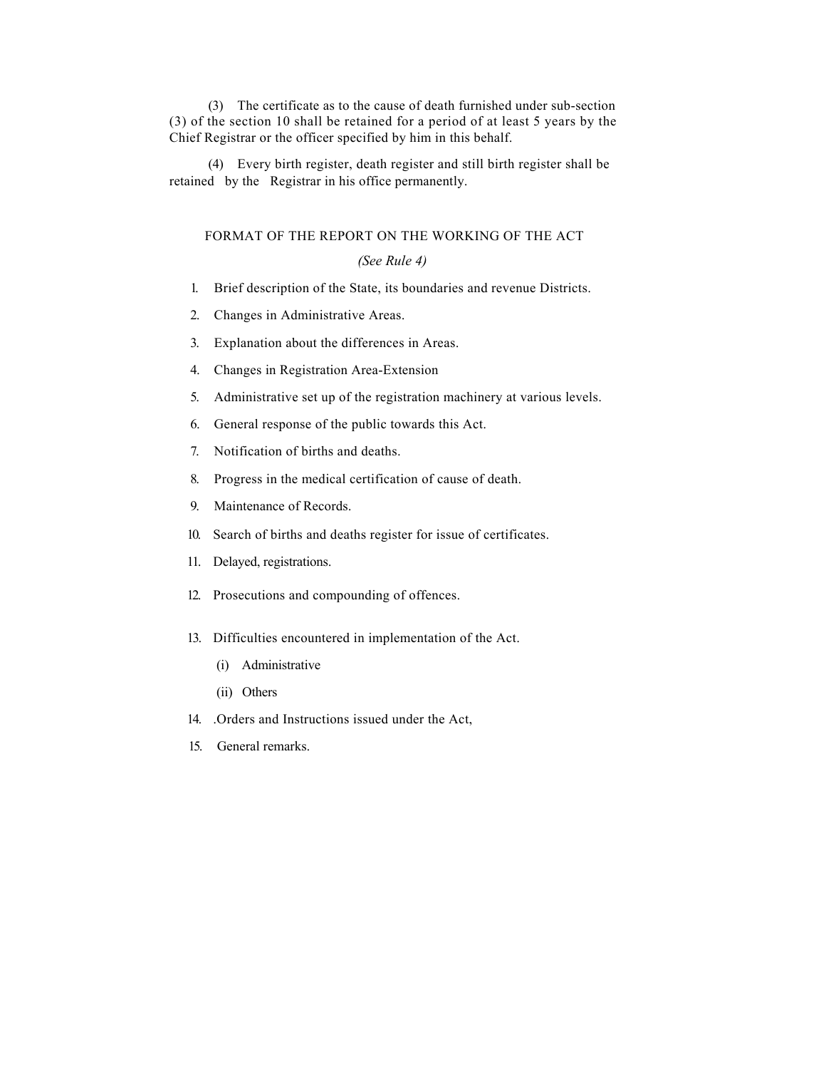(3) The certificate as to the cause of death furnished under sub-section (3) of the section 10 shall be retained for a period of at least 5 years by the Chief Registrar or the officer specified by him in this behalf.

(4) Every birth register, death register and still birth register shall be retained by the Registrar in his office permanently.

## FORMAT OF THE REPORT ON THE WORKING OF THE ACT

*(See Rule 4)*

1. Brief description of the State, its boundaries and revenue Districts.
2. Changes in Administrative Areas.
3. Explanation about the differences in Areas.
4. Changes in Registration Area-Extension
5. Administrative set up of the registration machinery at various levels.
6. General response of the public towards this Act.
7. Notification of births and deaths.
8. Progress in the medical certification of cause of death.
9. Maintenance of Records.
10. Search of births and deaths register for issue of certificates.
11. Delayed, registrations.
12. Prosecutions and compounding of offences.
13. Difficulties encountered in implementation of the Act.
    - (i) Administrative
    - (ii) Others
14. .Orders and Instructions issued under the Act,
15. General remarks.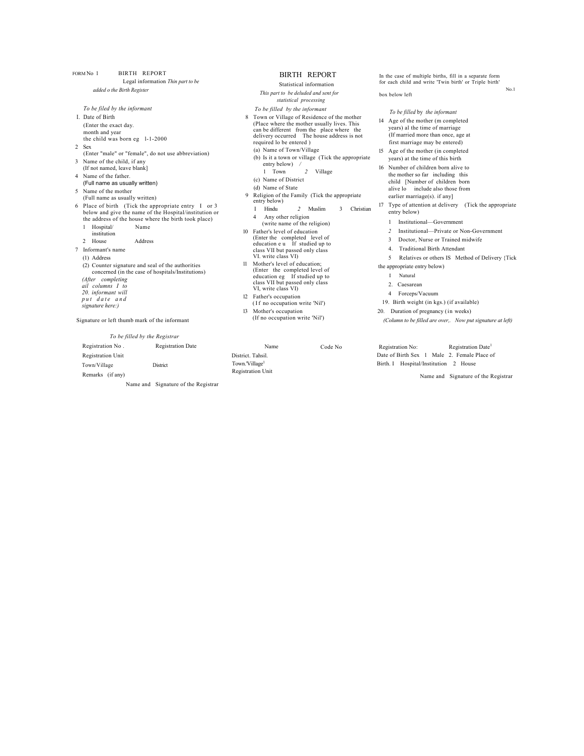FORM No 1 **BIRTH REPORT**

Legal information *Thin part to be added o the Birth Register*

*To be filed by the informant*

I. Date of Birth
(Enter the exact day. month and year the child was born eg l-1-2000

2 Sex
(Enter "male" or "female", do not use abbreviation)

3 Name of the child, if any
(If not named, leave blank]

4 Name of the father.
(Full name as usually written)

5 Name of the mother
(Full name as usually written)

6 Place of birth (Tick the appropriate entry I or 3 below and give the name of the Hospital/institution or the address of the house where the birth took place)

1 Hospital/ institution Name

2 House Address

7 Informant's name

(1) Address

(2) Counter signature and seal of the authorities concerned (in the case of hospitals/Institutions)

*(After completing ail columns I to 20. informant will put date and signature here:)*

Signature or left thumb mark of the informant

*To be filled by the Registrar*

Registration No . Registration Date

Registration Unit

Town/Village District

Remarks (if any)

Name and Signature of the Registrar

## BIRTH REPORT

Statistical information

*This part to be deluded and sent for statistical processing*

*To be filled by the informant*

8 Town or Village of Residence of the mother (Place where the mother usually lives. This can be different from the place where the delivery occurred The house address is not required lo be entered )

(a) Name of Town/Village

(b) Is it a town or village (Tick the appropriate entry below) /

1 Town 2 Village

(c) Name of District

(d) Name of State

9 Religion of the Family (Tick the appropriate entry below)

I Hindu 2 Muslim 3 Christian

4 Any other religion
(write name of the religion)

10 Father's level of education
(Enter the completed level of education e u If studied up to class VII but passed only class VI. write class VI)

11 Mother's level of education;
(Enter the completed level of education eg If studied up to class VII but passed only class VI, write class VI)

12 Father's occupation
(If no occupation write 'Nil')

13 Mother's occupation
(If no occupation write 'Nil')

Name Code No

District. Tahsil.

Town.'Village[1]

Registration Unit

In the case of multiple births, fill in a separate form for each child and write 'Twin birth' or Triple birth' box below left

No.1

*To be filled by the informant*

14 Age of the mother (m completed years) al the time of marriage
(If married more than once, age at first marriage may be entered)

15 Age of the mother (in completed years) at the time of this birth

16 Number of children born alive to the mother so far including this child [Number of children born alive lo include also those from earlier marriage(s). if any]

17 Type of attention at delivery (Tick the appropriate entry below)

1 Institutional—Government

2 Institutional—Private or Non-Government

3 Doctor, Nurse or Trained midwife

4. Traditional Birth Attendant

5 Relatives or others IS Method of Delivery {Tick the appropriate entry below)

I Natural

2. Caesarean

4 Forceps/Vacuum

19. Birth weight (in kgs.) (if available)

20. Duration of pregnancy (in weeks)

*(Column to be filled are over,. Now put signature at left)*

Registration No: Registration Date[1]

Date of Birth Sex 1 Male 2. Female Place of Birth. I Hospital/Institution 2 House

Name and Signature of the Registrar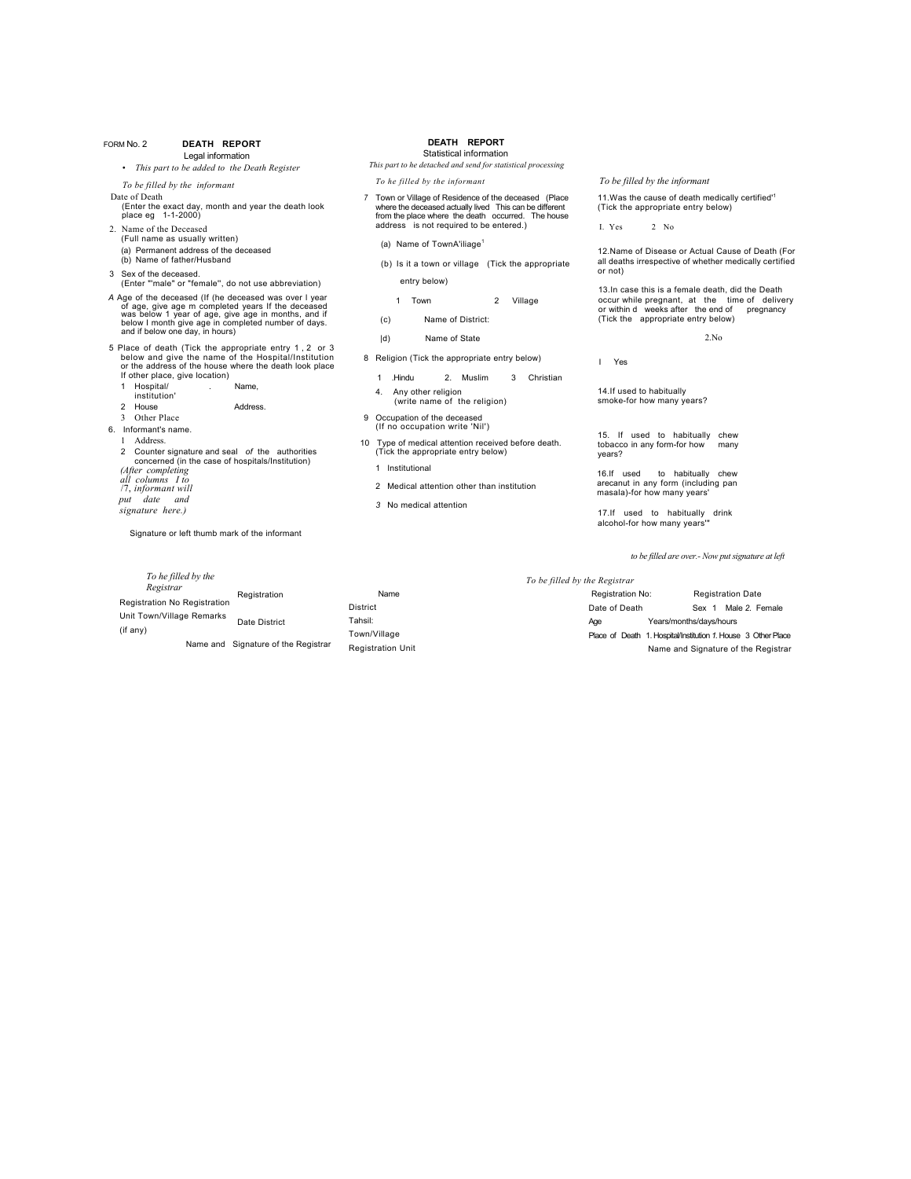FORM No. 2

# DEATH REPORT

Legal information

- *This part to be added to the Death Register*

*To be filled by the informant*

Date of Death
(Enter the exact day, month and year the death look place eg 1-1-2000)

2. Name of the Deceased
(Full name as usually written)
(a) Permanent address of the deceased
(b) Name of father/Husband

3 Sex of the deceased.
(Enter "'male" or "female", do not use abbreviation)

*A* Age of the deceased (If (he deceased was over I year of age, give age m completed years If the deceased was below 1 year of age, give age in months, and if below I month give age in completed number of days. and if below one day, in hours)

5 Place of death (Tick the appropriate entry 1 , 2 or 3 below and give the name of the Hospital/Institution or the address of the house where the death look place If other place, give location)
1 Hospital/ institution' . Name,
2 House Address.
3 Other Place

6. Informant's name.
1 Address.
2 Counter signature and seal *of* the authorities concerned (in the case of hospitals/Institution)

*(After completing all columns I to /7, informant will put date and signature here.)*

Signature or left thumb mark of the informant

# DEATH REPORT

Statistical information

*This part to he detached and send for statistical processing*

*To he filled by the informant*

7 Town or Village of Residence of the deceased (Place where the deceased actually lived This can be different from the place where the death occurred. The house address is not required to be entered.)

(a) Name of TownA'iliage[1]

(b) Is it a town or village (Tick the appropriate entry below)

1 Town 2 Village

(c) Name of District:

|d) Name of State

8 Religion (Tick the appropriate entry below)

1 .Hindu 2. Muslim 3 Christian

4. Any other religion
(write name of the religion)

9 Occupation of the deceased
(If no occupation write 'Nil')

10 Type of medical attention received before death. (Tick the appropriate entry below)

1 Institutional

2 Medical attention other than institution

*3* No medical attention

*To be filled by the informant*

11.Was the cause of death medically certified'[1]
(Tick the appropriate entry below)

I. Yes 2 No

12.Name of Disease or Actual Cause of Death (For all deaths irrespective of whether medically certified or not)

13.In case this is a female death, did the Death occur while pregnant, at the time of delivery or within d weeks after the end of pregnancy (Tick the appropriate entry below)

I Yes 2.No

14.If used to habitually smoke-for how many years?

15. If used to habitually chew tobacco in any form-for how many years?

16.If used to habitually chew arecanut in any form (including pan masala)-for how many years'

17.If used to habitually drink alcohol-for how many years'"

*to be filled are over.- Now put signature at left*

*To he filled by the Registrar*

Registration No Registration Unit Town/Village Remarks (if any)

Registration Date District

Name and Signature of the Registrar

Name
District
Tahsil:
Town/Village
Registration Unit

*To be filled by the Registrar*

Registration No: Registration Date

Date of Death Sex 1 Male 2. Female

Age Years/months/days/hours

Place of Death 1. Hospital/Institution *1.* House 3 Other Place

Name and Signature of the Registrar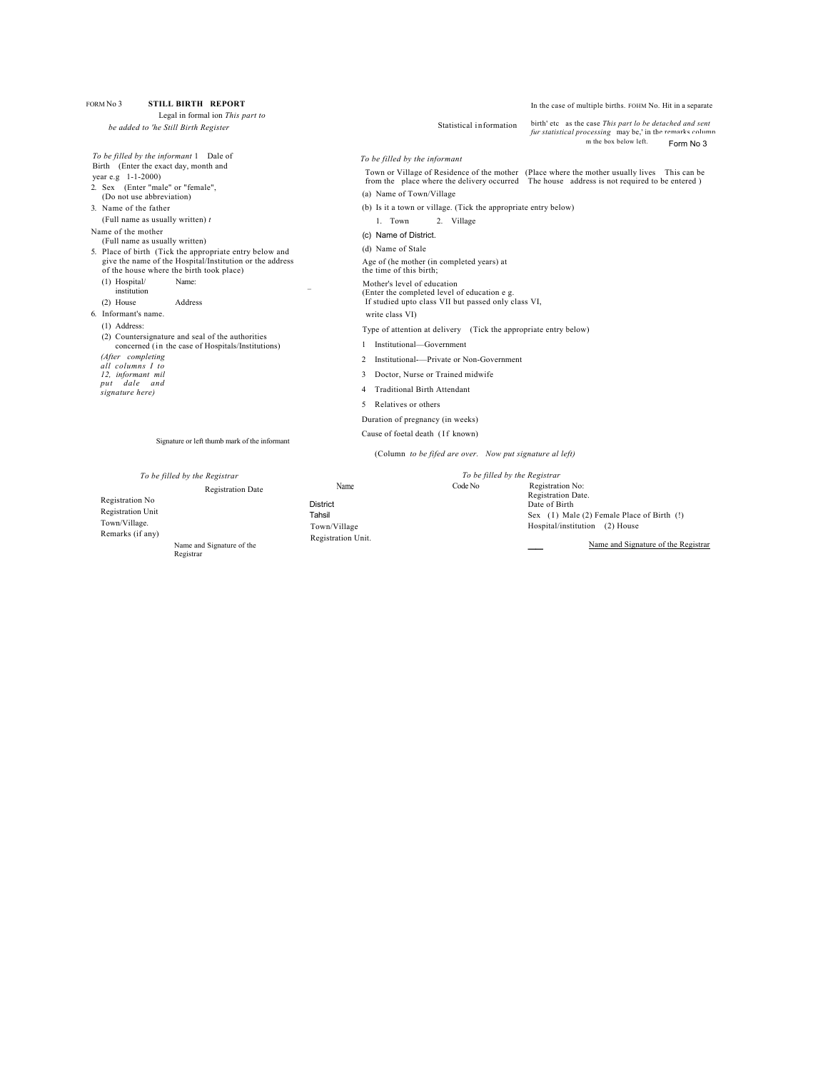FORM No 3 **STILL BIRTH REPORT**

Legal in formal ion *This part to be added to 'he Still Birth Register*

*To be filled by the informant* 1 Dale of Birth (Enter the exact day, month and year e.g 1-1-2000)

2. Sex (Enter "male" or "female", (Do not use abbreviation)

3. Name of the father (Full name as usually written) *t*

Name of the mother (Full name as usually written)

5. Place of birth (Tick the appropriate entry below and give the name of the Hospital/Institution or the address of the house where the birth took place)
   - (1) Hospital/ institution Name:
   - (2) House Address

6. Informant's name.
   - (1) Address:
   - (2) Countersignature and seal of the authorities concerned (in the case of Hospitals/Institutions)

*(After completing all columns 1 to 12, informant mil put dale and signature here)*

Signature or left thumb mark of the informant

In the case of multiple births. FOHM No. Hit in a separate birth' etc as the case *This part lo be detached and sent fur statistical processing* may be,' in the remarks column m the box below left.

Statistical information

Form No 3

*To be filled by the informant*

Town or Village of Residence of the mother (Place where the mother usually lives This can be from the place where the delivery occurred The house address is not required to be entered )

(a) Name of Town/Village

(b) Is it a town or village. (Tick the appropriate entry below)

1. Town 2. Village

(c) Name of District.

(d) Name of Stale

Age of (he mother (in completed years) at the time of this birth;

Mother's level of education (Enter the completed level of education e g. If studied upto class VII but passed only class VI, write class VI)

Type of attention at delivery (Tick the appropriate entry below)

1. Institutional—Government
2. Institutional-—Private or Non-Government
3. Doctor, Nurse or Trained midwife
4. Traditional Birth Attendant
5. Relatives or others

Duration of pregnancy (in weeks)

Cause of foetal death (If known)

(Column *to be fifed are over. Now put signature al left)*

*To be filled by the Registrar*

Registration No

Registration Date

Registration Unit

Town/Village.

Remarks (if any)

Name and Signature of the Registrar

| Name | Code No |
|---|---|
| District | |
| Tahsil | |
| Town/Village | |
| Registration Unit. | |

*To be filled by the Registrar*

Registration No:

Registration Date.

Date of Birth

Sex (1) Male (2) Female Place of Birth (!) Hospital/institution (2) House

Name and Signature of the Registrar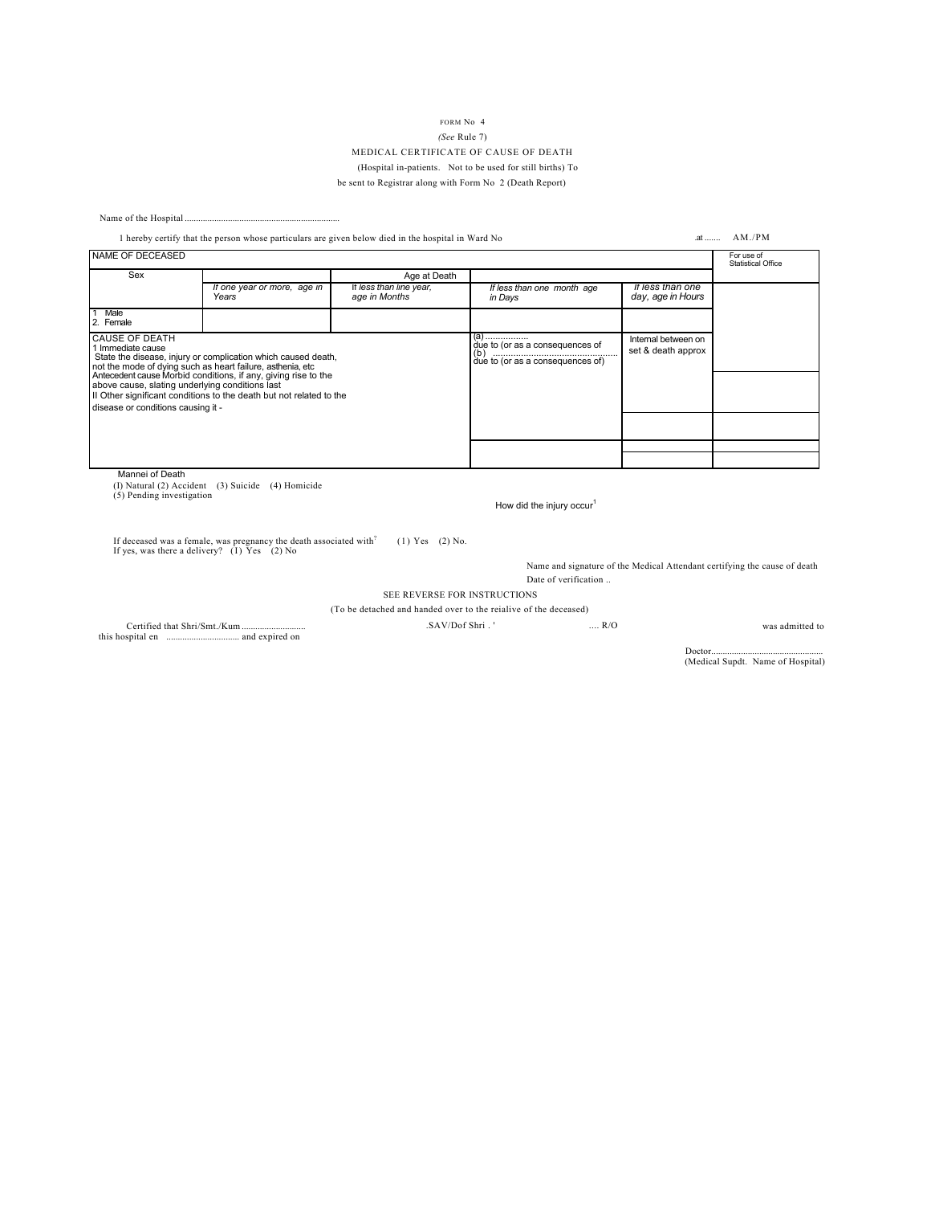FORM No 4

*(See* Rule 7)

MEDICAL CERTIFICATE OF CAUSE OF DEATH

(Hospital in-patients. Not to be used for still births) To be sent to Registrar along with Form No 2 (Death Report)

Name of the Hospital ....................................................................

I hereby certify that the person whose particulars are given below died in the hospital in Ward No .at ....... AM./PM

| NAME OF DECEASED | | | | | For use of Statistical Office |
|---|---|---|---|---|---|
| Sex | | Age at Death | | | |
| | *If one year or more, age in Years* | *If less than line year, age in Months* | *If less than one month age in Days* | *If less than one day, age in Hours* | |
| 1 Male<br>2. Female | | | | | |
| CAUSE OF DEATH<br>1 Immediate cause<br>State the disease, injury or complication which caused death, not the mode of dying such as heart failure, asthenia, etc<br>Antecedent cause Morbid conditions, if any, giving rise to the above cause, slating underlying conditions last<br>II Other significant conditions to the death but not related to the disease or conditions causing it - | | | (a) .................<br>due to (or as a consequences of<br>(b) .................................................<br>due to (or as a consequences of) | Internal between on set & death approx | |
| | | | | | |
| | | | | | |
| | | | | | |

Mannei of Death

(I) Natural (2) Accident (3) Suicide (4) Homicide
(5) Pending investigation

How did the injury occur[1]

If deceased was a female, was pregnancy the death associated with[?] (1) Yes (2) No.
If yes, was there a delivery? (I) Yes (2) No

Name and signature of the Medical Attendant certifying the cause of death

Date of verification ..

SEE REVERSE FOR INSTRUCTIONS

(To be detached and handed over to the reialive of the deceased)

Certified that Shri/Smt./Kum ............................ .SAV/Dof Shri . ' .... R/O was admitted to this hospital en ................................ and expired on

Doctor................................................

(Medical Supdt. Name of Hospital)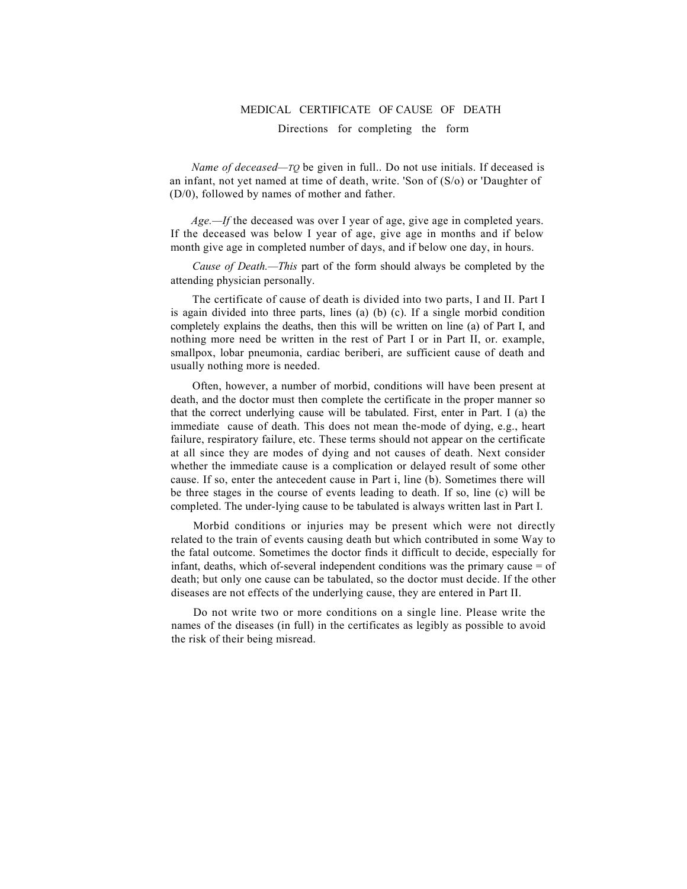# MEDICAL CERTIFICATE OF CAUSE OF DEATH

## Directions for completing the form

*Name of deceased—TQ* be given in full.. Do not use initials. If deceased is an infant, not yet named at time of death, write. 'Son of (S/o) or 'Daughter of (D/0), followed by names of mother and father.

*Age.—If* the deceased was over I year of age, give age in completed years. If the deceased was below I year of age, give age in months and if below month give age in completed number of days, and if below one day, in hours.

*Cause of Death.—This* part of the form should always be completed by the attending physician personally.

The certificate of cause of death is divided into two parts, I and II. Part I is again divided into three parts, lines (a) (b) (c). If a single morbid condition completely explains the deaths, then this will be written on line (a) of Part I, and nothing more need be written in the rest of Part I or in Part II, or. example, smallpox, lobar pneumonia, cardiac beriberi, are sufficient cause of death and usually nothing more is needed.

Often, however, a number of morbid, conditions will have been present at death, and the doctor must then complete the certificate in the proper manner so that the correct underlying cause will be tabulated. First, enter in Part. I (a) the immediate cause of death. This does not mean the-mode of dying, e.g., heart failure, respiratory failure, etc. These terms should not appear on the certificate at all since they are modes of dying and not causes of death. Next consider whether the immediate cause is a complication or delayed result of some other cause. If so, enter the antecedent cause in Part i, line (b). Sometimes there will be three stages in the course of events leading to death. If so, line (c) will be completed. The under-lying cause to be tabulated is always written last in Part I.

Morbid conditions or injuries may be present which were not directly related to the train of events causing death but which contributed in some Way to the fatal outcome. Sometimes the doctor finds it difficult to decide, especially for infant, deaths, which of-several independent conditions was the primary cause = of death; but only one cause can be tabulated, so the doctor must decide. If the other diseases are not effects of the underlying cause, they are entered in Part II.

Do not write two or more conditions on a single line. Please write the names of the diseases (in full) in the certificates as legibly as possible to avoid the risk of their being misread.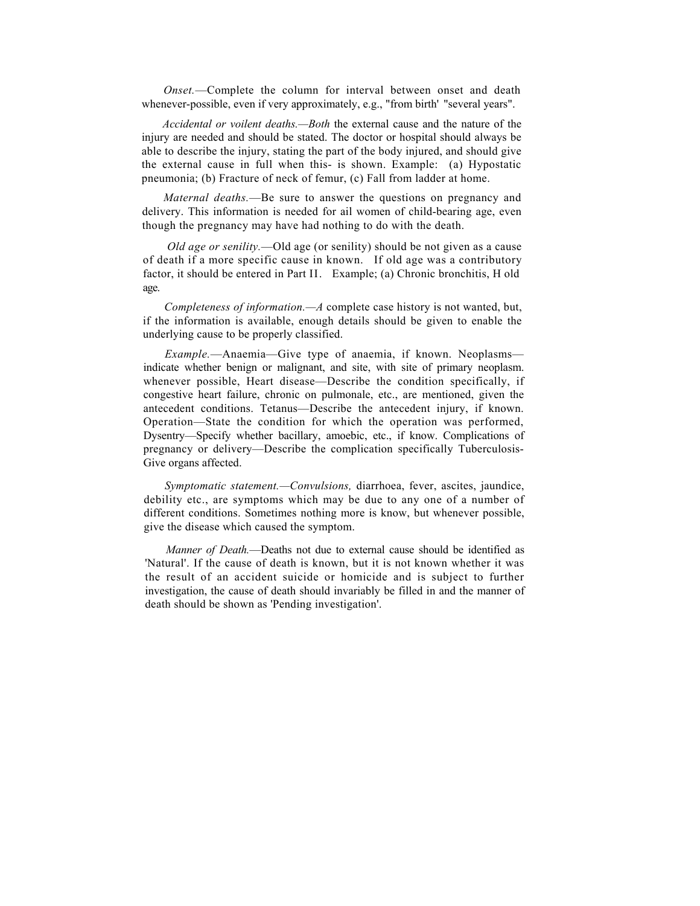*Onset.*—Complete the column for interval between onset and death whenever-possible, even if very approximately, e.g., "from birth' "several years".

*Accidental or voilent deaths.—Both* the external cause and the nature of the injury are needed and should be stated. The doctor or hospital should always be able to describe the injury, stating the part of the body injured, and should give the external cause in full when this- is shown. Example: (a) Hypostatic pneumonia; (b) Fracture of neck of femur, (c) Fall from ladder at home.

*Maternal deaths.*—Be sure to answer the questions on pregnancy and delivery. This information is needed for ail women of child-bearing age, even though the pregnancy may have had nothing to do with the death.

*Old age or senility.*—Old age (or senility) should be not given as a cause of death if a more specific cause in known. If old age was a contributory factor, it should be entered in Part II. Example; (a) Chronic bronchitis, H old age.

*Completeness of information.—A* complete case history is not wanted, but, if the information is available, enough details should be given to enable the underlying cause to be properly classified.

*Example.*—Anaemia—Give type of anaemia, if known. Neoplasms—indicate whether benign or malignant, and site, with site of primary neoplasm. whenever possible, Heart disease—Describe the condition specifically, if congestive heart failure, chronic on pulmonale, etc., are mentioned, given the antecedent conditions. Tetanus—Describe the antecedent injury, if known. Operation—State the condition for which the operation was performed, Dysentry—Specify whether bacillary, amoebic, etc., if know. Complications of pregnancy or delivery—Describe the complication specifically Tuberculosis-Give organs affected.

*Symptomatic statement.—Convulsions,* diarrhoea, fever, ascites, jaundice, debility etc., are symptoms which may be due to any one of a number of different conditions. Sometimes nothing more is know, but whenever possible, give the disease which caused the symptom.

*Manner of Death.*—Deaths not due to external cause should be identified as 'Natural'. If the cause of death is known, but it is not known whether it was the result of an accident suicide or homicide and is subject to further investigation, the cause of death should invariably be filled in and the manner of death should be shown as 'Pending investigation'.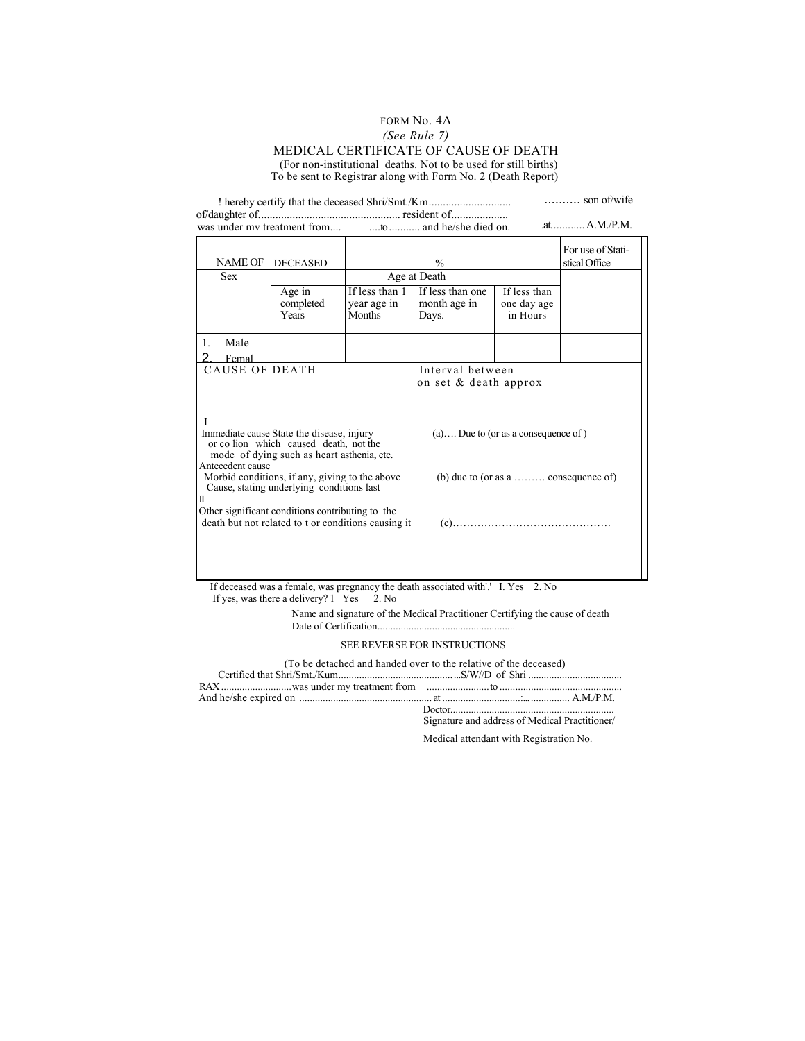FORM No. 4A

*(See Rule 7)*

# MEDICAL CERTIFICATE OF CAUSE OF DEATH

(For non-institutional deaths. Not to be used for still births)
To be sent to Registrar along with Form No. 2 (Death Report)

! hereby certify that the deceased Shri/Smt./Km............................. ......... son of/wife of/daughter of................................................. resident of.................... was under mv treatment from.... ....to ........... and he/she died on. .at............ A.M./P.M.

| NAME OF | DECEASED | | % | | For use of Statistical Office |
|---|---|---|---|---|---|
| Sex | Age at Death | | | | |
| | Age in completed Years | If less than 1 year age in Months | If less than one month age in Days. | If less than one day age in Hours | |
| 1. Male<br>2. Femal | | | | | |

| CAUSE OF DEATH | Interval between on set & death approx |
|---|---|
| I<br>Immediate cause State the disease, injury or co lion which caused death, not the mode of dying such as heart asthenia, etc. | (a).... Due to (or as a consequence of ) |
| Antecedent cause<br>Morbid conditions, if any, giving to the above Cause, stating underlying conditions last | (b) due to (or as a ......... consequence of) |
| II<br>Other significant conditions contributing to the death but not related to t or conditions causing it | (c)........................................... |

If deceased was a female, was pregnancy the death associated with'.' I. Yes 2. No
If yes, was there a delivery? 1 Yes 2. No

Name and signature of the Medical Practitioner Certifying the cause of death
Date of Certification....................................................

SEE REVERSE FOR INSTRUCTIONS

(To be detached and handed over to the relative of the deceased)

Certified that Shri/Smt./Kum...............................................S/W//D of Shri ...................................
RAX...........................was under my treatment from ........................to ..............................................
And he/she expired on ................................................... at ..............................:............... A.M./P.M.

Doctor..............................................................
Signature and address of Medical Practitioner/

Medical attendant with Registration No.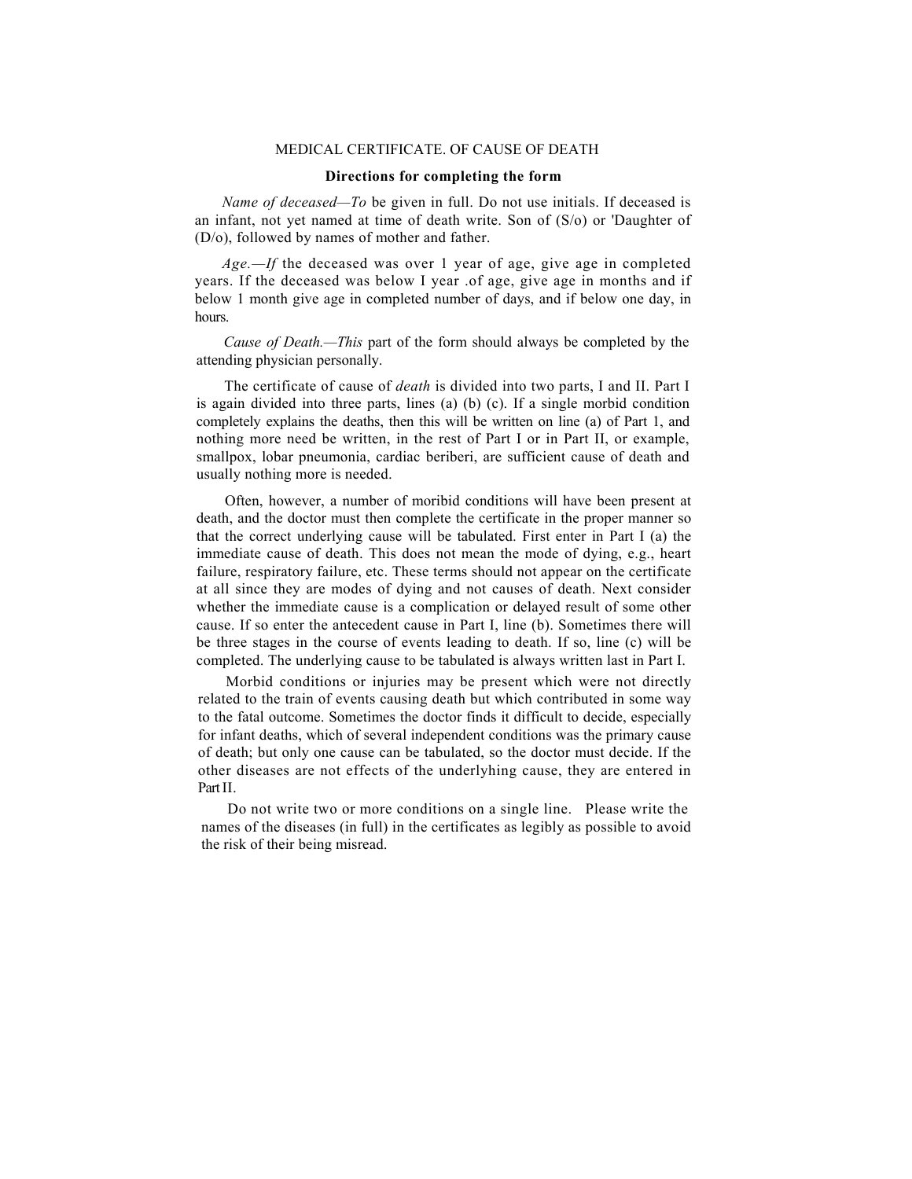MEDICAL CERTIFICATE. OF CAUSE OF DEATH

**Directions for completing the form**

*Name of deceased—To* be given in full. Do not use initials. If deceased is an infant, not yet named at time of death write. Son of (S/o) or 'Daughter of (D/o), followed by names of mother and father.

*Age.—If* the deceased was over 1 year of age, give age in completed years. If the deceased was below I year .of age, give age in months and if below 1 month give age in completed number of days, and if below one day, in hours.

*Cause of Death.—This* part of the form should always be completed by the attending physician personally.

The certificate of cause of *death* is divided into two parts, I and II. Part I is again divided into three parts, lines (a) (b) (c). If a single morbid condition completely explains the deaths, then this will be written on line (a) of Part 1, and nothing more need be written, in the rest of Part I or in Part II, or example, smallpox, lobar pneumonia, cardiac beriberi, are sufficient cause of death and usually nothing more is needed.

Often, however, a number of moribid conditions will have been present at death, and the doctor must then complete the certificate in the proper manner so that the correct underlying cause will be tabulated. First enter in Part I (a) the immediate cause of death. This does not mean the mode of dying, e.g., heart failure, respiratory failure, etc. These terms should not appear on the certificate at all since they are modes of dying and not causes of death. Next consider whether the immediate cause is a complication or delayed result of some other cause. If so enter the antecedent cause in Part I, line (b). Sometimes there will be three stages in the course of events leading to death. If so, line (c) will be completed. The underlying cause to be tabulated is always written last in Part I.

Morbid conditions or injuries may be present which were not directly related to the train of events causing death but which contributed in some way to the fatal outcome. Sometimes the doctor finds it difficult to decide, especially for infant deaths, which of several independent conditions was the primary cause of death; but only one cause can be tabulated, so the doctor must decide. If the other diseases are not effects of the underlyhing cause, they are entered in Part II.

Do not write two or more conditions on a single line. Please write the names of the diseases (in full) in the certificates as legibly as possible to avoid the risk of their being misread.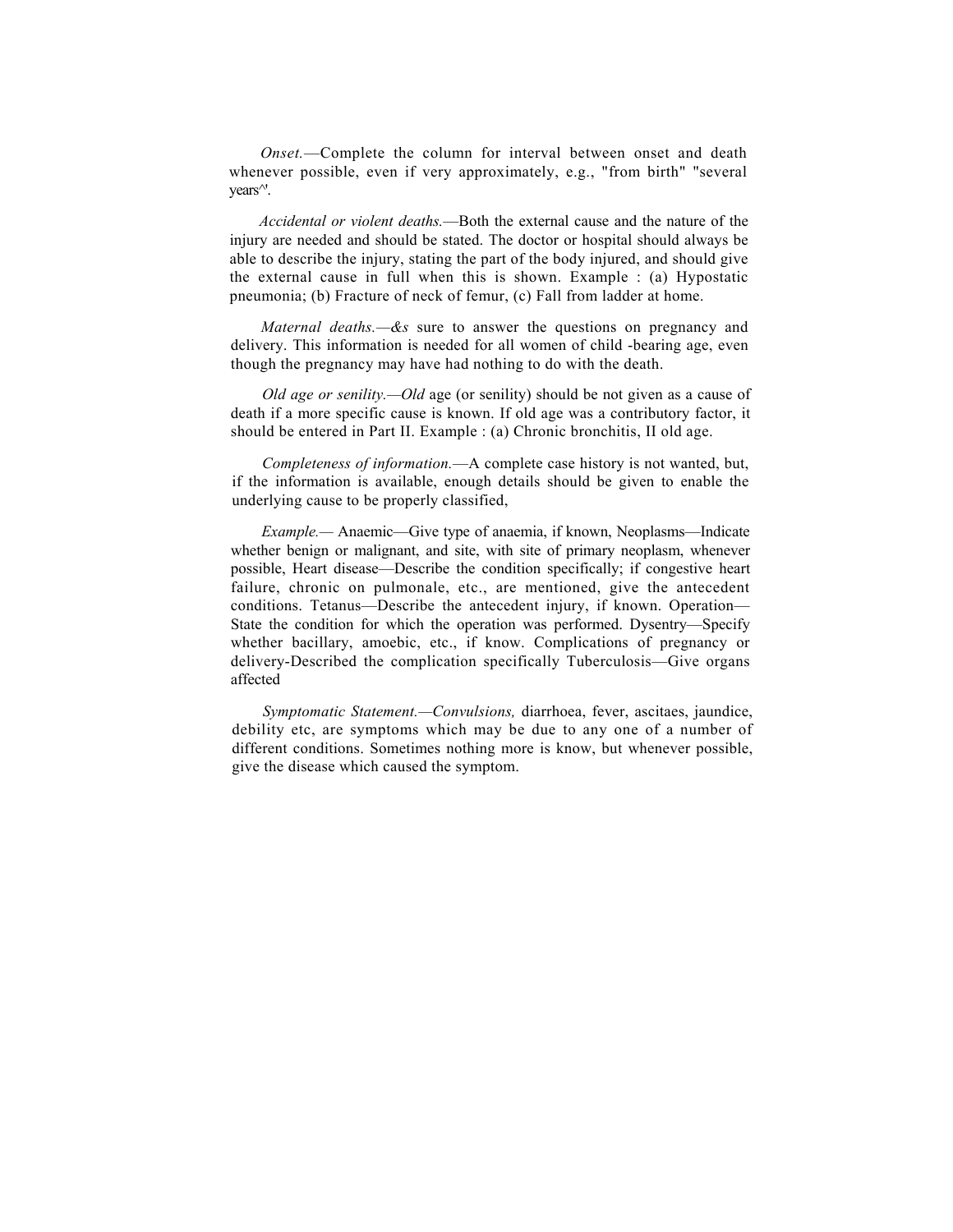*Onset.*—Complete the column for interval between onset and death whenever possible, even if very approximately, e.g., "from birth" "several years^'.

*Accidental or violent deaths.*—Both the external cause and the nature of the injury are needed and should be stated. The doctor or hospital should always be able to describe the injury, stating the part of the body injured, and should give the external cause in full when this is shown. Example : (a) Hypostatic pneumonia; (b) Fracture of neck of femur, (c) Fall from ladder at home.

*Maternal deaths.—&s* sure to answer the questions on pregnancy and delivery. This information is needed for all women of child -bearing age, even though the pregnancy may have had nothing to do with the death.

*Old age or senility.—Old* age (or senility) should be not given as a cause of death if a more specific cause is known. If old age was a contributory factor, it should be entered in Part II. Example : (a) Chronic bronchitis, II old age.

*Completeness of information.*—A complete case history is not wanted, but, if the information is available, enough details should be given to enable the underlying cause to be properly classified,

*Example.*— Anaemic—Give type of anaemia, if known, Neoplasms—Indicate whether benign or malignant, and site, with site of primary neoplasm, whenever possible, Heart disease—Describe the condition specifically; if congestive heart failure, chronic on pulmonale, etc., are mentioned, give the antecedent conditions. Tetanus—Describe the antecedent injury, if known. Operation—State the condition for which the operation was performed. Dysentry—Specify whether bacillary, amoebic, etc., if know. Complications of pregnancy or delivery-Described the complication specifically Tuberculosis—Give organs affected

*Symptomatic Statement.—Convulsions,* diarrhoea, fever, ascitaes, jaundice, debility etc, are symptoms which may be due to any one of a number of different conditions. Sometimes nothing more is know, but whenever possible, give the disease which caused the symptom.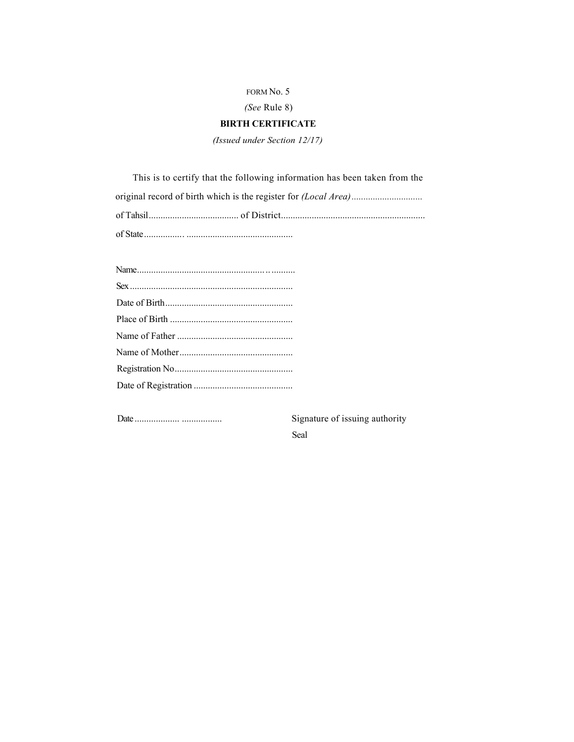FORM No. 5

*(See* Rule 8)

**BIRTH CERTIFICATE**

*(Issued under Section 12/17)*

This is to certify that the following information has been taken from the original record of birth which is the register for *(Local Area)*.............................. of Tahsil...................................... of District............................................................ of State................. ............................................

Name.................................................... ..........

Sex.....................................................................

Date of Birth......................................................

Place of Birth ....................................................

Name of Father .................................................

Name of Mother................................................

Registration No..................................................

Date of Registration ..........................................

Date ................... .................

Signature of issuing authority

Seal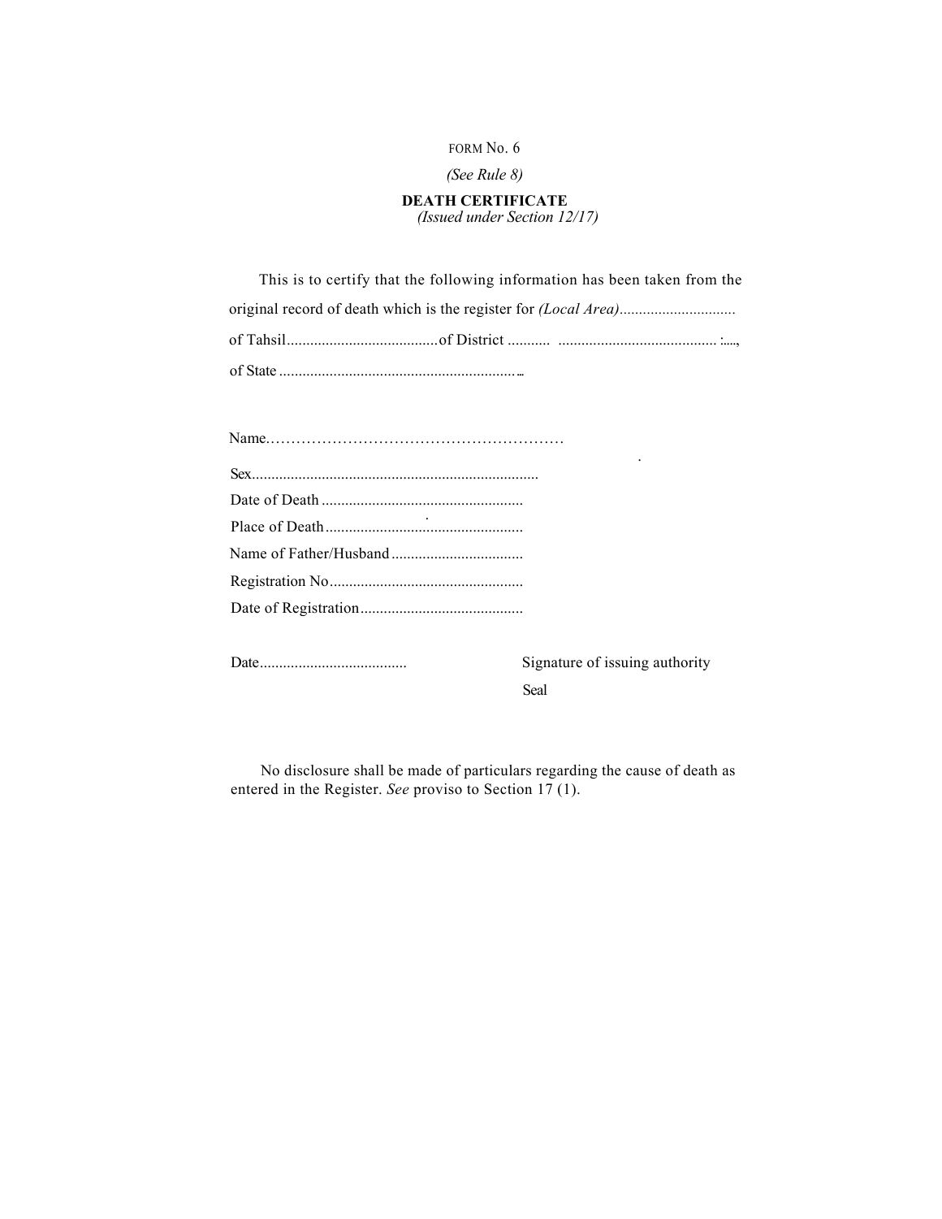FORM No. 6

*(See Rule 8)*

**DEATH CERTIFICATE**

*(Issued under Section 12/17)*

This is to certify that the following information has been taken from the original record of death which is the register for *(Local Area)*..............................
of Tahsil.......................................of District ........... ......................................... :....,
of State ..............................................................

Name.…………………………………………………

Sex.........................................................................

Date of Death ....................................................

Place of Death ...................................................

Name of Father/Husband ..................................

Registration No..................................................

Date of Registration..........................................

Date......................................

Signature of issuing authority

Seal

No disclosure shall be made of particulars regarding the cause of death as entered in the Register. *See* proviso to Section 17 (1).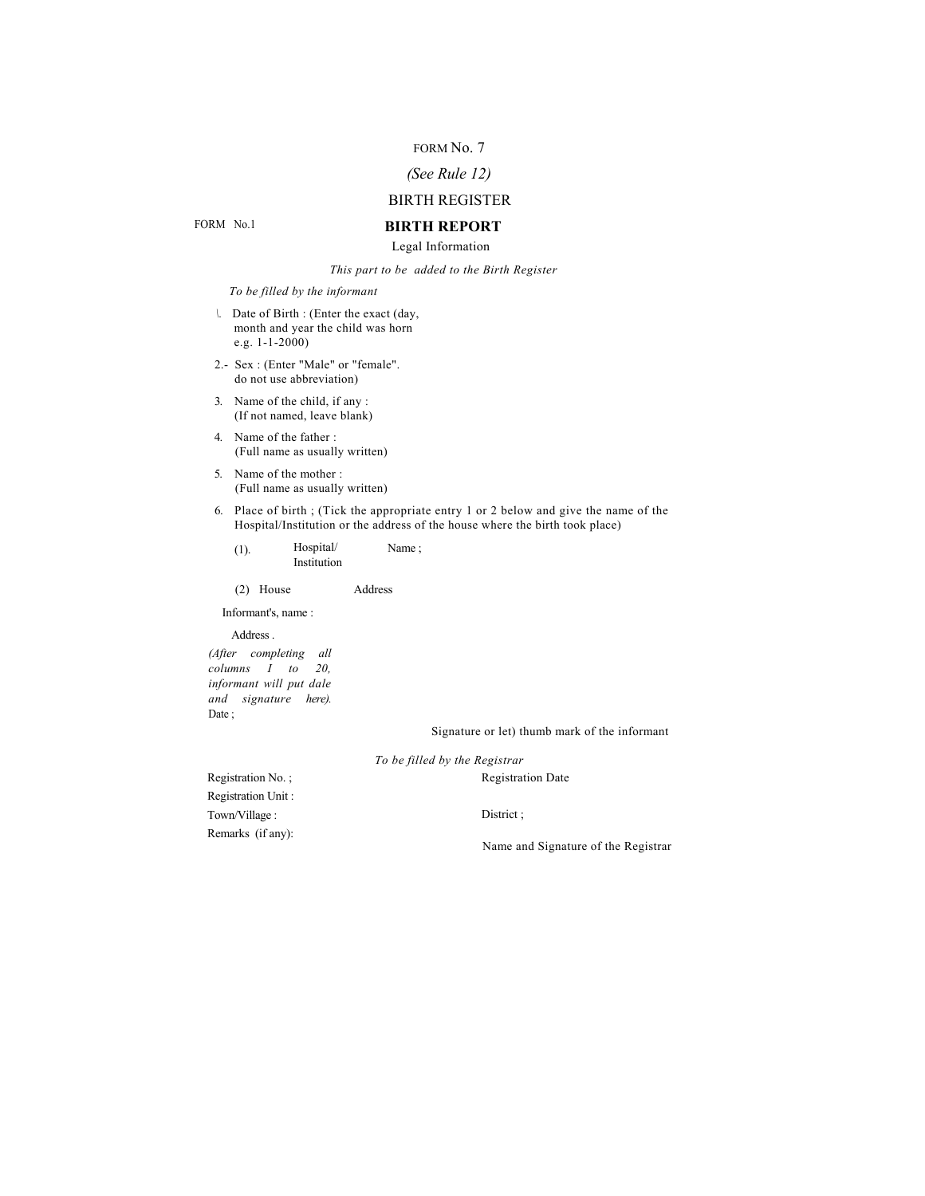FORM No. 7

*(See Rule 12)*

BIRTH REGISTER

FORM No.1

## BIRTH REPORT

Legal Information

*This part to be added to the Birth Register*

*To be filled by the informant*

\. Date of Birth : (Enter the exact (day, month and year the child was horn e.g. 1-1-2000)

2.- Sex : (Enter "Male" or "female". do not use abbreviation)

3. Name of the child, if any : (If not named, leave blank)

4. Name of the father : (Full name as usually written)

5. Name of the mother : (Full name as usually written)

6. Place of birth ; (Tick the appropriate entry 1 or 2 below and give the name of the Hospital/Institution or the address of the house where the birth took place)

   (1). Hospital/ Institution    Name ;

   (2) House    Address

Informant's, name :

Address .

*(After completing all columns I to 20, informant will put dale and signature here).*

Date ;

Signature or let) thumb mark of the informant

*To be filled by the Registrar*

Registration No. ;    Registration Date

Registration Unit :

Town/Village :    District ;

Remarks (if any):

Name and Signature of the Registrar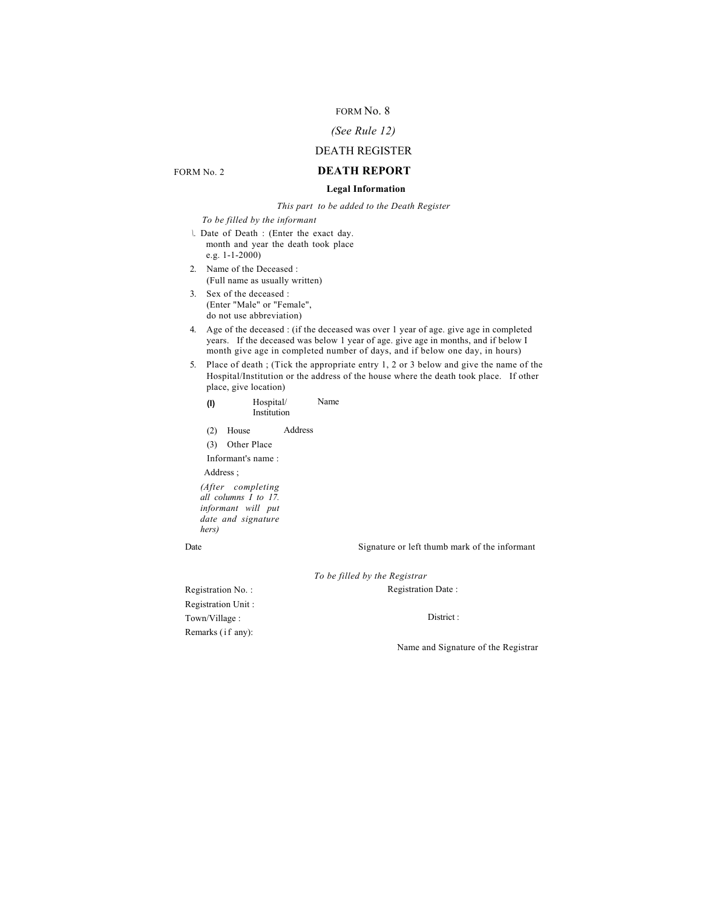FORM No. 8

*(See Rule 12)*

DEATH REGISTER

FORM No. 2

## DEATH REPORT

**Legal Information**

*This part to be added to the Death Register*

*To be filled by the informant*

1. Date of Death : (Enter the exact day. month and year the death took place e.g. 1-1-2000)
2. Name of the Deceased : (Full name as usually written)
3. Sex of the deceased : (Enter "Male" or "Female", do not use abbreviation)
4. Age of the deceased : (if the deceased was over 1 year of age. give age in completed years. If the deceased was below 1 year of age. give age in months, and if below I month give age in completed number of days, and if below one day, in hours)
5. Place of death ; (Tick the appropriate entry 1, 2 or 3 below and give the name of the Hospital/Institution or the address of the house where the death took place. If other place, give location)

   (I) Hospital/ Institution Name

   (2) House Address

   (3) Other Place

   Informant's name :

   Address ;

   *(After completing all columns I to 17. informant will put date and signature hers)*

Date

Signature or left thumb mark of the informant

*To be filled by the Registrar*

Registration No. :

Registration Date :

Registration Unit :

Town/Village :

District :

Remarks (if any):

Name and Signature of the Registrar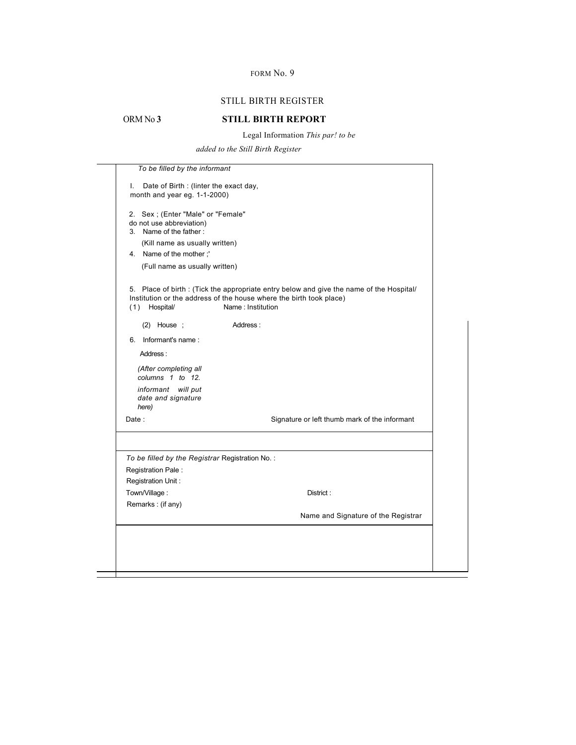FORM No. 9

STILL BIRTH REGISTER

ORM No **3** **STILL BIRTH REPORT**

Legal Information *This par! to be added to the Still Birth Register*

*To be filled by the informant*

I. Date of Birth : (linter the exact day, month and year eg. 1-1-2000)

2. Sex ; (Enter "Male" or "Female" do not use abbreviation)

3. Name of the father :

(Kill name as usually written)

4. Name of the mother ;'

(Full name as usually written)

5. Place of birth : (Tick the appropriate entry below and give the name of the Hospital/ Institution or the address of the house where the birth took place)

(1) Hospital/ Name : Institution

(2) House ; Address :

6. Informant's name :

Address :

*(After completing all columns 1 to 12. informant will put date and signature here)*

Date : Signature or left thumb mark of the informant

*To be filled by the Registrar* Registration No. :

Registration Pale :

Registration Unit :

Town/Village : District :

Remarks : (if any)

Name and Signature of the Registrar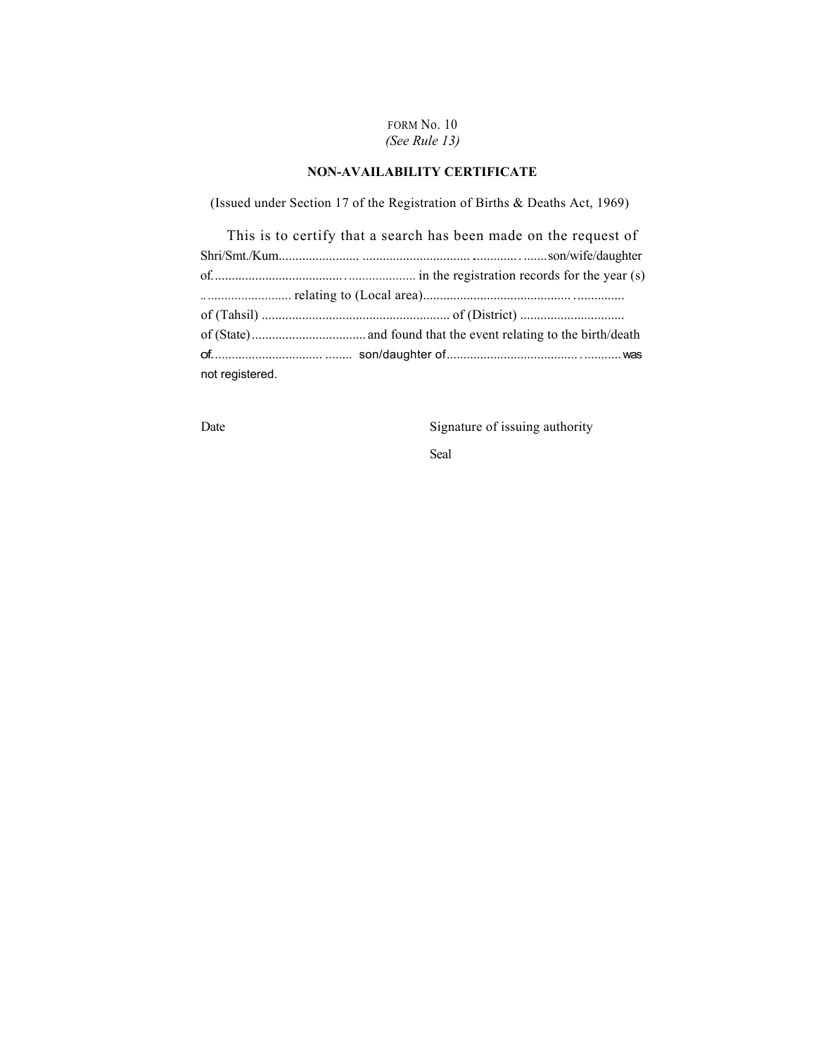FORM No. 10
*(See Rule 13)*

**NON-AVAILABILITY CERTIFICATE**

(Issued under Section 17 of the Registration of Births & Deaths Act, 1969)

This is to certify that a search has been made on the request of Shri/Smt./Kum....................... ............................... ............. .......son/wife/daughter of......................................... .................... in the registration records for the year (s) .. ......................... relating to (Local area)........................................... .............. of (Tahsil) ....................................................... of (District) .............................. of (State) .................................. and found that the event relating to the birth/death of................................ ........ son/daughter of..................................... ...........was not registered.

Date

Signature of issuing authority

Seal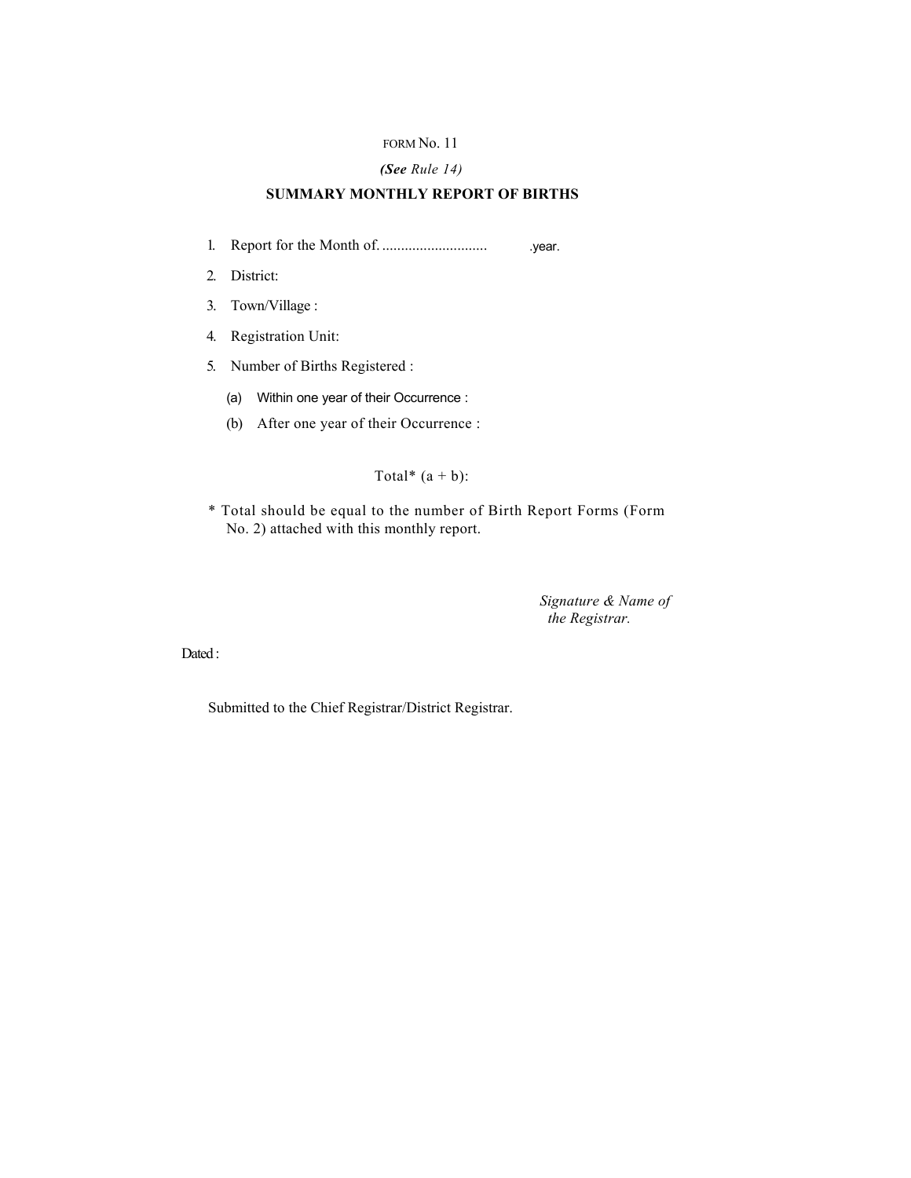FORM No. 11

*(**See** Rule 14)*

**SUMMARY MONTHLY REPORT OF BIRTHS**

1. Report for the Month of. ............................ .year.
2. District:
3. Town/Village :
4. Registration Unit:
5. Number of Births Registered :
   (a) Within one year of their Occurrence :
   (b) After one year of their Occurrence :

Total* (a + b):

* Total should be equal to the number of Birth Report Forms (Form No. 2) attached with this monthly report.

*Signature & Name of the Registrar.*

Dated :

Submitted to the Chief Registrar/District Registrar.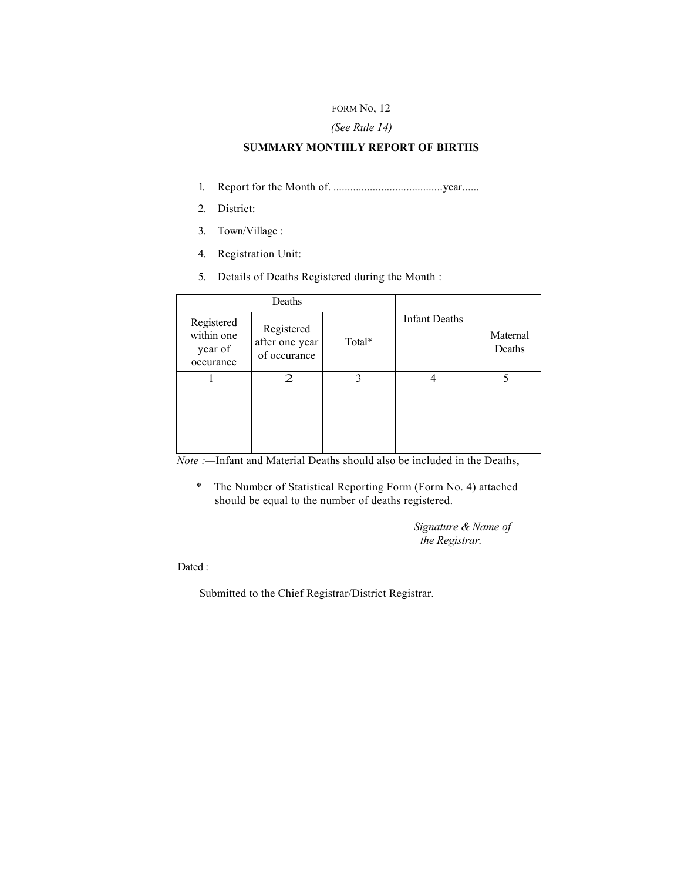FORM No, 12

*(See Rule 14)*

**SUMMARY MONTHLY REPORT OF BIRTHS**

1. Report for the Month of. .......................................year......
2. District:
3. Town/Village :
4. Registration Unit:
5. Details of Deaths Registered during the Month :

| Deaths | | | Infant Deaths | Maternal Deaths |
|---|---|---|---|---|
| Registered within one year of occurance | Registered after one year of occurance | Total* | | |
| 1 | 2 | 3 | 4 | 5 |
| | | | | |

*Note :*—Infant and Material Deaths should also be included in the Deaths,

\* The Number of Statistical Reporting Form (Form No. 4) attached should be equal to the number of deaths registered.

*Signature & Name of the Registrar.*

Dated :

Submitted to the Chief Registrar/District Registrar.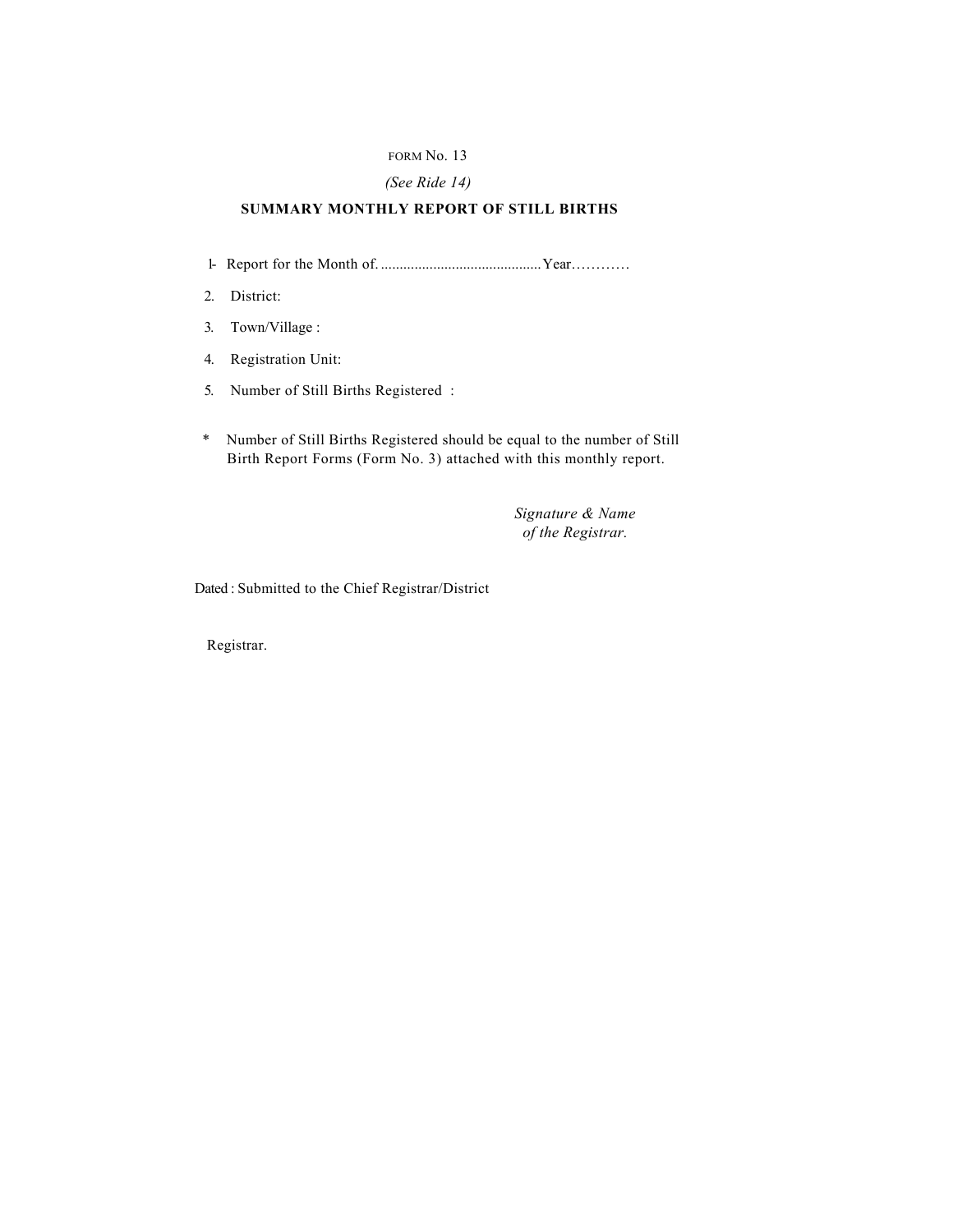FORM No. 13

*(See Ride 14)*

**SUMMARY MONTHLY REPORT OF STILL BIRTHS**

1- Report for the Month of. ........................................... Year…………

2. District:

3. Town/Village :

4. Registration Unit:

5. Number of Still Births Registered :

* Number of Still Births Registered should be equal to the number of Still Birth Report Forms (Form No. 3) attached with this monthly report.

*Signature & Name of the Registrar.*

Dated : Submitted to the Chief Registrar/District

Registrar.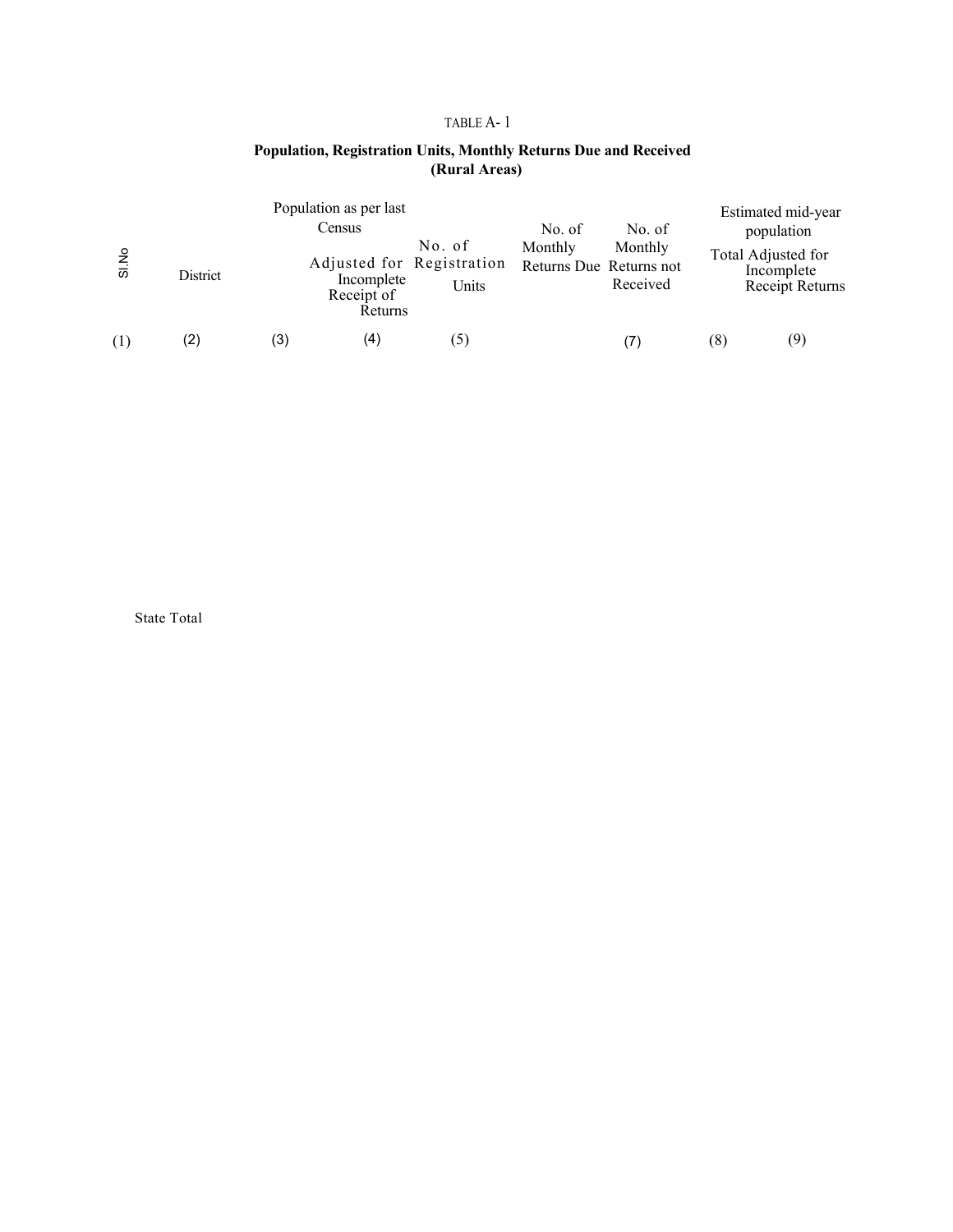TABLE A- 1

**Population, Registration Units, Monthly Returns Due and Received (Rural Areas)**

| Sl.No | District | Population as per last Census | | No. of Registration Units | No. of Monthly Returns Due | No. of Monthly Returns not Received | Estimated mid-year population | |
|---|---|---|---|---|---|---|---|---|
| | | | Adjusted for Incomplete Receipt of Returns | | | | Total | Adjusted for Incomplete Receipt Returns |
| (1) | (2) | (3) | (4) | (5) | | (7) | (8) | (9) |
| | State Total | | | | | | | |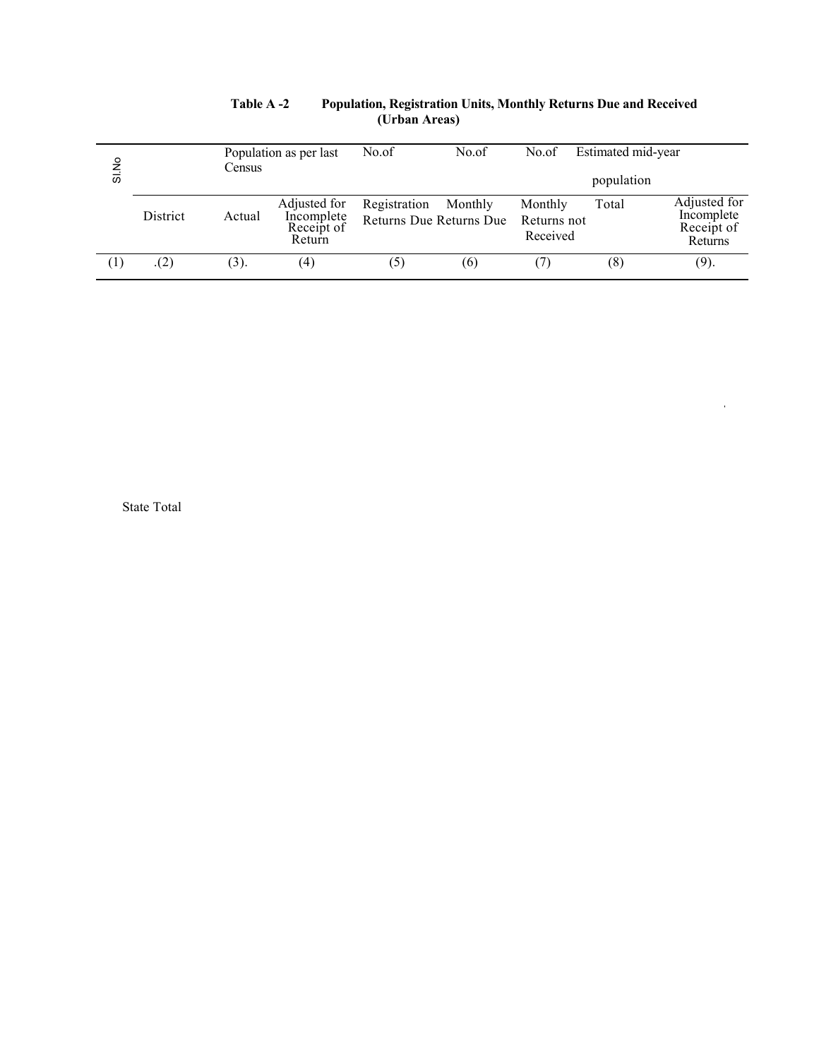**Table A -2 Population, Registration Units, Monthly Returns Due and Received (Urban Areas)**

| Sl.No | | Population as per last Census | | No.of | No.of | No.of | Estimated mid-year population | |
|---|---|---|---|---|---|---|---|---|
| | District | Actual | Adjusted for Incomplete Receipt of Return | Registration Returns Due | Monthly Returns Due | Monthly Returns not Received | Total | Adjusted for Incomplete Receipt of Returns |
| (1) | .(2) | (3). | (4) | (5) | (6) | (7) | (8) | (9). |
| | State Total | | | | | | | |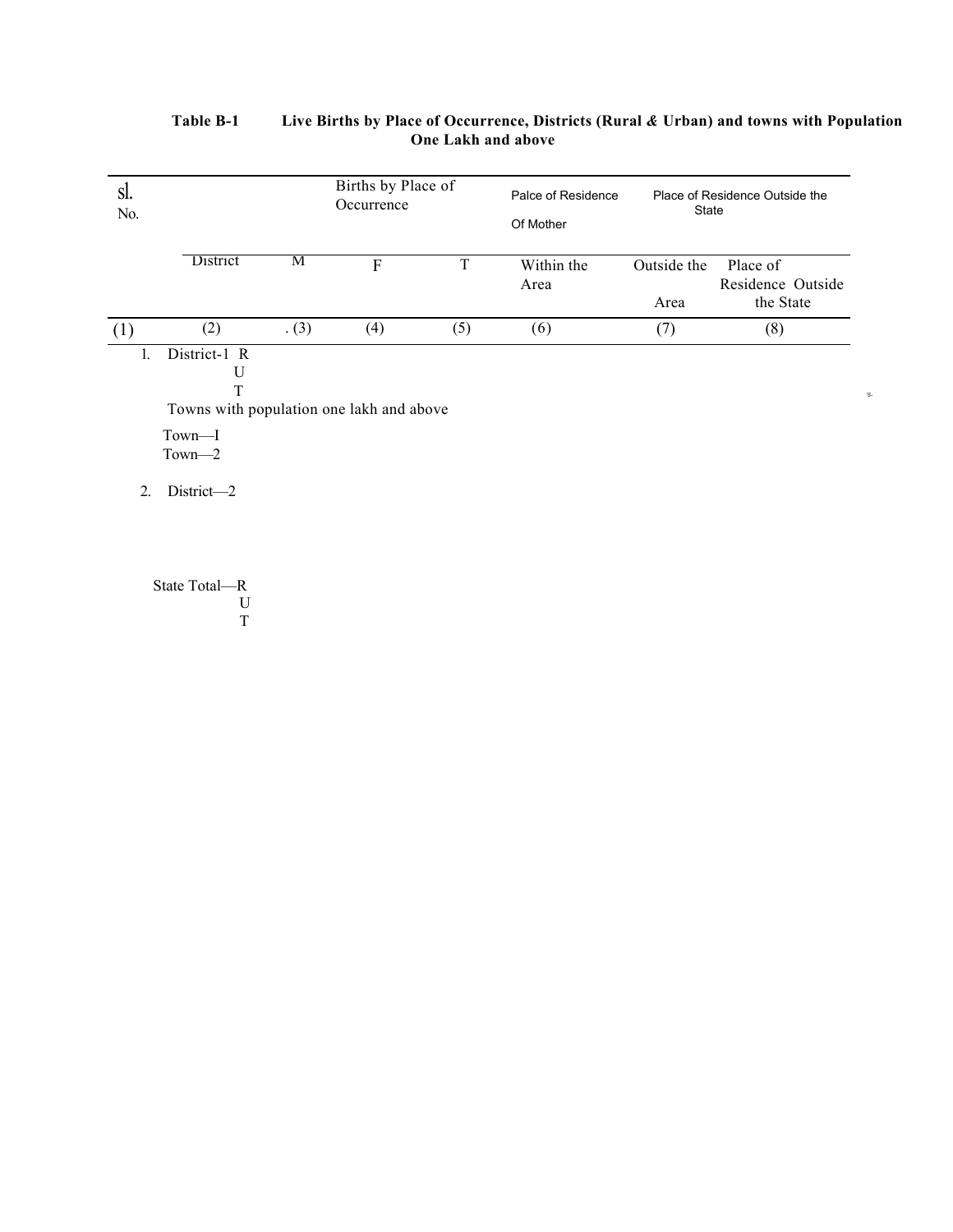**Table B-1 Live Births by Place of Occurrence, Districts (Rural & Urban) and towns with Population One Lakh and above**

| Sl. No. | | Births by Place of Occurrence | | | Palce of Residence Of Mother | | Place of Residence Outside the State |
|---|---|---|---|---|---|---|---|
| | District | M | F | T | Within the Area | Outside the Area | Place of Residence Outside the State |
| (1) | (2) | . (3) | (4) | (5) | (6) | (7) | (8) |
| 1. | District-1 R | | | | | | |
| | U | | | | | | |
| | T | | | | | | |
| | Towns with population one lakh and above | | | | | | |
| | Town—I | | | | | | |
| | Town—2 | | | | | | |
| 2. | District—2 | | | | | | |
| | State Total—R | | | | | | |
| | U | | | | | | |
| | T | | | | | | |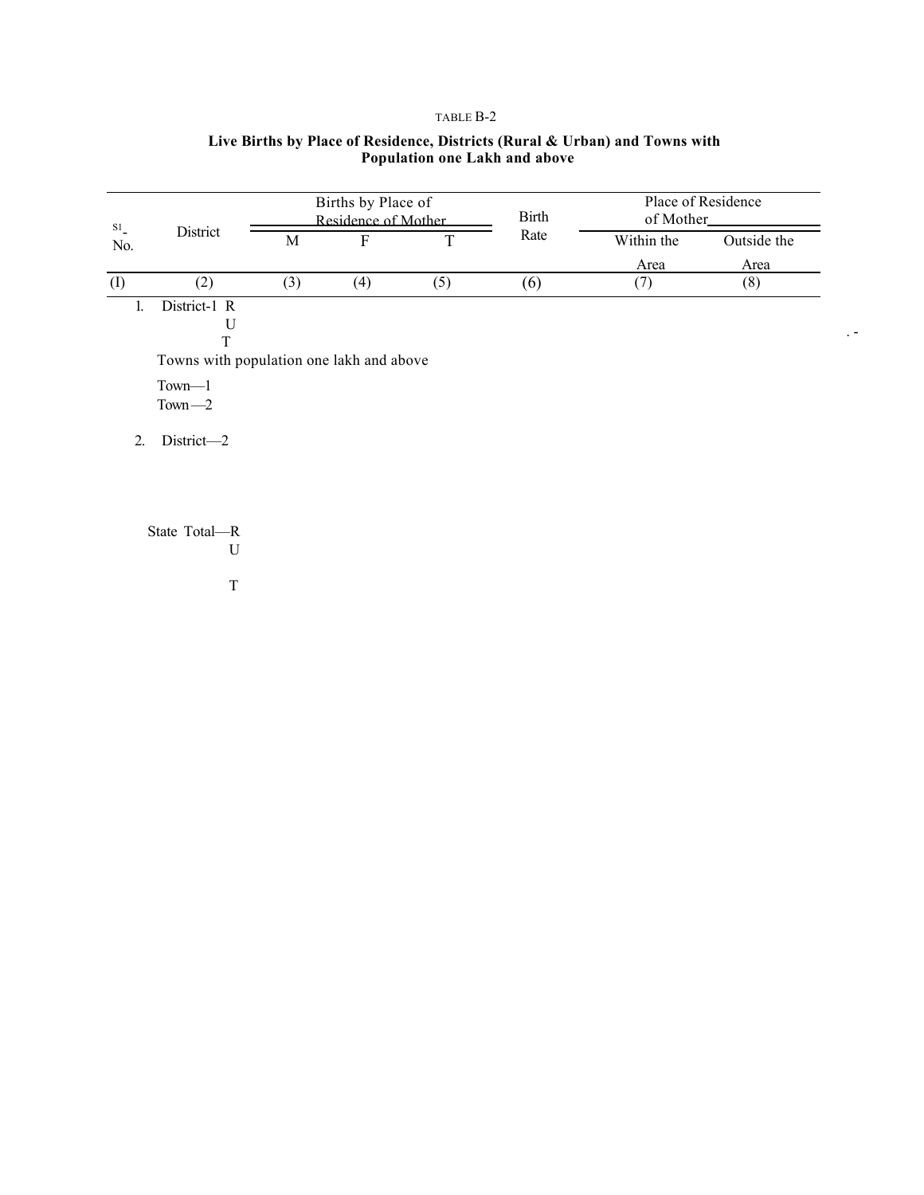TABLE B-2

**Live Births by Place of Residence, Districts (Rural & Urban) and Towns with Population one Lakh and above**

| Sl. No. | District | Births by Place of Residence of Mother | | | Birth Rate | Place of Residence of Mother | |
|---|---|---|---|---|---|---|---|
| | | M | F | T | | Within the Area | Outside the Area |
| (1) | (2) | (3) | (4) | (5) | (6) | (7) | (8) |
| 1. | District-1 R | | | | | | |
| | U | | | | | | |
| | T | | | | | | |
| | Towns with population one lakh and above | | | | | | |
| | Town—1 | | | | | | |
| | Town—2 | | | | | | |
| 2. | District—2 | | | | | | |
| | State Total—R | | | | | | |
| | U | | | | | | |
| | T | | | | | | |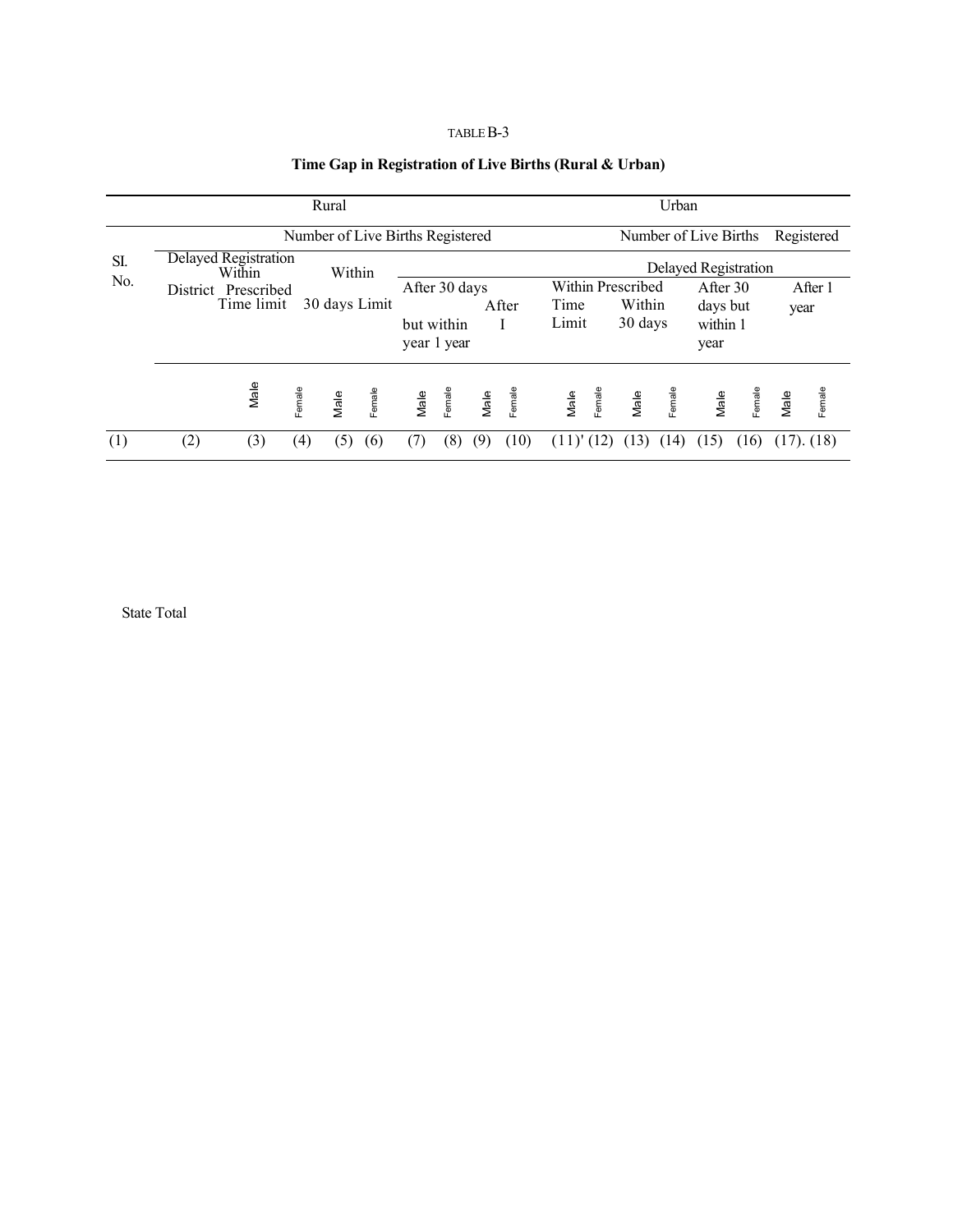TABLE B-3

**Time Gap in Registration of Live Births (Rural & Urban)**

| Sl. No. | District | Rural | | | | | | | | Urban | | | | | | | |
|---|---|---|---|---|---|---|---|---|---|---|---|---|---|---|---|---|---|
| | | Number of Live Births Registered | | | | | | | | Number of Live Births Registered | | | | | | | |
| | | Within Prescribed Time limit | | Delayed Registration | | | | | | Within Prescribed Time Limit | | Delayed Registration | | | | | |
| | | | | Within 30 days Limit | | After 30 days but within 1 year | | After 1 year | | | | Within 30 days | | After 30 days but within 1 year | | After 1 year | |
| | | Male | Female | Male | Female | Male | Female | Male | Female | Male | Female | Male | Female | Male | Female | Male | Female |
| (1) | (2) | (3) | (4) | (5) | (6) | (7) | (8) | (9) | (10) | (11)' | (12) | (13) | (14) | (15) | (16) | (17). | (18) |
| | State Total | | | | | | | | | | | | | | | | |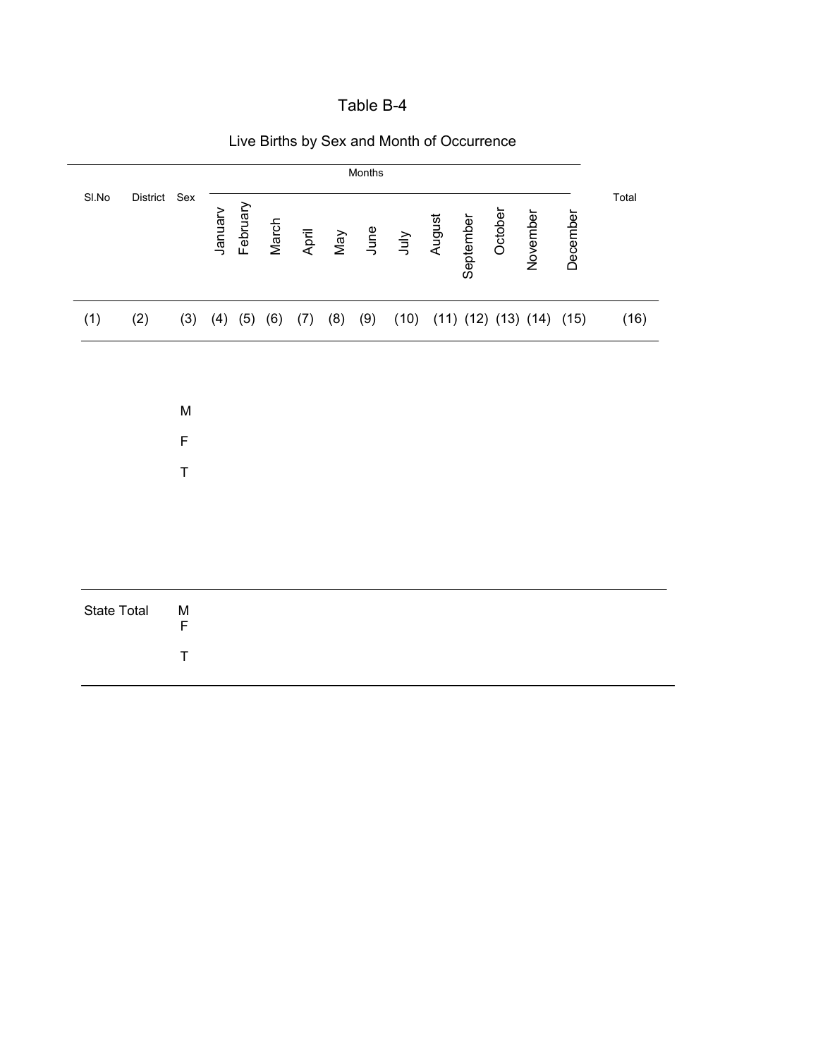# Table B-4

## Live Births by Sex and Month of Occurrence

| Sl.No | District | Sex | Months | | | | | | | | | | | | Total |
|---|---|---|---|---|---|---|---|---|---|---|---|---|---|---|---|
| | | | Januarv | February | March | April | May | June | July | August | September | October | November | December | |
| (1) | (2) | (3) | (4) | (5) | (6) | (7) | (8) | (9) | (10) | (11) | (12) | (13) | (14) | (15) | (16) |
| | | M | | | | | | | | | | | | | |
| | | F | | | | | | | | | | | | | |
| | | T | | | | | | | | | | | | | |
| State Total | | M | | | | | | | | | | | | | |
| | | F | | | | | | | | | | | | | |
| | | T | | | | | | | | | | | | | |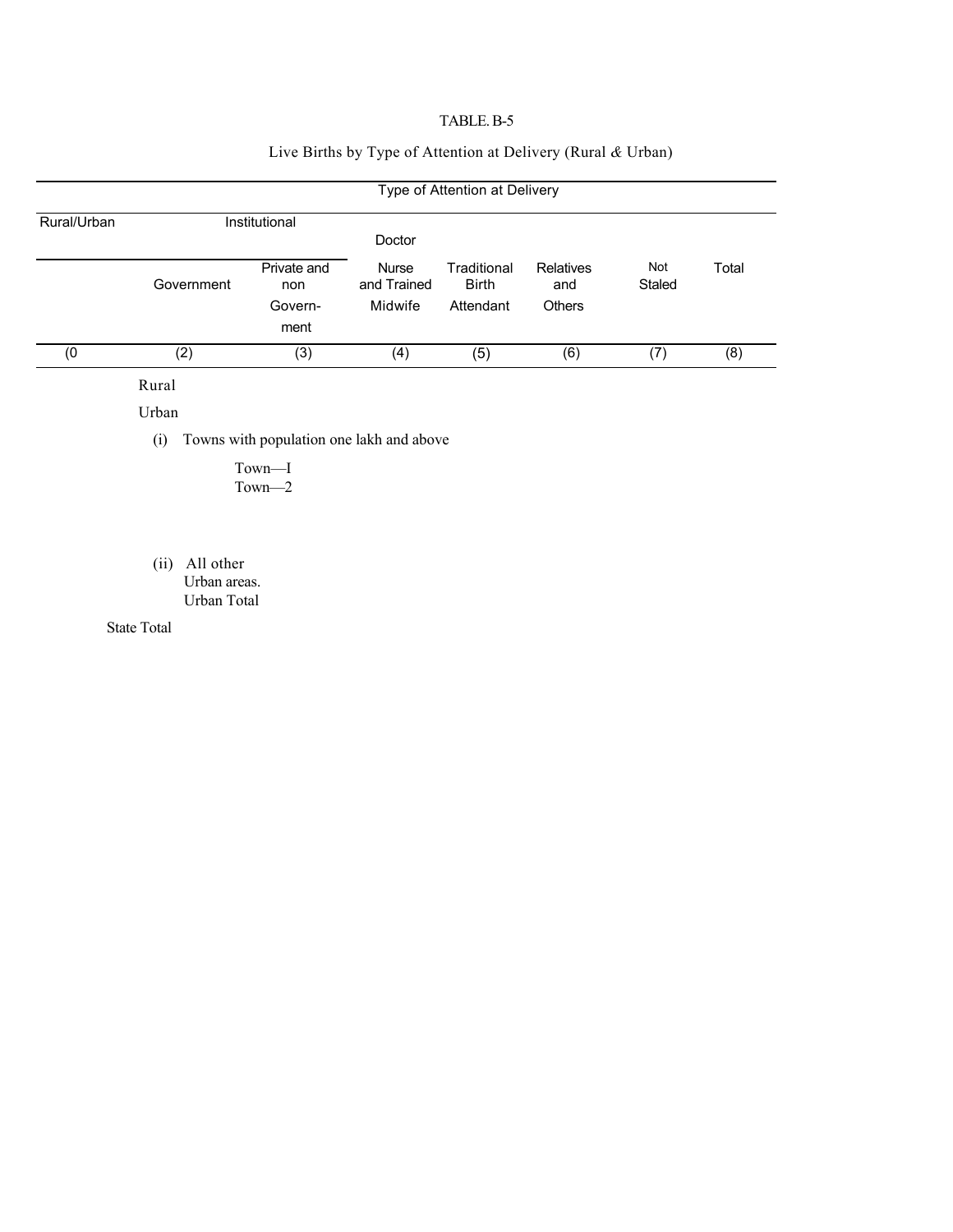TABLE. B-5

Live Births by Type of Attention at Delivery (Rural & Urban)

| Rural/Urban | Type of Attention at Delivery | | | | | | |
|---|---|---|---|---|---|---|---|
| | Institutional | | Doctor | | | | |
| | Government | Private and non Govern- ment | Nurse and Trained Midwife | Traditional Birth Attendant | Relatives and Others | Not Staled | Total |
| (0 | (2) | (3) | (4) | (5) | (6) | (7) | (8) |
| Rural | | | | | | | |
| Urban | | | | | | | |
| (i) Towns with population one lakh and above | | | | | | | |
| Town—I | | | | | | | |
| Town—2 | | | | | | | |
| (ii) All other Urban areas. | | | | | | | |
| Urban Total | | | | | | | |
| State Total | | | | | | | |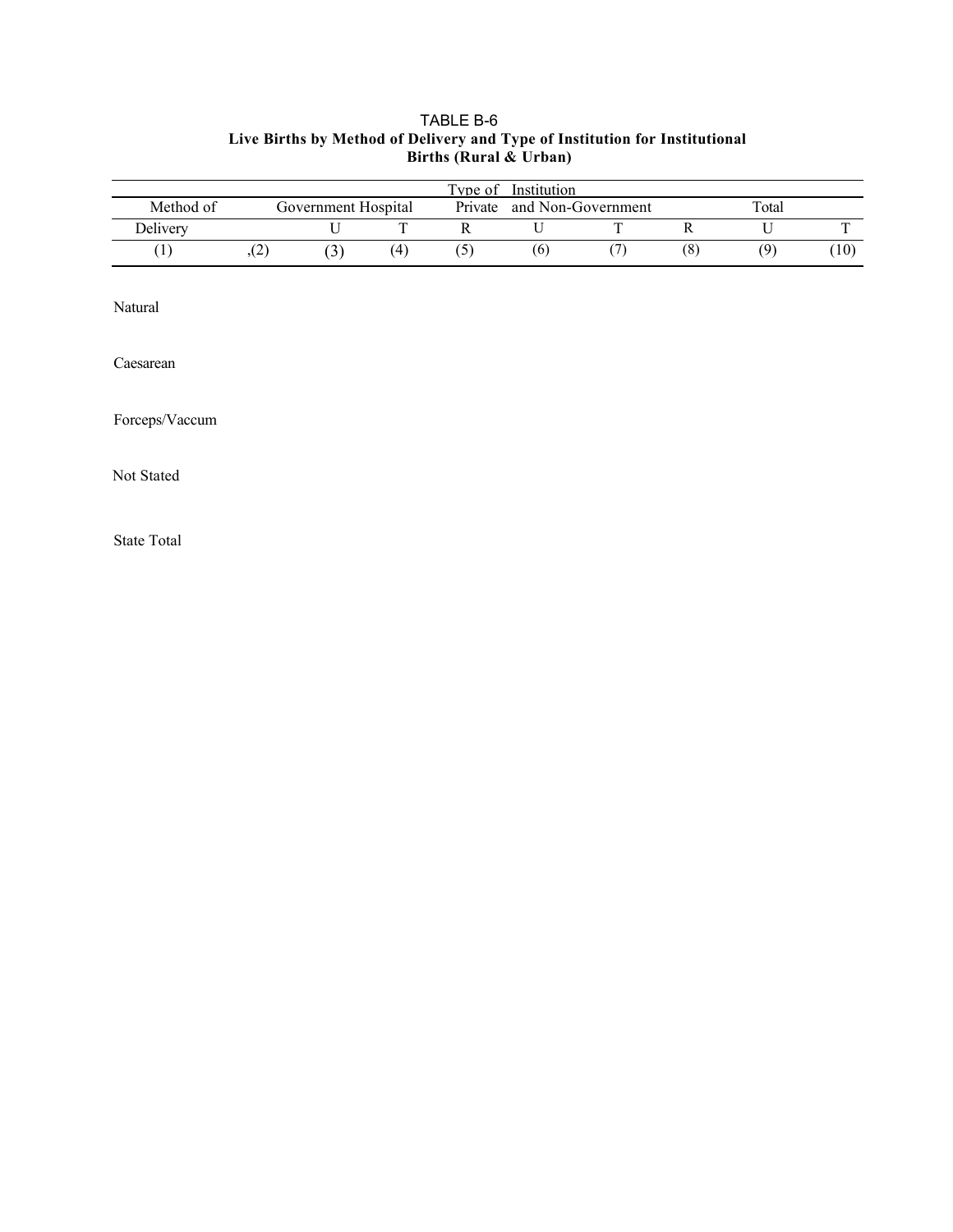TABLE B-6

**Live Births by Method of Delivery and Type of Institution for Institutional Births (Rural & Urban)**

| Method of Delivery | Type of Institution | | | | | | | | |
|---|---|---|---|---|---|---|---|---|---|
| | Government Hospital | | | Private and Non-Government | | | Total | | |
| | | U | T | R | U | T | R | U | T |
| (1) | ,(2) | (3) | (4) | (5) | (6) | (7) | (8) | (9) | (10) |
| Natural | | | | | | | | | |
| Caesarean | | | | | | | | | |
| Forceps/Vaccum | | | | | | | | | |
| Not Stated | | | | | | | | | |
| State Total | | | | | | | | | |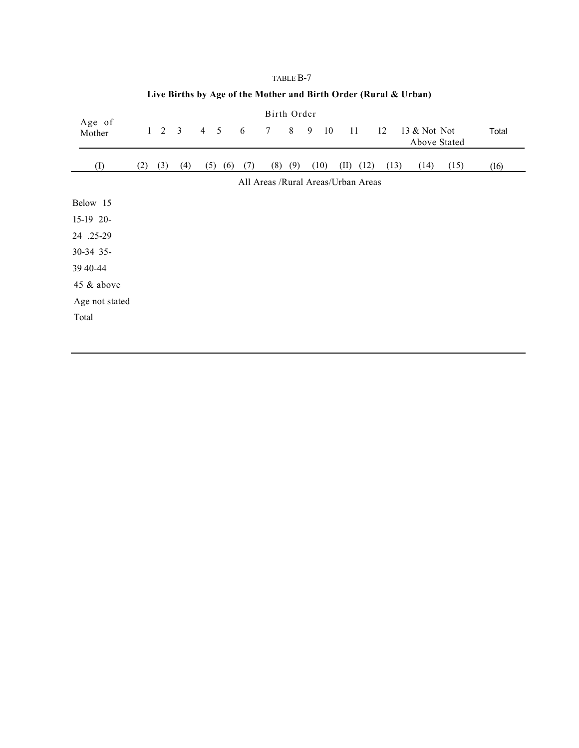TABLE B-7

**Live Births by Age of the Mother and Birth Order (Rural & Urban)**

| Age of Mother | Birth Order | | | | | | | | | | | | | | Total |
|---|---|---|---|---|---|---|---|---|---|---|---|---|---|---|---|
| | 1 | 2 | 3 | 4 | 5 | 6 | 7 | 8 | 9 | 10 | 11 | 12 | 13 & Above | Not Stated | |
| (I) | (2) | (3) | (4) | (5) | (6) | (7) | (8) | (9) | (10) | (II) | (12) | (13) | (14) | (15) | (16) |
| All Areas /Rural Areas/Urban Areas | | | | | | | | | | | | | | | |
| Below 15 | | | | | | | | | | | | | | | |
| 15-19 | | | | | | | | | | | | | | | |
| 20-24 | | | | | | | | | | | | | | | |
| .25-29 | | | | | | | | | | | | | | | |
| 30-34 | | | | | | | | | | | | | | | |
| 35-39 | | | | | | | | | | | | | | | |
| 40-44 | | | | | | | | | | | | | | | |
| 45 & above | | | | | | | | | | | | | | | |
| Age not stated | | | | | | | | | | | | | | | |
| Total | | | | | | | | | | | | | | | |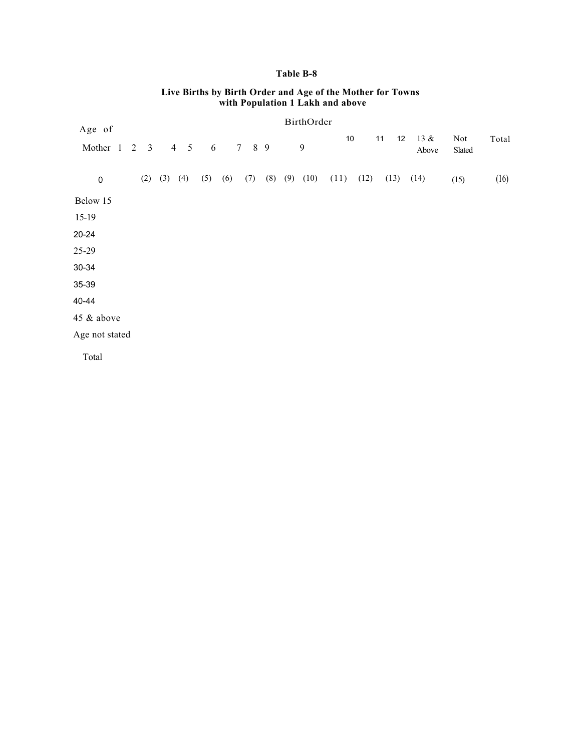**Table B-8**

**Live Births by Birth Order and Age of the Mother for Towns with Population 1 Lakh and above**

| Age of Mother | Birth Order 1 | 2 | 3 | 4 | 5 | 6 | 7 | 8 | 9 | 10 | 11 | 12 | 13 & Above | Not Slated | Total |
|---|---|---|---|---|---|---|---|---|---|---|---|---|---|---|---|
| 0 | (2) | (3) | (4) | (5) | (6) | (7) | (8) | (9) | (10) | (11) | (12) | (13) | (14) | (15) | (16) |
| Below 15 | | | | | | | | | | | | | | | |
| 15-19 | | | | | | | | | | | | | | | |
| 20-24 | | | | | | | | | | | | | | | |
| 25-29 | | | | | | | | | | | | | | | |
| 30-34 | | | | | | | | | | | | | | | |
| 35-39 | | | | | | | | | | | | | | | |
| 40-44 | | | | | | | | | | | | | | | |
| 45 & above | | | | | | | | | | | | | | | |
| Age not stated | | | | | | | | | | | | | | | |
| Total | | | | | | | | | | | | | | | |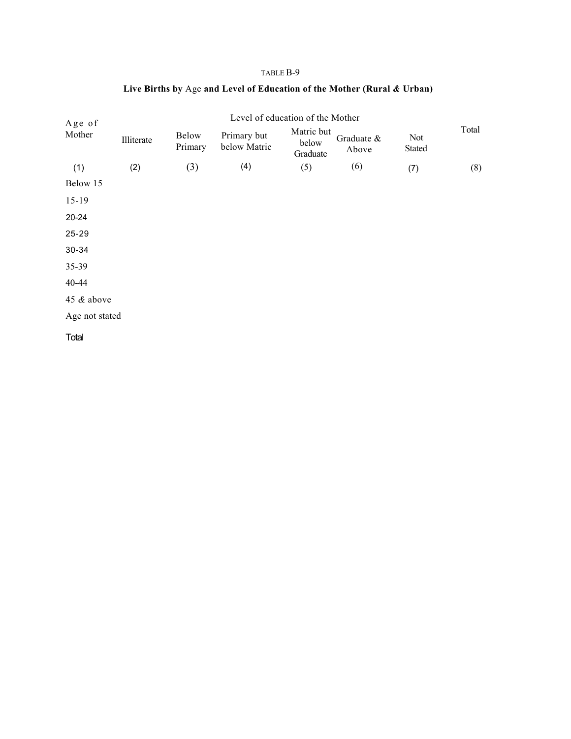TABLE B-9

**Live Births by Age and Level of Education of the Mother (Rural & Urban)**

| Age of Mother | Level of education of the Mother | | | | | | Total |
|---|---|---|---|---|---|---|---|
| | Illiterate | Below Primary | Primary but below Matric | Matric but below Graduate | Graduate & Above | Not Stated | |
| (1) | (2) | (3) | (4) | (5) | (6) | (7) | (8) |
| Below 15 | | | | | | | |
| 15-19 | | | | | | | |
| 20-24 | | | | | | | |
| 25-29 | | | | | | | |
| 30-34 | | | | | | | |
| 35-39 | | | | | | | |
| 40-44 | | | | | | | |
| 45 & above | | | | | | | |
| Age not stated | | | | | | | |
| Total | | | | | | | |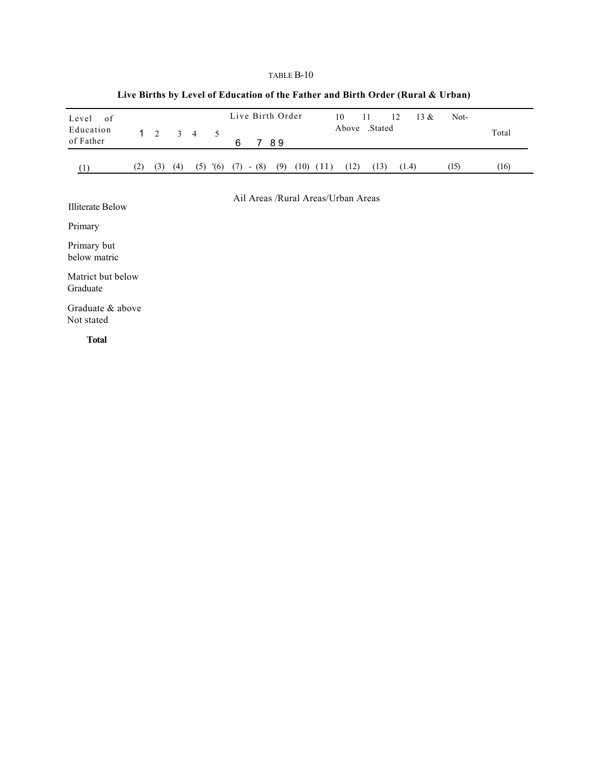TABLE B-10

**Live Births by Level of Education of the Father and Birth Order (Rural & Urban)**

| Level of Education of Father | Live Birth Order | | | | | | | | | | | | 13 & Above | Not-Stated | Total |
|---|---|---|---|---|---|---|---|---|---|---|---|---|---|---|---|
| | 1 | 2 | 3 | 4 | 5 | 6 | 7 | 8 | 9 | 10 | 11 | 12 | | | |
| (1) | (2) | (3) | (4) | (5) | (6) | (7) | (8) | (9) | (10) | (11) | (12) | (13) | (14) | (15) | (16) |
| | | | | | | Ail Areas /Rural Areas/Urban Areas | | | | | | | | | |
| Illiterate | | | | | | | | | | | | | | | |
| Below Primary | | | | | | | | | | | | | | | |
| Primary but below matric | | | | | | | | | | | | | | | |
| Matrict but below Graduate | | | | | | | | | | | | | | | |
| Graduate & above | | | | | | | | | | | | | | | |
| Not stated | | | | | | | | | | | | | | | |
| **Total** | | | | | | | | | | | | | | | |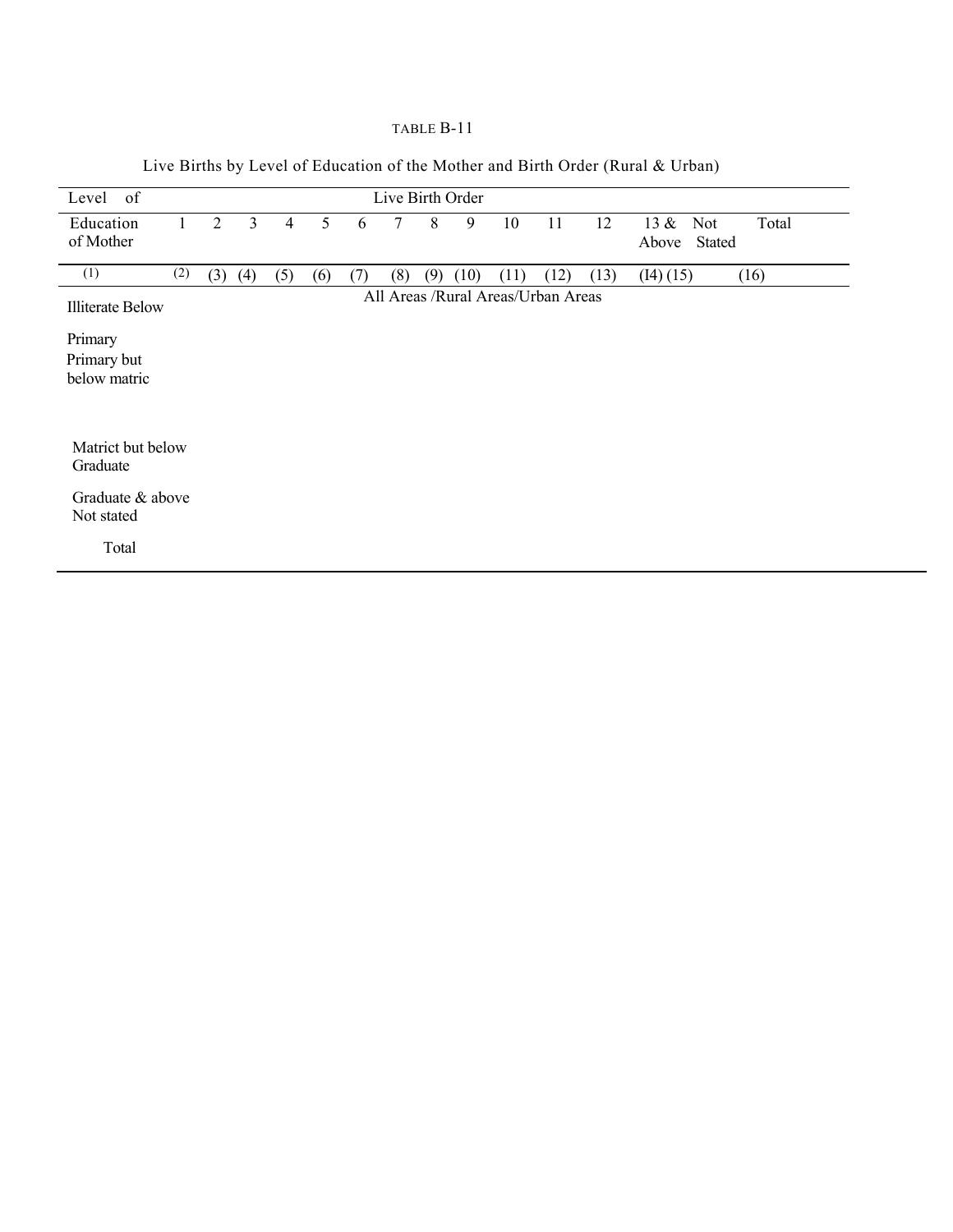TABLE B-11

Live Births by Level of Education of the Mother and Birth Order (Rural & Urban)

| Level of Education of Mother | Live Birth Order | | | | | | | | | | | | | | |
|---|---|---|---|---|---|---|---|---|---|---|---|---|---|---|---|
| | 1 | 2 | 3 | 4 | 5 | 6 | 7 | 8 | 9 | 10 | 11 | 12 | 13 & Above | Not Stated | Total |
| (1) | (2) | (3) | (4) | (5) | (6) | (7) | (8) | (9) | (10) | (11) | (12) | (13) | (I4) | (15) | (16) |
| | All Areas /Rural Areas/Urban Areas | | | | | | | | | | | | | | |
| Illiterate | | | | | | | | | | | | | | | |
| Below Primary | | | | | | | | | | | | | | | |
| Primary but below matric | | | | | | | | | | | | | | | |
| Matrict but below Graduate | | | | | | | | | | | | | | | |
| Graduate & above | | | | | | | | | | | | | | | |
| Not stated | | | | | | | | | | | | | | | |
| Total | | | | | | | | | | | | | | | |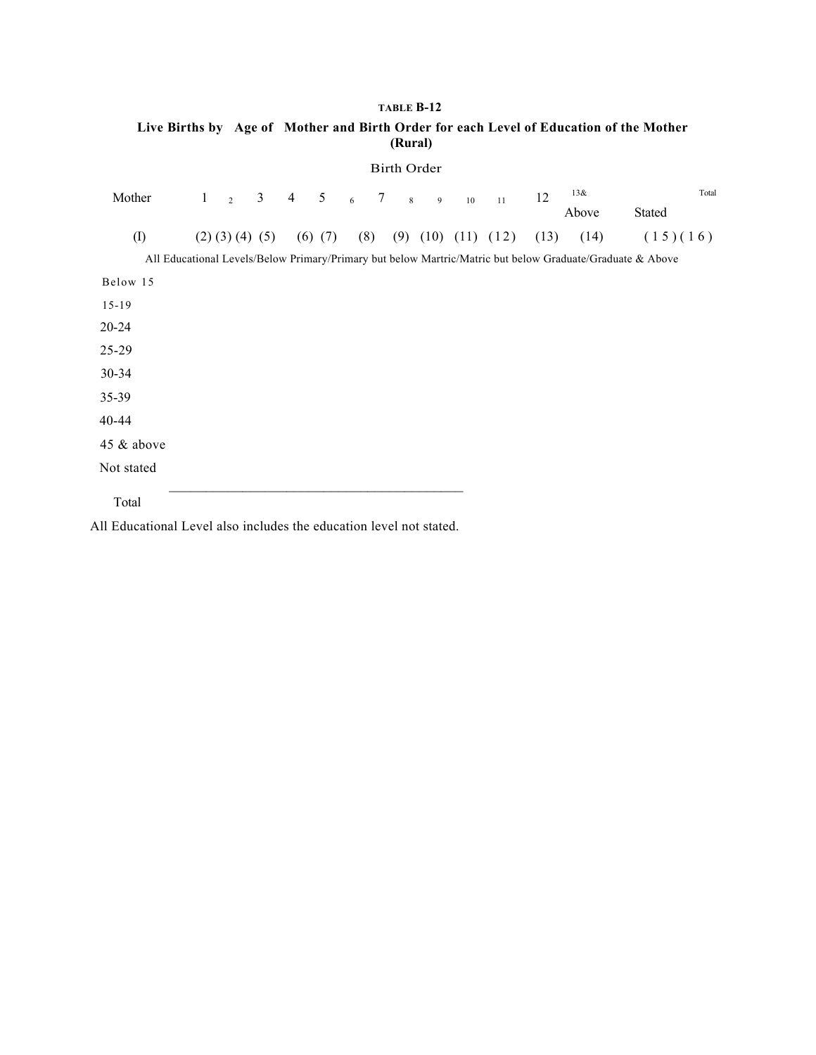TABLE **B-12**

**Live Births by Age of Mother and Birth Order for each Level of Education of the Mother (Rural)**

| Mother | Birth Order | | | | | | | | | | | | | | |
|---|---|---|---|---|---|---|---|---|---|---|---|---|---|---|---|
| | 1 | 2 | 3 | 4 | 5 | 6 | 7 | 8 | 9 | 10 | 11 | 12 | 13& Above | Stated | Total |
| (I) | (2) | (3) | (4) | (5) | (6) | (7) | (8) | (9) | (10) | (11) | (12) | (13) | (14) | (15) | (16) |
| All Educational Levels/Below Primary/Primary but below Martric/Matric but below Graduate/Graduate & Above | | | | | | | | | | | | | | | |
| Below 15 | | | | | | | | | | | | | | | |
| 15-19 | | | | | | | | | | | | | | | |
| 20-24 | | | | | | | | | | | | | | | |
| 25-29 | | | | | | | | | | | | | | | |
| 30-34 | | | | | | | | | | | | | | | |
| 35-39 | | | | | | | | | | | | | | | |
| 40-44 | | | | | | | | | | | | | | | |
| 45 & above | | | | | | | | | | | | | | | |
| Not stated | | | | | | | | | | | | | | | |
| Total | | | | | | | | | | | | | | | |

All Educational Level also includes the education level not stated.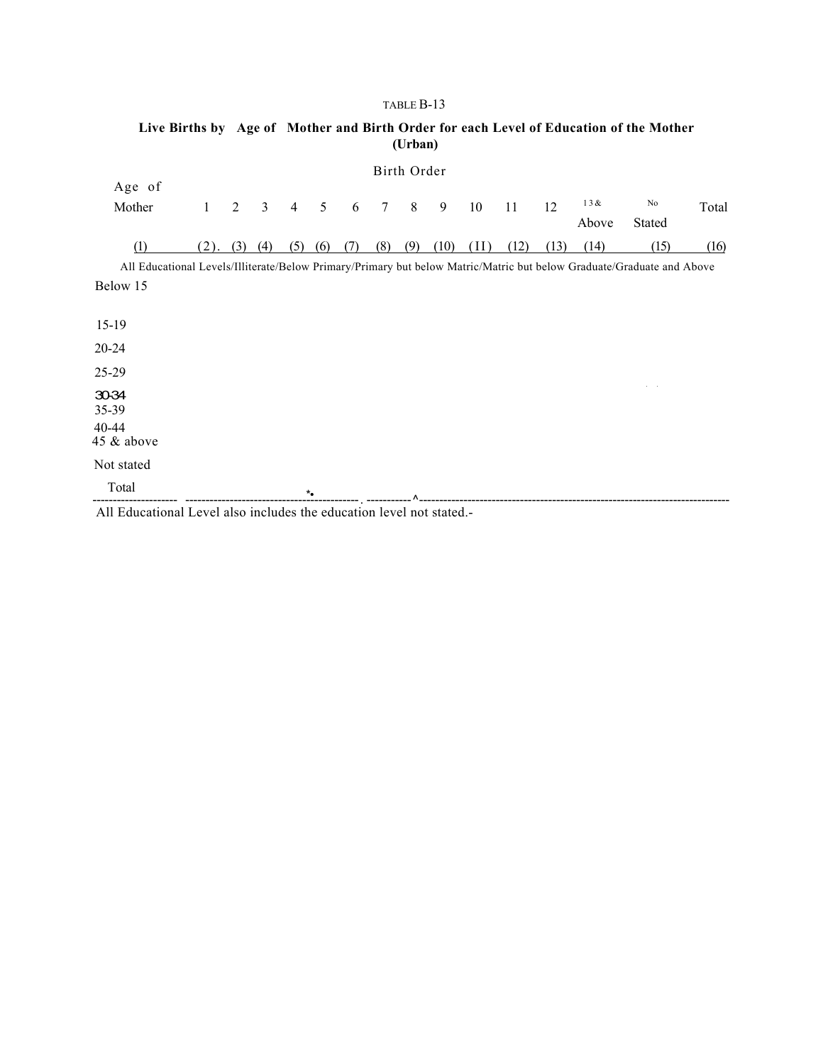TABLE B-13

**Live Births by Age of Mother and Birth Order for each Level of Education of the Mother (Urban)**

| Age of Mother | Birth Order | | | | | | | | | | | | | | Total |
|---|---|---|---|---|---|---|---|---|---|---|---|---|---|---|---|
| | 1 | 2 | 3 | 4 | 5 | 6 | 7 | 8 | 9 | 10 | 11 | 12 | 13 & Above | No Stated | Total |
| (1) | (2). | (3) | (4) | (5) | (6) | (7) | (8) | (9) | (10) | (II) | (12) | (13) | (14) | (15) | (16) |
| All Educational Levels/Illiterate/Below Primary/Primary but below Matric/Matric but below Graduate/Graduate and Above | | | | | | | | | | | | | | | |
| Below 15 | | | | | | | | | | | | | | | |
| 15-19 | | | | | | | | | | | | | | | |
| 20-24 | | | | | | | | | | | | | | | |
| 25-29 | | | | | | | | | | | | | | | |
| 30-34 | | | | | | | | | | | | | | | |
| 35-39 | | | | | | | | | | | | | | | |
| 40-44 | | | | | | | | | | | | | | | |
| 45 & above | | | | | | | | | | | | | | | |
| Not stated | | | | | | | | | | | | | | | |
| Total | | | | | | | | | | | | | | | |

All Educational Level also includes the education level not stated.-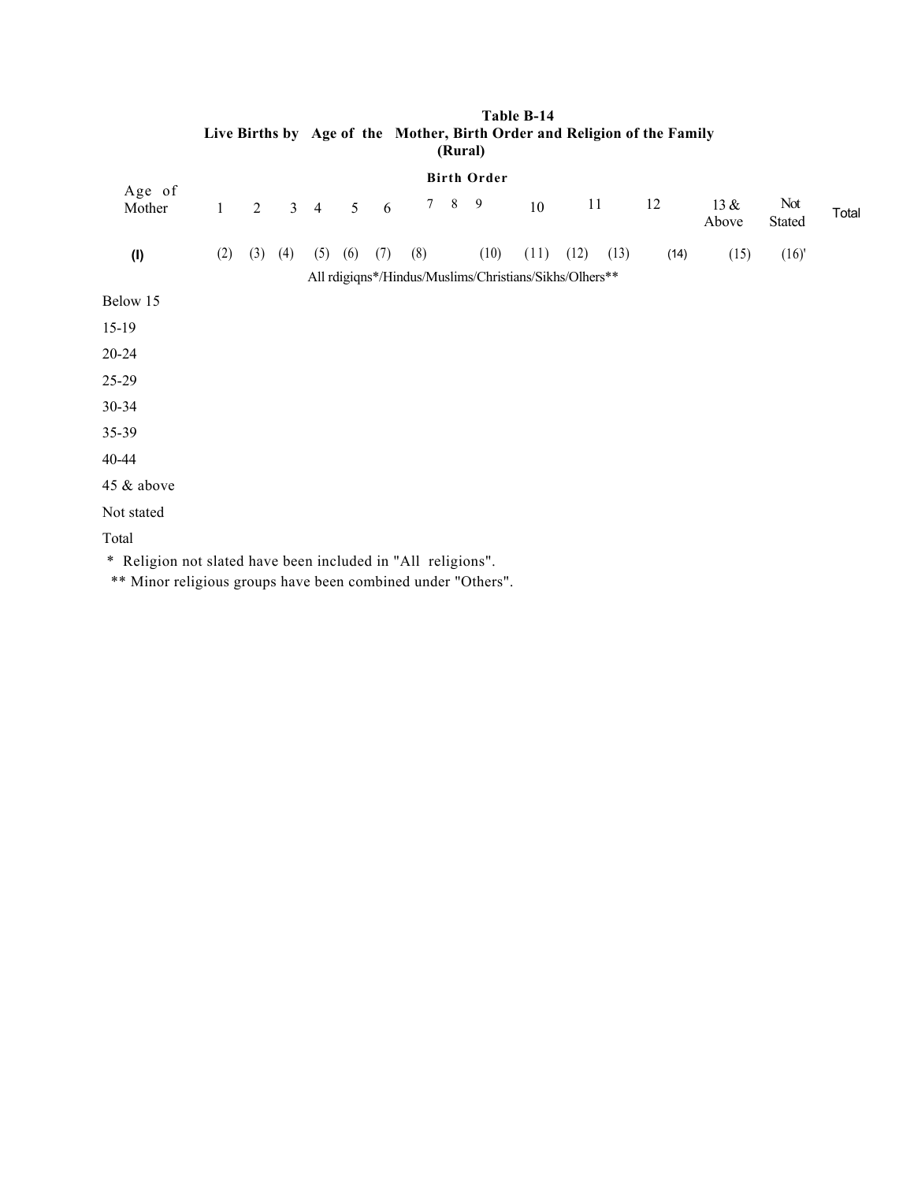## Table B-14

### Live Births by Age of the Mother, Birth Order and Religion of the Family
### (Rural)

| Age of Mother | Birth Order | | | | | | | | | | | | | | |
|---|---|---|---|---|---|---|---|---|---|---|---|---|---|---|---|
| | 1 | 2 | 3 | 4 | 5 | 6 | 7 | 8 | 9 | 10 | 11 | 12 | 13 & Above | Not Stated | Total |
| (l) | (2) | (3) | (4) | (5) | (6) | (7) | (8) | | (10) | (11) | (12) | (13) | (14) | (15) | (16)' |
| All rdigiqns*/Hindus/Muslims/Christians/Sikhs/Olhers** | | | | | | | | | | | | | | | |
| Below 15 | | | | | | | | | | | | | | | |
| 15-19 | | | | | | | | | | | | | | | |
| 20-24 | | | | | | | | | | | | | | | |
| 25-29 | | | | | | | | | | | | | | | |
| 30-34 | | | | | | | | | | | | | | | |
| 35-39 | | | | | | | | | | | | | | | |
| 40-44 | | | | | | | | | | | | | | | |
| 45 & above | | | | | | | | | | | | | | | |
| Not stated | | | | | | | | | | | | | | | |
| Total | | | | | | | | | | | | | | | |

\* Religion not slated have been included in "All religions".

\** Minor religious groups have been combined under "Others".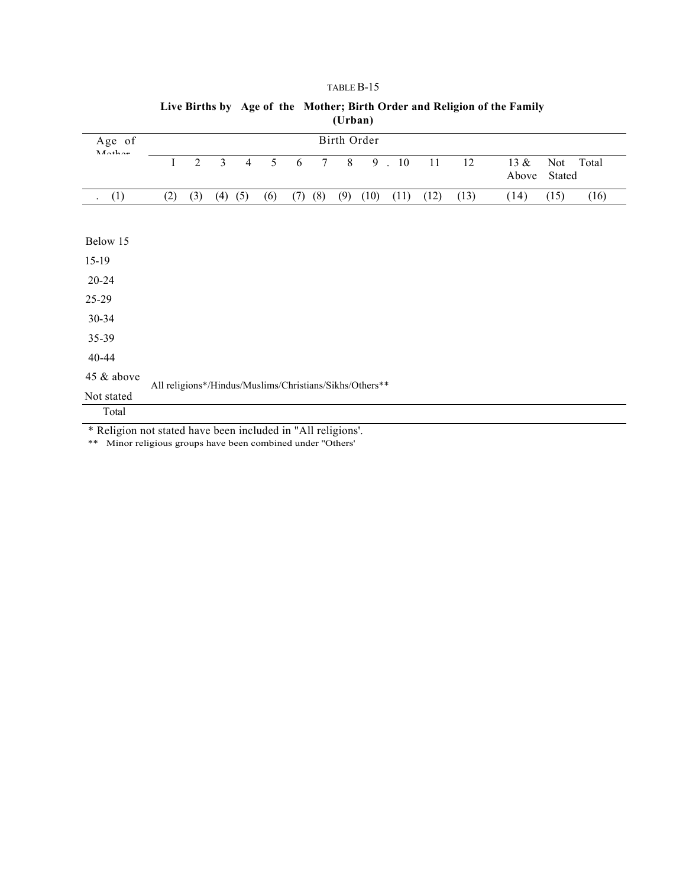TABLE B-15

**Live Births by Age of the Mother; Birth Order and Religion of the Family (Urban)**

| Age of Mother | Birth Order | | | | | | | | | | | | | | |
|---|---|---|---|---|---|---|---|---|---|---|---|---|---|---|---|
| | I | 2 | 3 | 4 | 5 | 6 | 7 | 8 | 9 | 10 | 11 | 12 | 13 & Above | Not Stated | Total |
| (1) | (2) | (3) | (4) | (5) | (6) | (7) | (8) | (9) | (10) | (11) | (12) | (13) | (14) | (15) | (16) |
| Below 15 | | | | | | | | | | | | | | | |
| 15-19 | | | | | | | | | | | | | | | |
| 20-24 | | | | | | | | | | | | | | | |
| 25-29 | | | | | | | | | | | | | | | |
| 30-34 | | | | | | | | | | | | | | | |
| 35-39 | | | | | | | | | | | | | | | |
| 40-44 | | | | | | | | | | | | | | | |
| 45 & above | All religions*/Hindus/Muslims/Christians/Sikhs/Others** | | | | | | | | | | | | | | |
| Not stated | | | | | | | | | | | | | | | |
| Total | | | | | | | | | | | | | | | |

* Religion not stated have been included in "All religions'.

** Minor religious groups have been combined under "Others'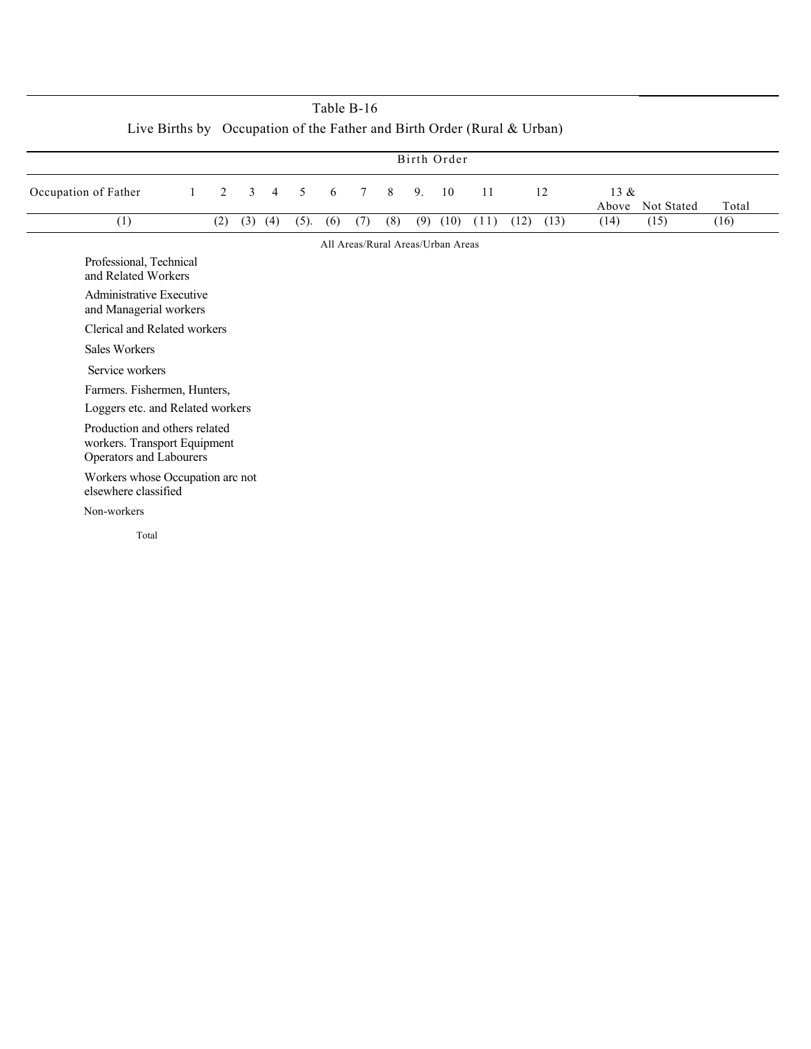Table B-16

Live Births by Occupation of the Father and Birth Order (Rural & Urban)

| Occupation of Father | Birth Order | | | | | | | | | | | | | | |
|---|---|---|---|---|---|---|---|---|---|---|---|---|---|---|---|
| | 1 | 2 | 3 | 4 | 5 | 6 | 7 | 8 | 9. | 10 | 11 | 12 | 13 & Above | Not Stated | Total |
| (1) | (2) | (3) | (4) | (5). | (6) | (7) | (8) | (9) | (10) | (11) | (12) | (13) | (14) | (15) | (16) |
| All Areas/Rural Areas/Urban Areas | | | | | | | | | | | | | | | |
| Professional, Technical and Related Workers | | | | | | | | | | | | | | | |
| Administrative Executive and Managerial workers | | | | | | | | | | | | | | | |
| Clerical and Related workers | | | | | | | | | | | | | | | |
| Sales Workers | | | | | | | | | | | | | | | |
| Service workers | | | | | | | | | | | | | | | |
| Farmers. Fishermen, Hunters, Loggers etc. and Related workers | | | | | | | | | | | | | | | |
| Production and others related workers. Transport Equipment Operators and Labourers | | | | | | | | | | | | | | | |
| Workers whose Occupation arc not elsewhere classified | | | | | | | | | | | | | | | |
| Non-workers | | | | | | | | | | | | | | | |
| Total | | | | | | | | | | | | | | | |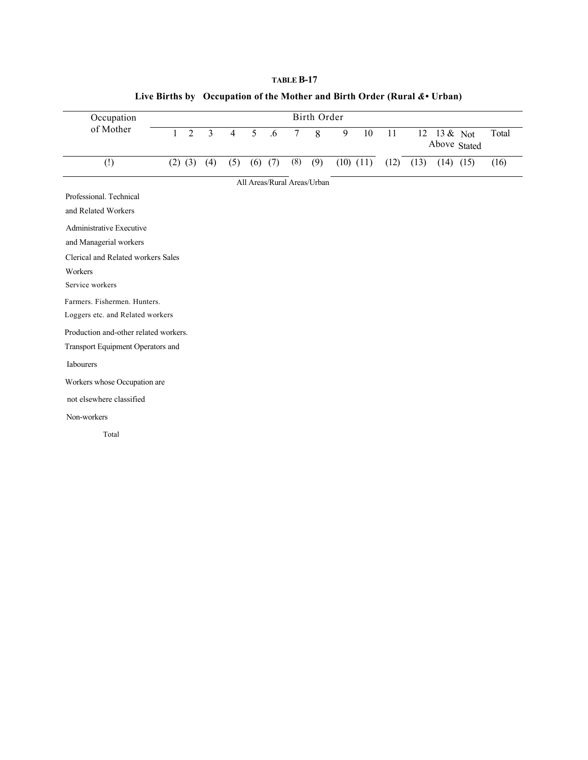**TABLE B-17**

**Live Births by Occupation of the Mother and Birth Order (Rural &• Urban)**

| Occupation of Mother | Birth Order | | | | | | | | | | | | | | Total |
|---|---|---|---|---|---|---|---|---|---|---|---|---|---|---|---|
| | 1 | 2 | 3 | 4 | 5 | .6 | 7 | 8 | 9 | 10 | 11 | 12 | 13 & Above | Not Stated | |
| (!) | (2) | (3) | (4) | (5) | (6) | (7) | (8) | (9) | (10) | (11) | (12) | (13) | (14) | (15) | (16) |
| All Areas/Rural Areas/Urban | | | | | | | | | | | | | | | |
| Professional. Technical and Related Workers | | | | | | | | | | | | | | | |
| Administrative Executive and Managerial workers | | | | | | | | | | | | | | | |
| Clerical and Related workers | | | | | | | | | | | | | | | |
| Sales Workers | | | | | | | | | | | | | | | |
| Service workers | | | | | | | | | | | | | | | |
| Farmers. Fishermen. Hunters. Loggers etc. and Related workers | | | | | | | | | | | | | | | |
| Production and-other related workers. Transport Equipment Operators and Iabourers | | | | | | | | | | | | | | | |
| Workers whose Occupation are not elsewhere classified | | | | | | | | | | | | | | | |
| Non-workers | | | | | | | | | | | | | | | |
| Total | | | | | | | | | | | | | | | |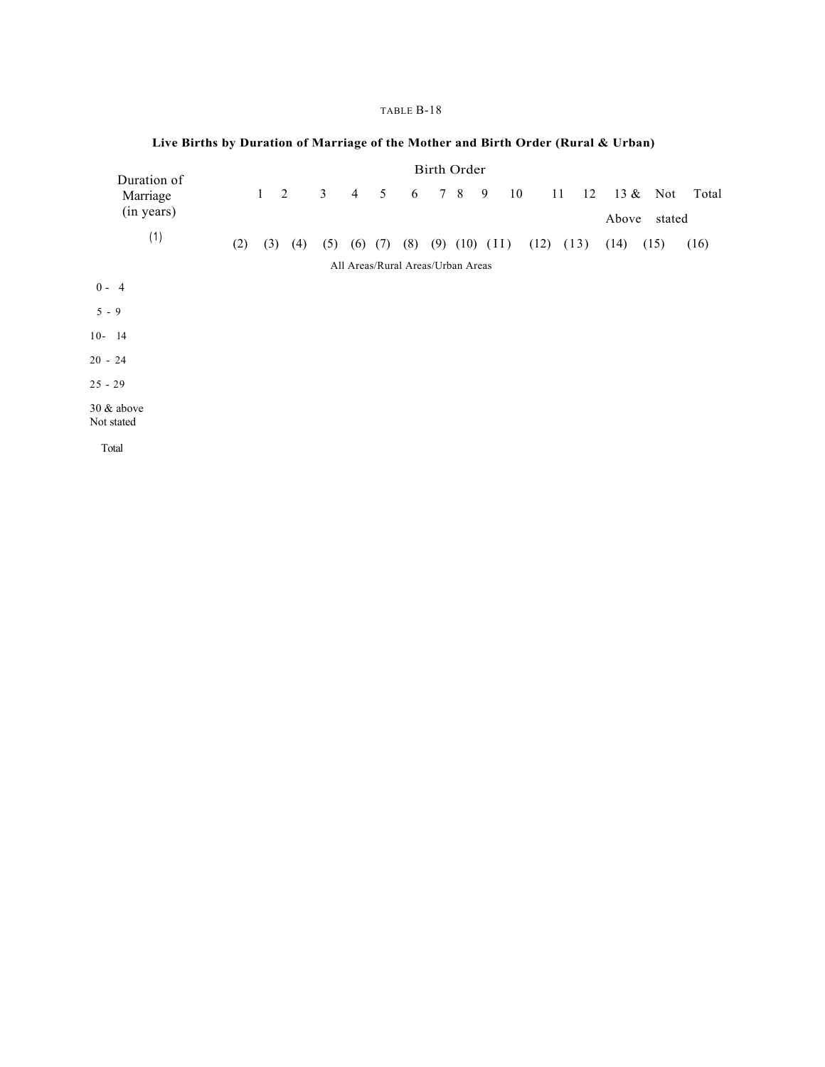TABLE B-18

**Live Births by Duration of Marriage of the Mother and Birth Order (Rural & Urban)**

| Duration of Marriage (in years) | Birth Order | | | | | | | | | | | | | | |
|---|---|---|---|---|---|---|---|---|---|---|---|---|---|---|---|
| | 1 | 2 | 3 | 4 | 5 | 6 | 7 | 8 | 9 | 10 | 11 | 12 | 13 & Above | Not stated | Total |
| (1) | (2) | (3) | (4) | (5) | (6) | (7) | (8) | (9) | (10) | (11) | (12) | (13) | (14) | (15) | (16) |
| | All Areas/Rural Areas/Urban Areas | | | | | | | | | | | | | | |
| 0 - 4 | | | | | | | | | | | | | | | |
| 5 - 9 | | | | | | | | | | | | | | | |
| 10- 14 | | | | | | | | | | | | | | | |
| 20 - 24 | | | | | | | | | | | | | | | |
| 25 - 29 | | | | | | | | | | | | | | | |
| 30 & above | | | | | | | | | | | | | | | |
| Not stated | | | | | | | | | | | | | | | |
| Total | | | | | | | | | | | | | | | |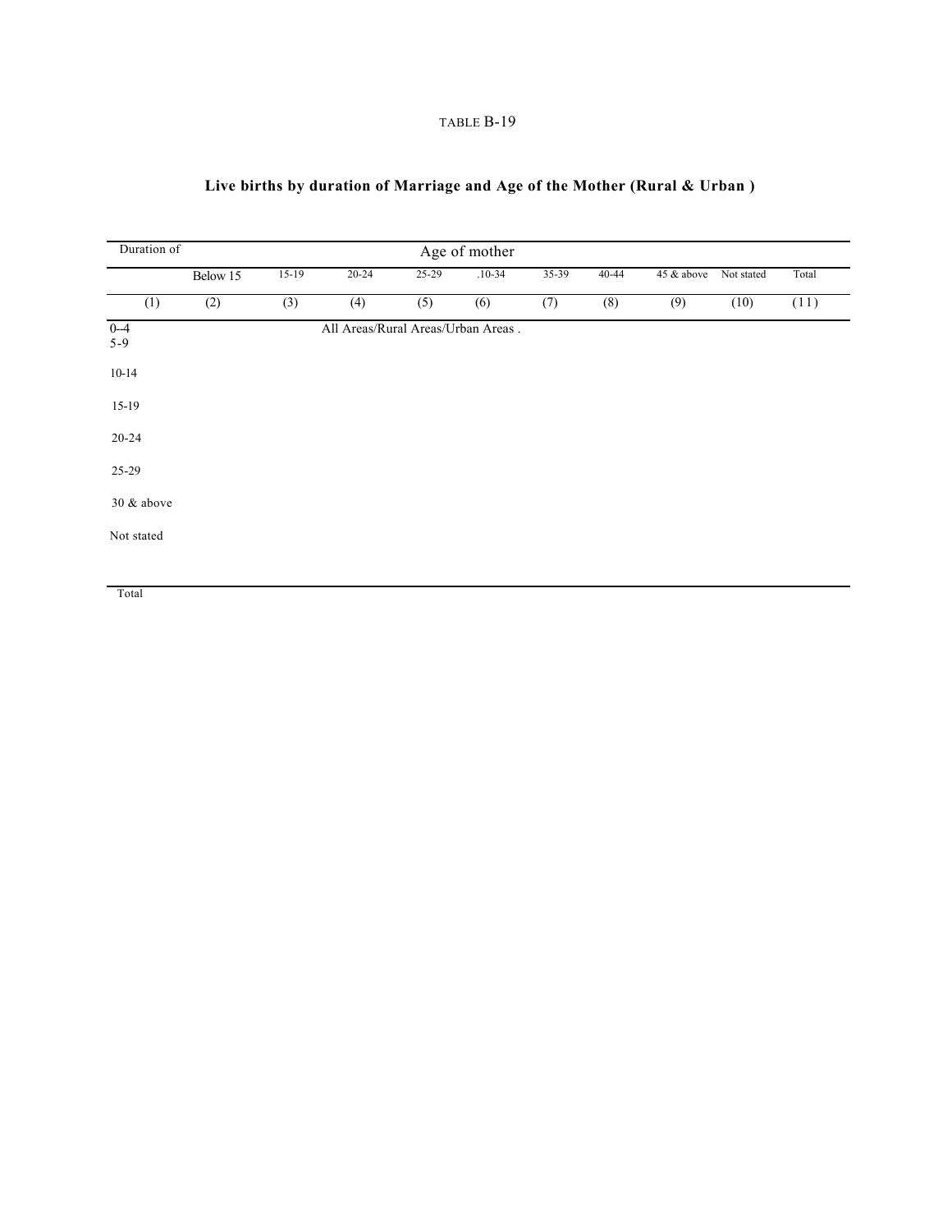TABLE B-19

## Live births by duration of Marriage and Age of the Mother (Rural & Urban )

| Duration of | Age of mother | | | | | | | | | |
|---|---|---|---|---|---|---|---|---|---|---|
| | Below 15 | 15-19 | 20-24 | 25-29 | .10-34 | 35-39 | 40-44 | 45 & above | Not stated | Total |
| (1) | (2) | (3) | (4) | (5) | (6) | (7) | (8) | (9) | (10) | (11) |
| | | | All Areas/Rural Areas/Urban Areas . | | | | | | | |
| 0--4 | | | | | | | | | | |
| 5-9 | | | | | | | | | | |
| 10-14 | | | | | | | | | | |
| 15-19 | | | | | | | | | | |
| 20-24 | | | | | | | | | | |
| 25-29 | | | | | | | | | | |
| 30 & above | | | | | | | | | | |
| Not stated | | | | | | | | | | |
| Total | | | | | | | | | | |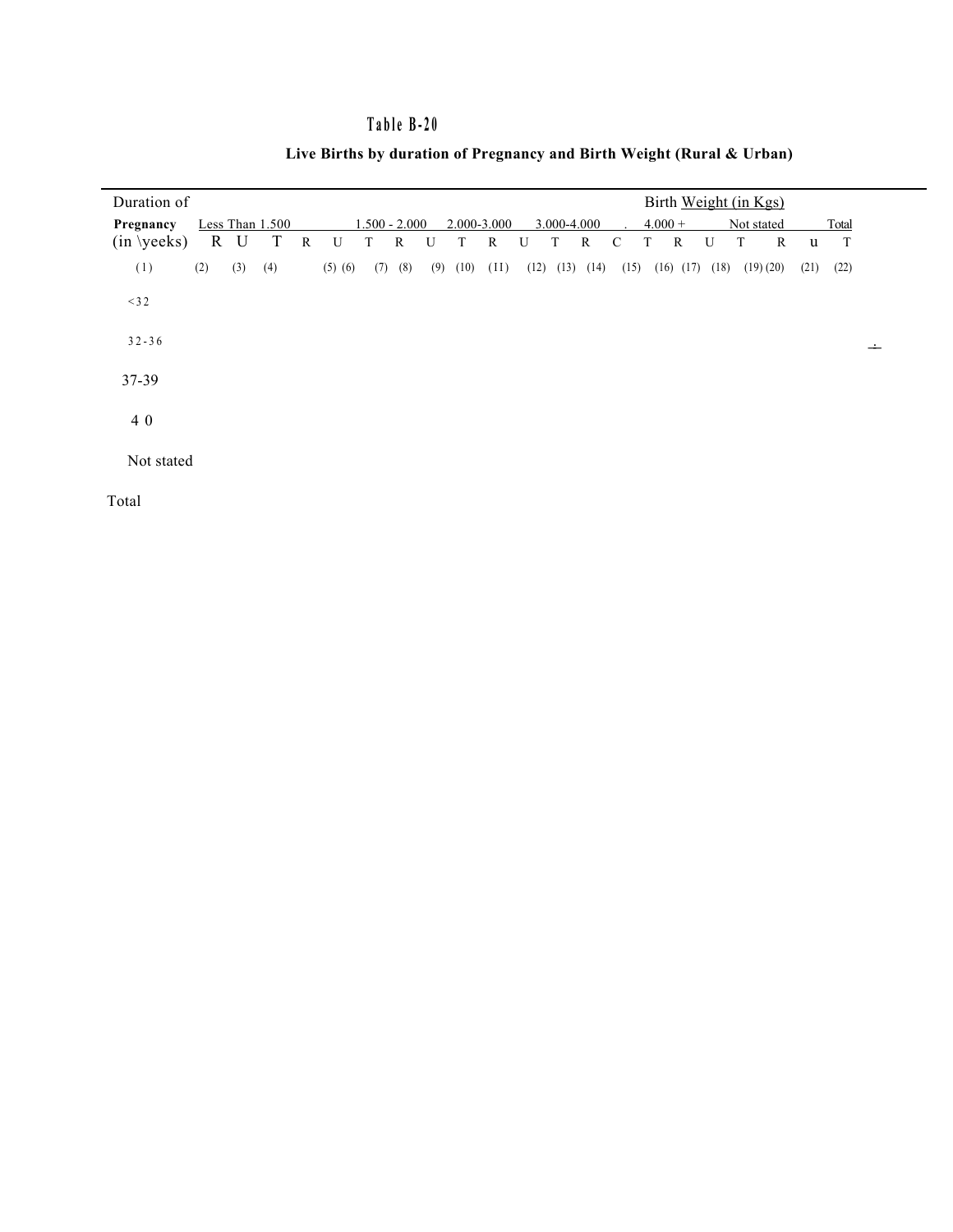## Table B-20

### Live Births by duration of Pregnancy and Birth Weight (Rural & Urban)

| Duration of Pregnancy (in weeks) | Birth Weight (in Kgs) | | | | | | | | | | | | | | | | | | | | |
|---|---|---|---|---|---|---|---|---|---|---|---|---|---|---|---|---|---|---|---|---|---|
| | Less Than 1.500 | | | 1.500 - 2.000 | | | 2.000-3.000 | | | 3.000-4.000 | | | 4.000 + | | | Not stated | | | Total | | |
| | R | U | T | R | U | T | R | U | T | R | U | T | R | C | T | R | U | T | R | u | T |
| (1) | (2) | (3) | (4) | (5) | (6) | (7) | (8) | (9) | (10) | (11) | (12) | (13) | (14) | (15) | (16) | (17) | (18) | (19) | (20) | (21) | (22) |
| <32 | | | | | | | | | | | | | | | | | | | | | |
| 32-36 | | | | | | | | | | | | | | | | | | | | | |
| 37-39 | | | | | | | | | | | | | | | | | | | | | |
| 40 | | | | | | | | | | | | | | | | | | | | | |
| Not stated | | | | | | | | | | | | | | | | | | | | | |
| Total | | | | | | | | | | | | | | | | | | | | | |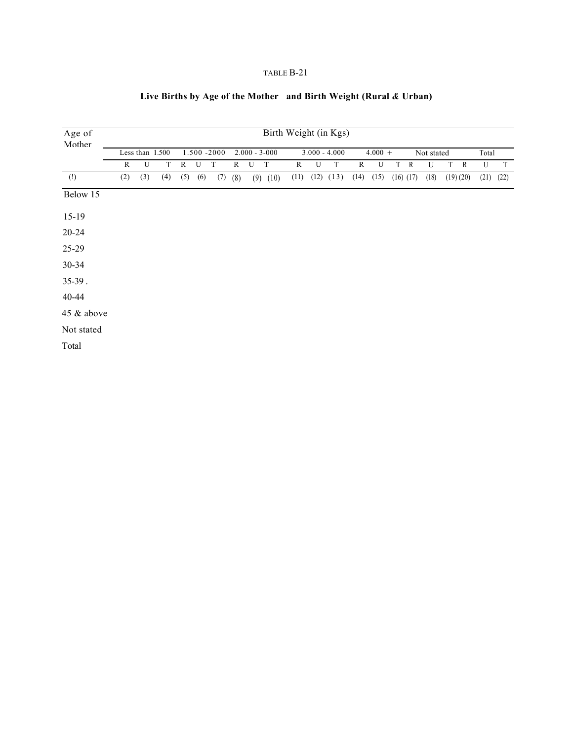TABLE B-21

## Live Births by Age of the Mother and Birth Weight (Rural & Urban)

| Age of Mother | Birth Weight (in Kgs) | | | | | | | | | | | | | | | | | | | | |
|---|---|---|---|---|---|---|---|---|---|---|---|---|---|---|---|---|---|---|---|---|---|
| | Less than 1.500 | | | 1.500 -2000 | | | 2.000 - 3-000 | | | 3.000 - 4.000 | | | 4.000 + | | | Not stated | | | Total | | |
| | R | U | T | R | U | T | R | U | T | R | U | T | R | U | T | R | U | T | R | U | T |
| (!) | (2) | (3) | (4) | (5) | (6) | (7) | (8) | (9) | (10) | (11) | (12) | (13) | (14) | (15) | (16) | (17) | (18) | (19) | (20) | (21) | (22) |
| Below 15 | | | | | | | | | | | | | | | | | | | | | |
| 15-19 | | | | | | | | | | | | | | | | | | | | | |
| 20-24 | | | | | | | | | | | | | | | | | | | | | |
| 25-29 | | | | | | | | | | | | | | | | | | | | | |
| 30-34 | | | | | | | | | | | | | | | | | | | | | |
| 35-39 . | | | | | | | | | | | | | | | | | | | | | |
| 40-44 | | | | | | | | | | | | | | | | | | | | | |
| 45 & above | | | | | | | | | | | | | | | | | | | | | |
| Not stated | | | | | | | | | | | | | | | | | | | | | |
| Total | | | | | | | | | | | | | | | | | | | | | |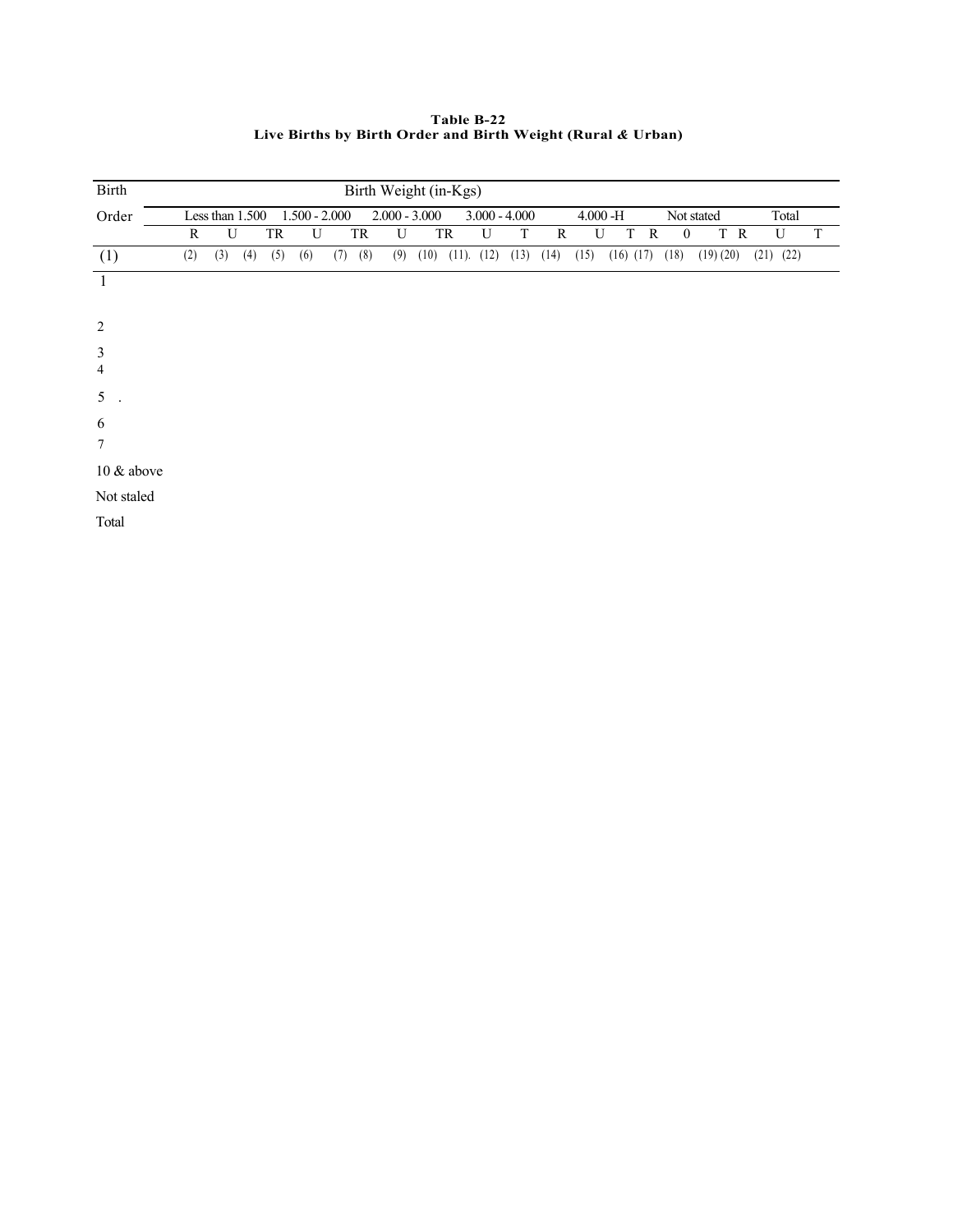**Table B-22**
**Live Births by Birth Order and Birth Weight (Rural & Urban)**

| Birth Order | Birth Weight (in-Kgs) | | | | | | | | | | | | | | | | | | | | |
|---|---|---|---|---|---|---|---|---|---|---|---|---|---|---|---|---|---|---|---|---|---|
| | Less than 1.500 | | | 1.500 - 2.000 | | | 2.000 - 3.000 | | | 3.000 - 4.000 | | | 4.000 -H | | | Not stated | | | Total | | |
| | R | U | T | R | U | T | R | U | T | R | U | T | R | U | T | R | 0 | T | R | U | T |
| (1) | (2) | (3) | (4) | (5) | (6) | (7) | (8) | (9) | (10) | (11). | (12) | (13) | (14) | (15) | (16) | (17) | (18) | (19) | (20) | (21) | (22) |
| 1 | | | | | | | | | | | | | | | | | | | | | |
| 2 | | | | | | | | | | | | | | | | | | | | | |
| 3 | | | | | | | | | | | | | | | | | | | | | |
| 4 | | | | | | | | | | | | | | | | | | | | | |
| 5 . | | | | | | | | | | | | | | | | | | | | | |
| 6 | | | | | | | | | | | | | | | | | | | | | |
| 7 | | | | | | | | | | | | | | | | | | | | | |
| 10 & above | | | | | | | | | | | | | | | | | | | | | |
| Not staled | | | | | | | | | | | | | | | | | | | | | |
| Total | | | | | | | | | | | | | | | | | | | | | |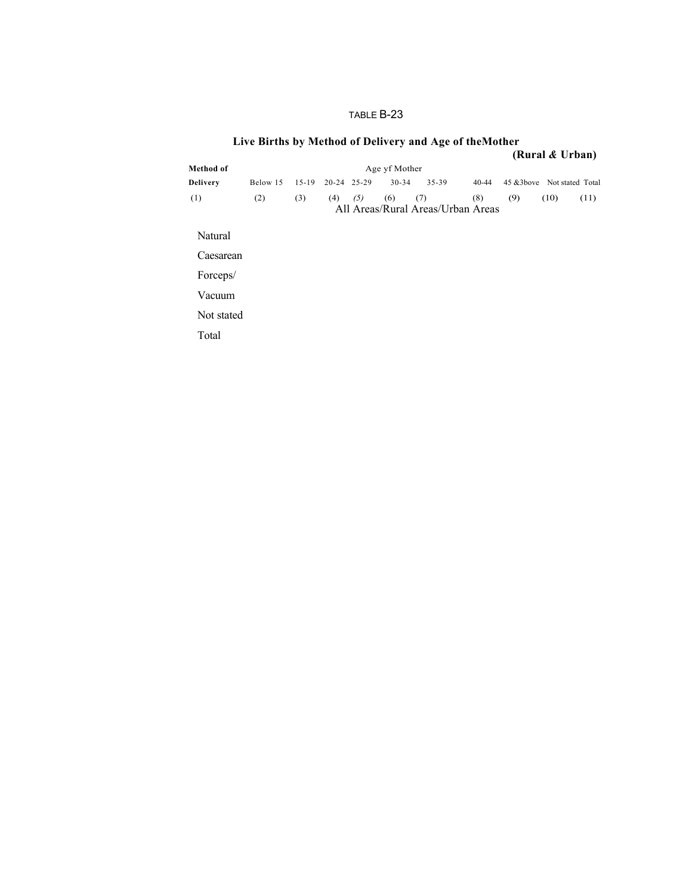TABLE B-23

## Live Births by Method of Delivery and Age of theMother

**(Rural & Urban)**

| Method of Delivery | Age yf Mother | | | | | | | | | |
|---|---|---|---|---|---|---|---|---|---|---|
| | Below 15 | 15-19 | 20-24 | 25-29 | 30-34 | 35-39 | 40-44 | 45 &3bove | Not stated | Total |
| (1) | (2) | (3) | (4) | *(5)* | (6) | (7) | (8) | (9) | (10) | (11) |
| All Areas/Rural Areas/Urban Areas | | | | | | | | | | |
| Natural | | | | | | | | | | |
| Caesarean | | | | | | | | | | |
| Forceps/ | | | | | | | | | | |
| Vacuum | | | | | | | | | | |
| Not stated | | | | | | | | | | |
| Total | | | | | | | | | | |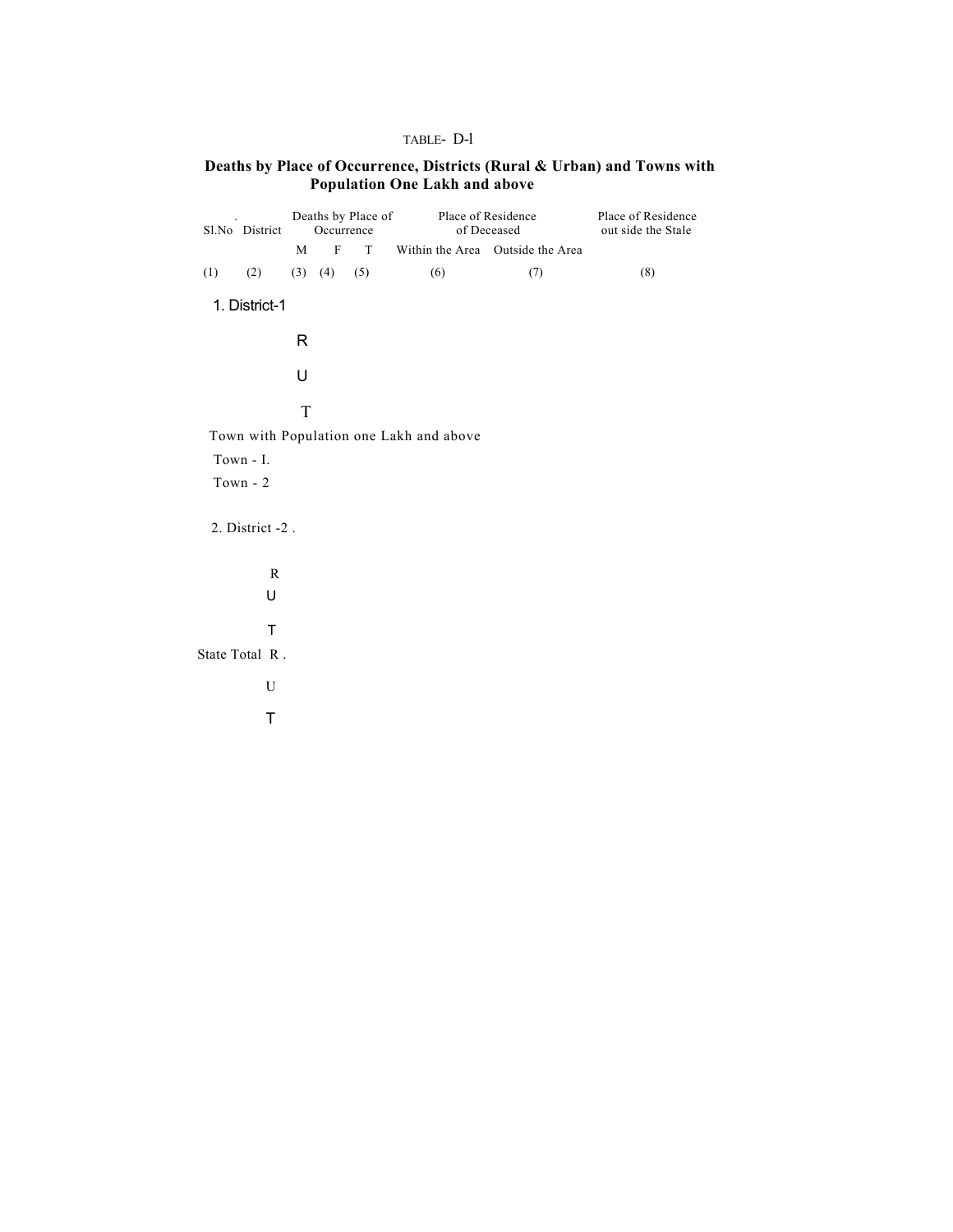TABLE- D-l

**Deaths by Place of Occurrence, Districts (Rural & Urban) and Towns with Population One Lakh and above**

| Sl.No | District | Deaths by Place of Occurrence | | | Place of Residence of Deceased | | Place of Residence out side the Stale |
|---|---|---|---|---|---|---|---|
| | | M | F | T | Within the Area | Outside the Area | |
| (1) | (2) | (3) | (4) | (5) | (6) | (7) | (8) |
| 1. District-1 | | | | | | | |
| | R | | | | | | |
| | U | | | | | | |
| | T | | | | | | |
| Town with Population one Lakh and above | | | | | | | |
| Town - I. | | | | | | | |
| Town - 2 | | | | | | | |
| 2. District -2 . | | | | | | | |
| | R | | | | | | |
| | U | | | | | | |
| | T | | | | | | |
| State Total | R . | | | | | | |
| | U | | | | | | |
| | T | | | | | | |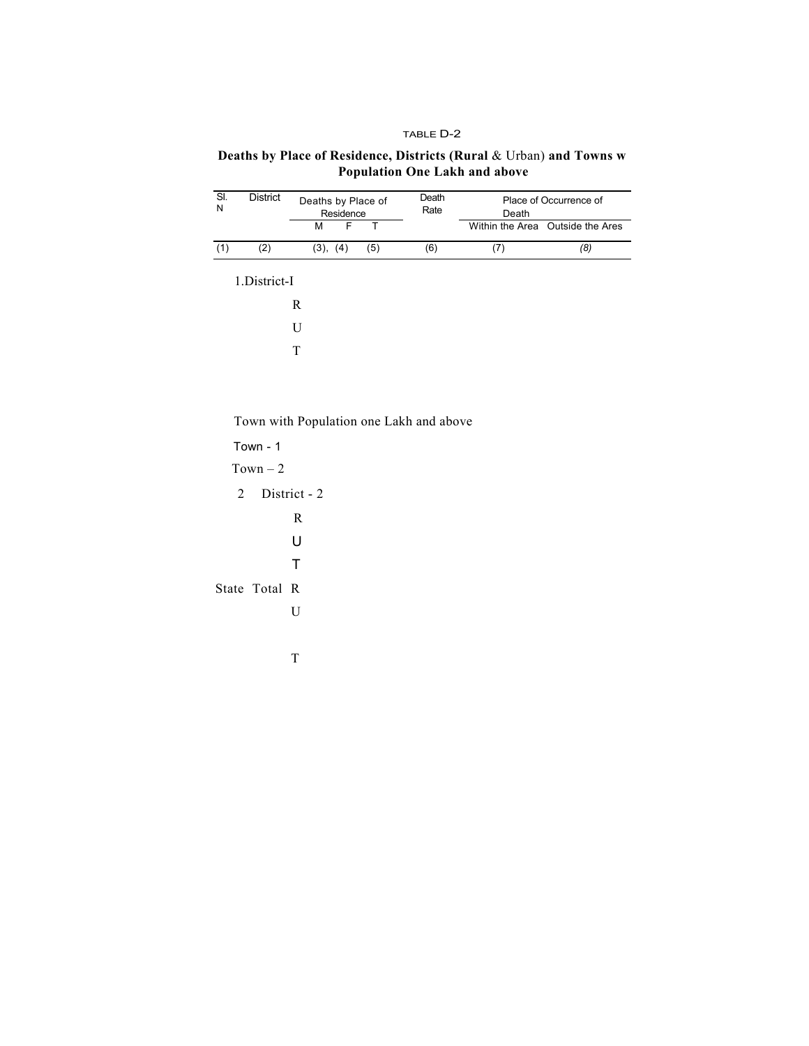TABLE D-2

**Deaths by Place of Residence, Districts (Rural & Urban) and Towns w Population One Lakh and above**

| Sl. N | District | Deaths by Place of Residence | | | Death Rate | Place of Occurrence of Death | |
|---|---|---|---|---|---|---|---|
| | | M | F | T | | Within the Area | Outside the Ares |
| (1) | (2) | (3), | (4) | (5) | (6) | (7) | (8) |
| 1. | District-I | | | | | | |
| | R | | | | | | |
| | U | | | | | | |
| | T | | | | | | |
| | Town with Population one Lakh and above | | | | | | |
| | Town - 1 | | | | | | |
| | Town – 2 | | | | | | |
| 2 | District - 2 | | | | | | |
| | R | | | | | | |
| | U | | | | | | |
| | T | | | | | | |
| State Total | R | | | | | | |
| | U | | | | | | |
| | T | | | | | | |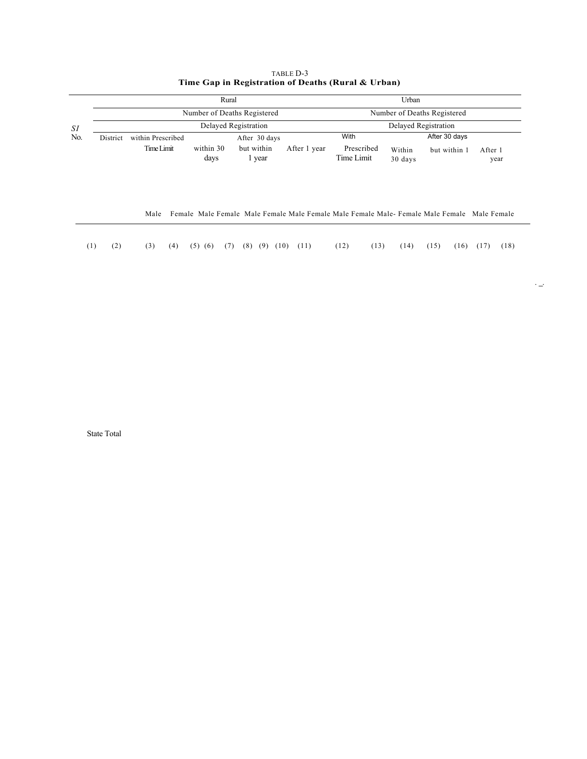TABLE D-3

**Time Gap in Registration of Deaths (Rural & Urban)**

| Sl No. | District | Rural | | | | | | | | Urban | | | | | | | |
|---|---|---|---|---|---|---|---|---|---|---|---|---|---|---|---|---|---|
| | | Number of Deaths Registered | | | | | | | | Number of Deaths Registered | | | | | | | |
| | | within Prescribed Time Limit | | Delayed Registration | | | | | | With Prescribed Time Limit | | Delayed Registration | | | | | |
| | | | | within 30 days | | After 30 days but within 1 year | | After 1 year | | | | Within 30 days | | After 30 days but within 1 | | After 1 year | |
| | | Male | Female | Male | Female | Male | Female | Male | Female | Male | Female | Male- | Female | Male | Female | Male | Female |
| (1) | (2) | (3) | (4) | (5) | (6) | (7) | (8) | (9) | (10) | (11) | (12) | (13) | (14) | (15) | (16) | (17) | (18) |
| | State Total | | | | | | | | | | | | | | | | |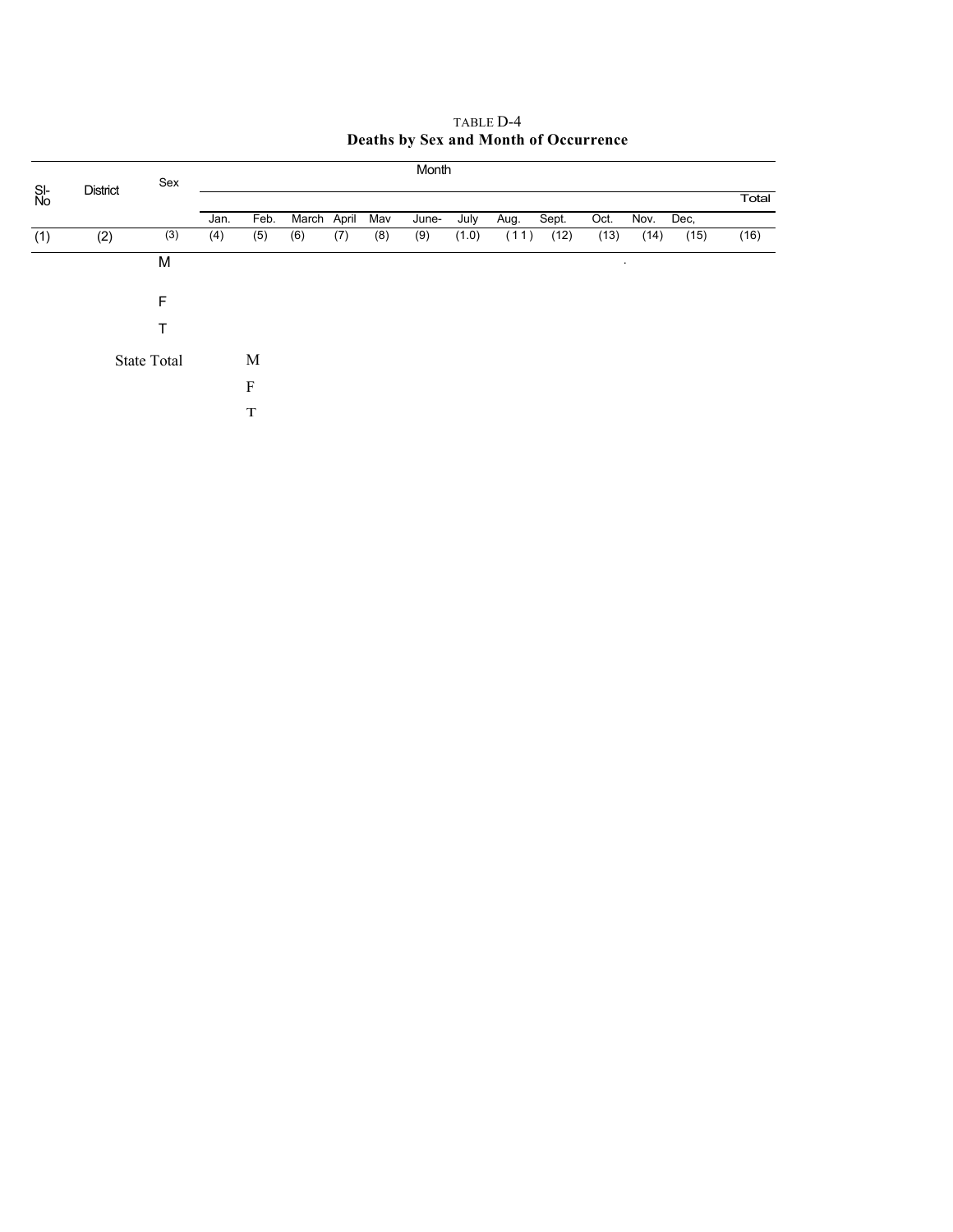TABLE D-4

**Deaths by Sex and Month of Occurrence**

| Sl-No | District | Sex | Month | | | | | | | | | | | | Total |
|---|---|---|---|---|---|---|---|---|---|---|---|---|---|---|---|
| | | | Jan. | Feb. | March | April | Mav | June- | July | Aug. | Sept. | Oct. | Nov. | Dec, | |
| (1) | (2) | (3) | (4) | (5) | (6) | (7) | (8) | (9) | (1.0) | (11) | (12) | (13) | (14) | (15) | (16) |
| | | M | | | | | | | | | | | | | |
| | | F | | | | | | | | | | | | | |
| | | T | | | | | | | | | | | | | |
| | State Total | | | M | | | | | | | | | | | |
| | | | | F | | | | | | | | | | | |
| | | | | T | | | | | | | | | | | |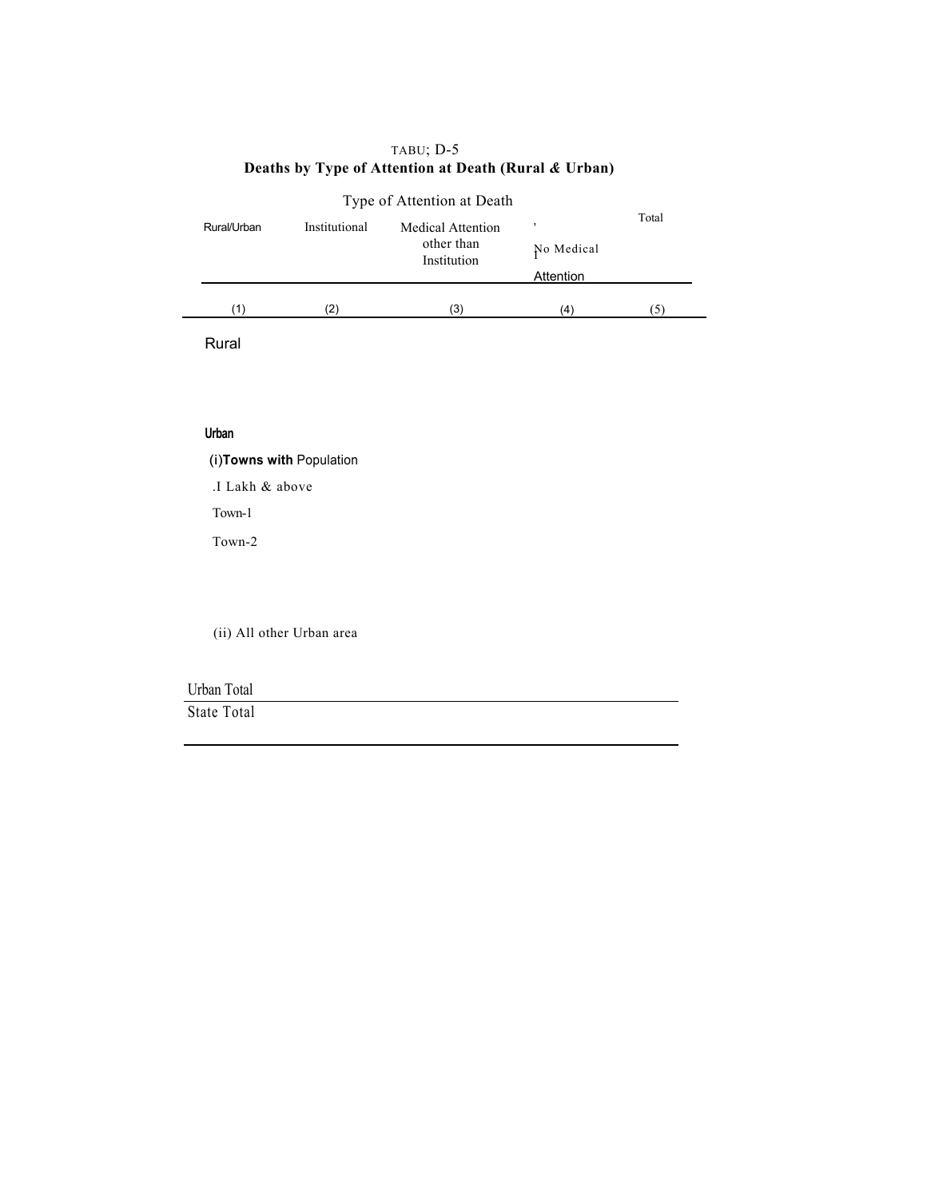TABU; D-5

**Deaths by Type of Attention at Death (Rural & Urban)**

| Rural/Urban | Type of Attention at Death | | | Total |
|---|---|---|---|---|
| | Institutional | Medical Attention other than Institution | No Medical Attention | |
| (1) | (2) | (3) | (4) | (5) |
| Rural | | | | |
| **Urban** | | | | |
| (i)**Towns with** Population | | | | |
| .I Lakh & above | | | | |
| Town-1 | | | | |
| Town-2 | | | | |
| (ii) All other Urban area | | | | |
| Urban Total | | | | |
| State Total | | | | |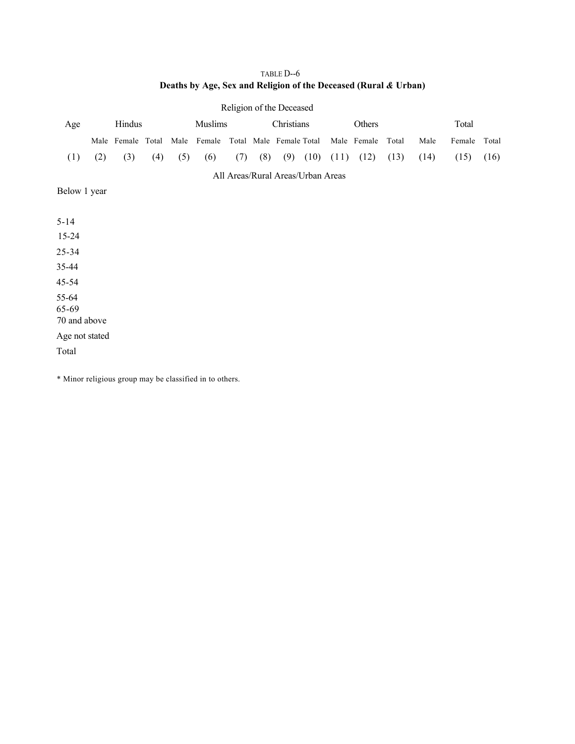TABLE D--6

**Deaths by Age, Sex and Religion of the Deceased (Rural & Urban)**

| Age | Religion of the Deceased | | | | | | | | | | | | | | |
|---|---|---|---|---|---|---|---|---|---|---|---|---|---|---|---|
| | Hindus | | | Muslims | | | Christians | | | Others | | | Total | | |
| | Male | Female | Total | Male | Female | Total | Male | Female | Total | Male | Female | Total | Male | Female | Total |
| (1) | (2) | (3) | (4) | (5) | (6) | (7) | (8) | (9) | (10) | (11) | (12) | (13) | (14) | (15) | (16) |
| All Areas/Rural Areas/Urban Areas | | | | | | | | | | | | | | | |
| Below 1 year | | | | | | | | | | | | | | | |
| 5-14 | | | | | | | | | | | | | | | |
| 15-24 | | | | | | | | | | | | | | | |
| 25-34 | | | | | | | | | | | | | | | |
| 35-44 | | | | | | | | | | | | | | | |
| 45-54 | | | | | | | | | | | | | | | |
| 55-64 | | | | | | | | | | | | | | | |
| 65-69 | | | | | | | | | | | | | | | |
| 70 and above | | | | | | | | | | | | | | | |
| Age not stated | | | | | | | | | | | | | | | |
| Total | | | | | | | | | | | | | | | |

* Minor religious group may be classified in to others.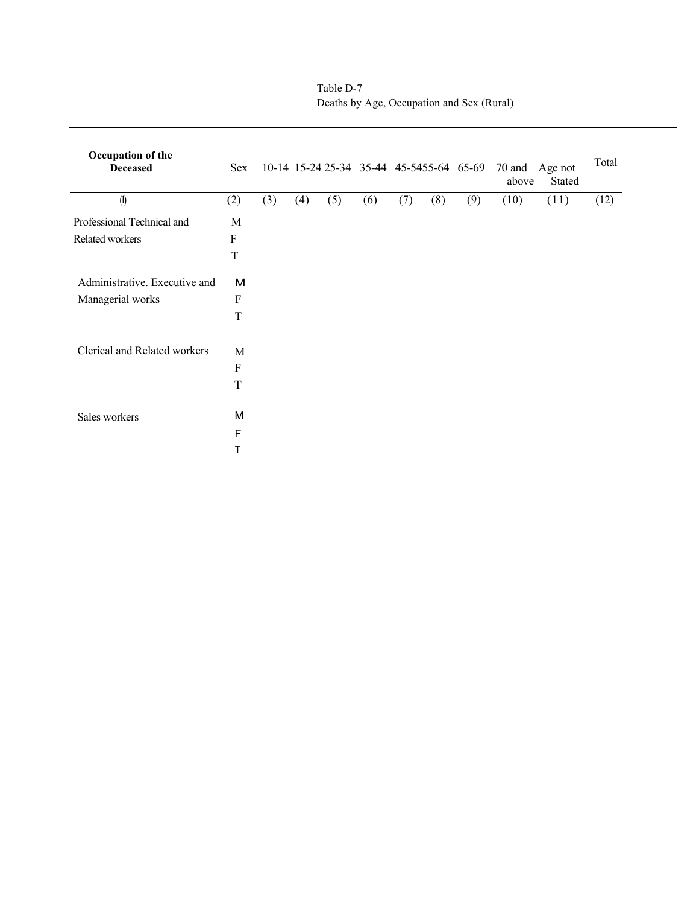Table D-7
Deaths by Age, Occupation and Sex (Rural)

| Occupation of the Deceased | Sex | 10-14 | 15-24 | 25-34 | 35-44 | 45-54 | 55-64 | 65-69 | 70 and above | Age not Stated | Total |
|---|---|---|---|---|---|---|---|---|---|---|---|
| (l) | (2) | (3) | (4) | (5) | (6) | (7) | (8) | (9) | (10) | (11) | (12) |
| Professional Technical and Related workers | M | | | | | | | | | | |
| | F | | | | | | | | | | |
| | T | | | | | | | | | | |
| Administrative. Executive and Managerial works | M | | | | | | | | | | |
| | F | | | | | | | | | | |
| | T | | | | | | | | | | |
| Clerical and Related workers | M | | | | | | | | | | |
| | F | | | | | | | | | | |
| | T | | | | | | | | | | |
| Sales workers | M | | | | | | | | | | |
| | F | | | | | | | | | | |
| | T | | | | | | | | | | |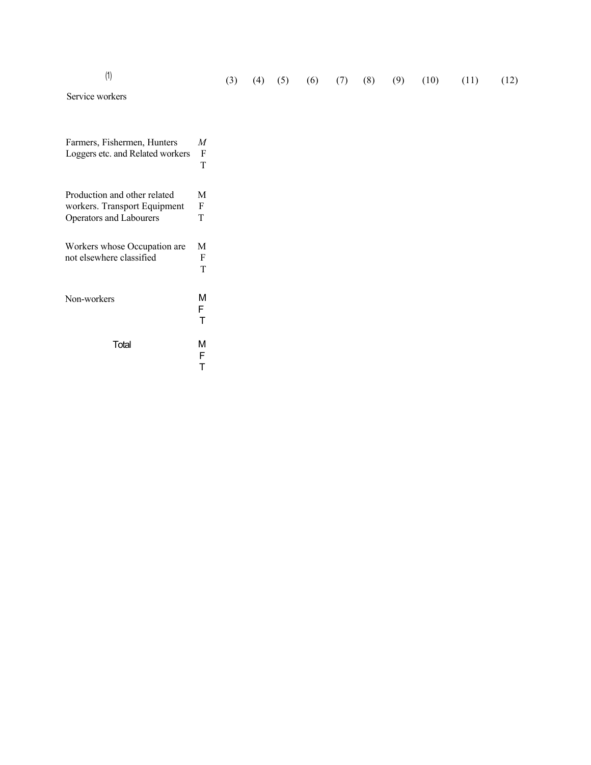| (1) | | (3) | (4) | (5) | (6) | (7) | (8) | (9) | (10) | (11) | (12) |
|---|---|---|---|---|---|---|---|---|---|---|---|
| Service workers | | | | | | | | | | | |
| Farmers, Fishermen, Hunters Loggers etc. and Related workers | *M* | | | | | | | | | | |
| | F | | | | | | | | | | |
| | T | | | | | | | | | | |
| Production and other related workers. Transport Equipment Operators and Labourers | M | | | | | | | | | | |
| | F | | | | | | | | | | |
| | T | | | | | | | | | | |
| Workers whose Occupation are not elsewhere classified | M | | | | | | | | | | |
| | F | | | | | | | | | | |
| | T | | | | | | | | | | |
| Non-workers | M | | | | | | | | | | |
| | F | | | | | | | | | | |
| | T | | | | | | | | | | |
| Total | M | | | | | | | | | | |
| | F | | | | | | | | | | |
| | T | | | | | | | | | | |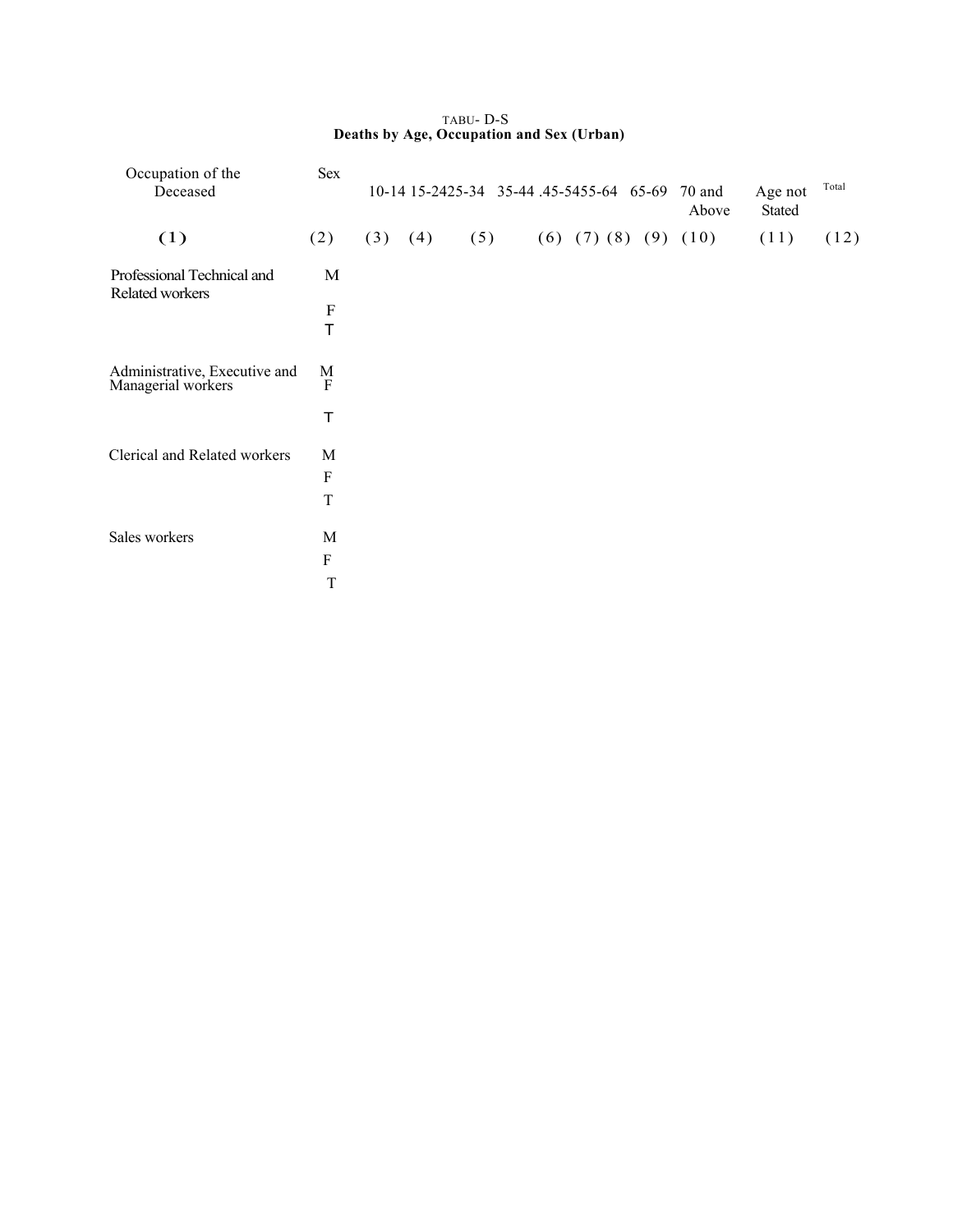TABU- D-S

**Deaths by Age, Occupation and Sex (Urban)**

| Occupation of the Deceased | Sex | 10-14 | 15-24 | 25-34 | 35-44 | .45-54 | 55-64 | 65-69 | 70 and Above | Age not Stated | Total |
|---|---|---|---|---|---|---|---|---|---|---|---|
| (1) | (2) | (3) | (4) | (5) | (6) | (7) | (8) | (9) | (10) | (11) | (12) |
| Professional Technical and Related workers | M | | | | | | | | | | |
| | F | | | | | | | | | | |
| | T | | | | | | | | | | |
| Administrative, Executive and Managerial workers | M | | | | | | | | | | |
| | F | | | | | | | | | | |
| | T | | | | | | | | | | |
| Clerical and Related workers | M | | | | | | | | | | |
| | F | | | | | | | | | | |
| | T | | | | | | | | | | |
| Sales workers | M | | | | | | | | | | |
| | F | | | | | | | | | | |
| | T | | | | | | | | | | |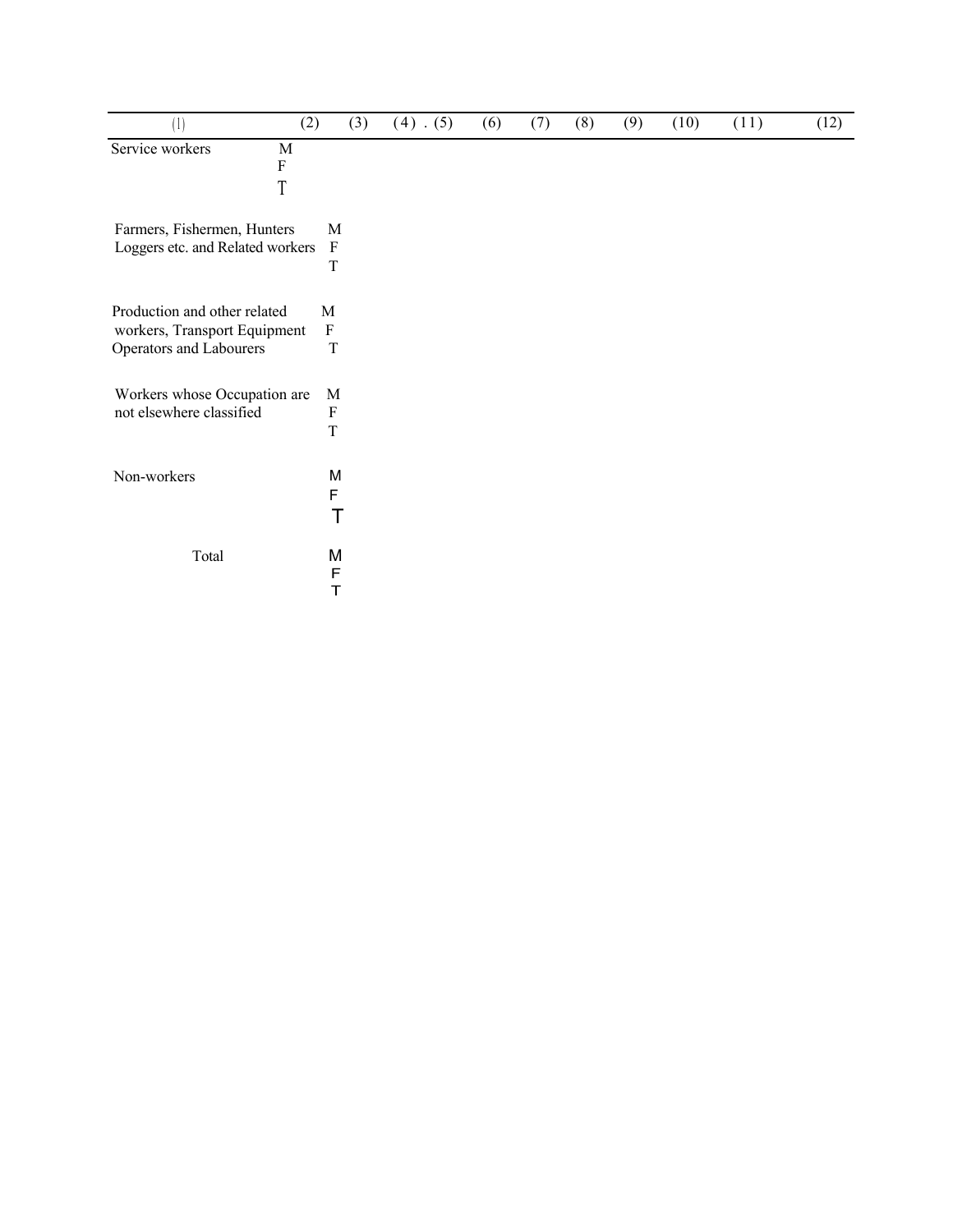| (1) | (2) | (3) | (4) | (5) | (6) | (7) | (8) | (9) | (10) | (11) | (12) |
|---|---|---|---|---|---|---|---|---|---|---|---|
| Service workers | M | | | | | | | | | | |
| | F | | | | | | | | | | |
| | T | | | | | | | | | | |
| Farmers, Fishermen, Hunters Loggers etc. and Related workers | M | | | | | | | | | | |
| | F | | | | | | | | | | |
| | T | | | | | | | | | | |
| Production and other related workers, Transport Equipment Operators and Labourers | M | | | | | | | | | | |
| | F | | | | | | | | | | |
| | T | | | | | | | | | | |
| Workers whose Occupation are not elsewhere classified | M | | | | | | | | | | |
| | F | | | | | | | | | | |
| | T | | | | | | | | | | |
| Non-workers | M | | | | | | | | | | |
| | F | | | | | | | | | | |
| | T | | | | | | | | | | |
| Total | M | | | | | | | | | | |
| | F | | | | | | | | | | |
| | T | | | | | | | | | | |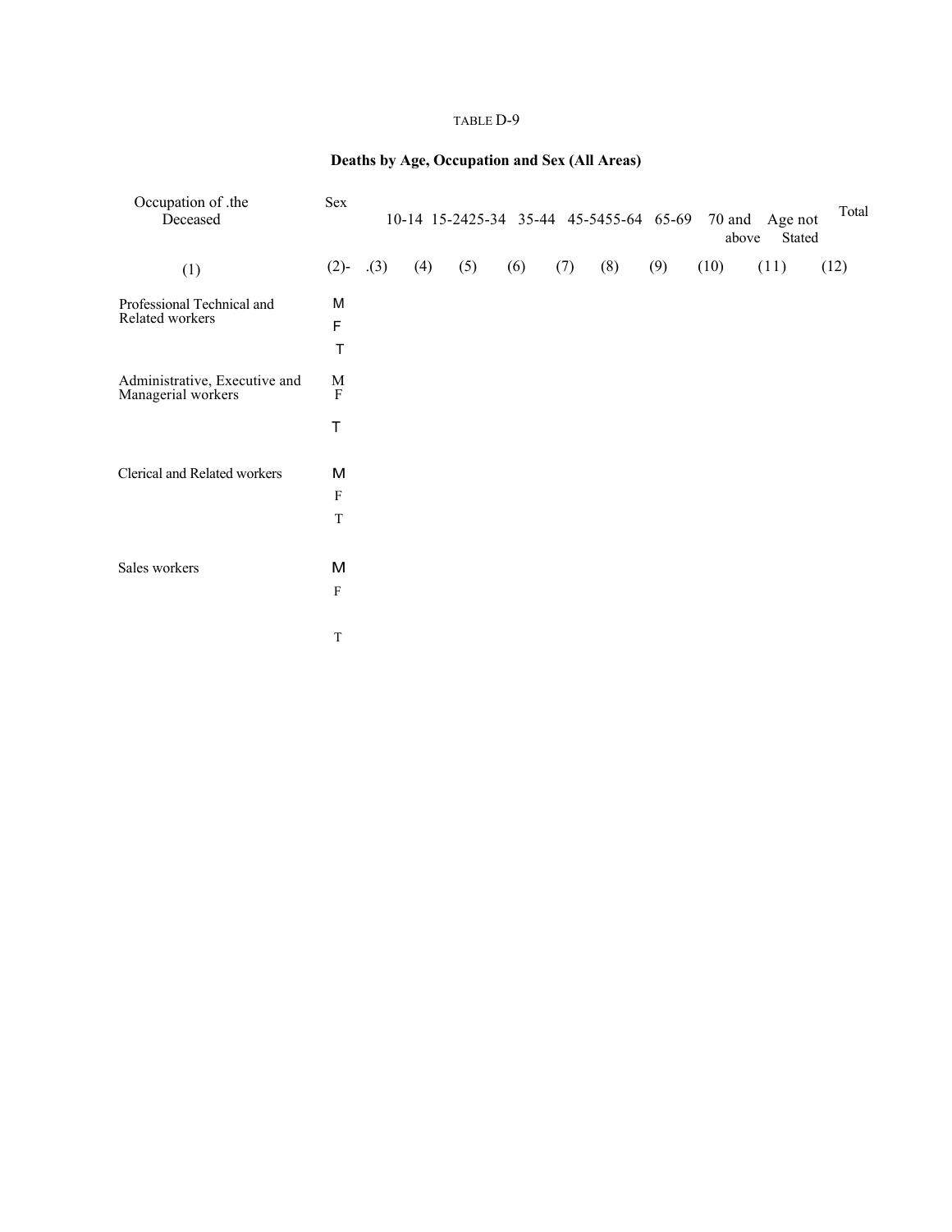TABLE D-9

**Deaths by Age, Occupation and Sex (All Areas)**

| Occupation of .the Deceased | Sex | | 10-14 | 15-24 | 25-34 | 35-44 | 45-54 | 55-64 | 65-69 | 70 and above | Age not Stated | Total |
|---|---|---|---|---|---|---|---|---|---|---|---|---|
| (1) | (2)- | .(3) | (4) | (5) | (6) | (7) | (8) | (9) | (10) | (11) | (12) | |
| Professional Technical and Related workers | M | | | | | | | | | | | |
| | F | | | | | | | | | | | |
| | T | | | | | | | | | | | |
| Administrative, Executive and Managerial workers | M | | | | | | | | | | | |
| | F | | | | | | | | | | | |
| | T | | | | | | | | | | | |
| Clerical and Related workers | M | | | | | | | | | | | |
| | F | | | | | | | | | | | |
| | T | | | | | | | | | | | |
| Sales workers | M | | | | | | | | | | | |
| | F | | | | | | | | | | | |
| | T | | | | | | | | | | | |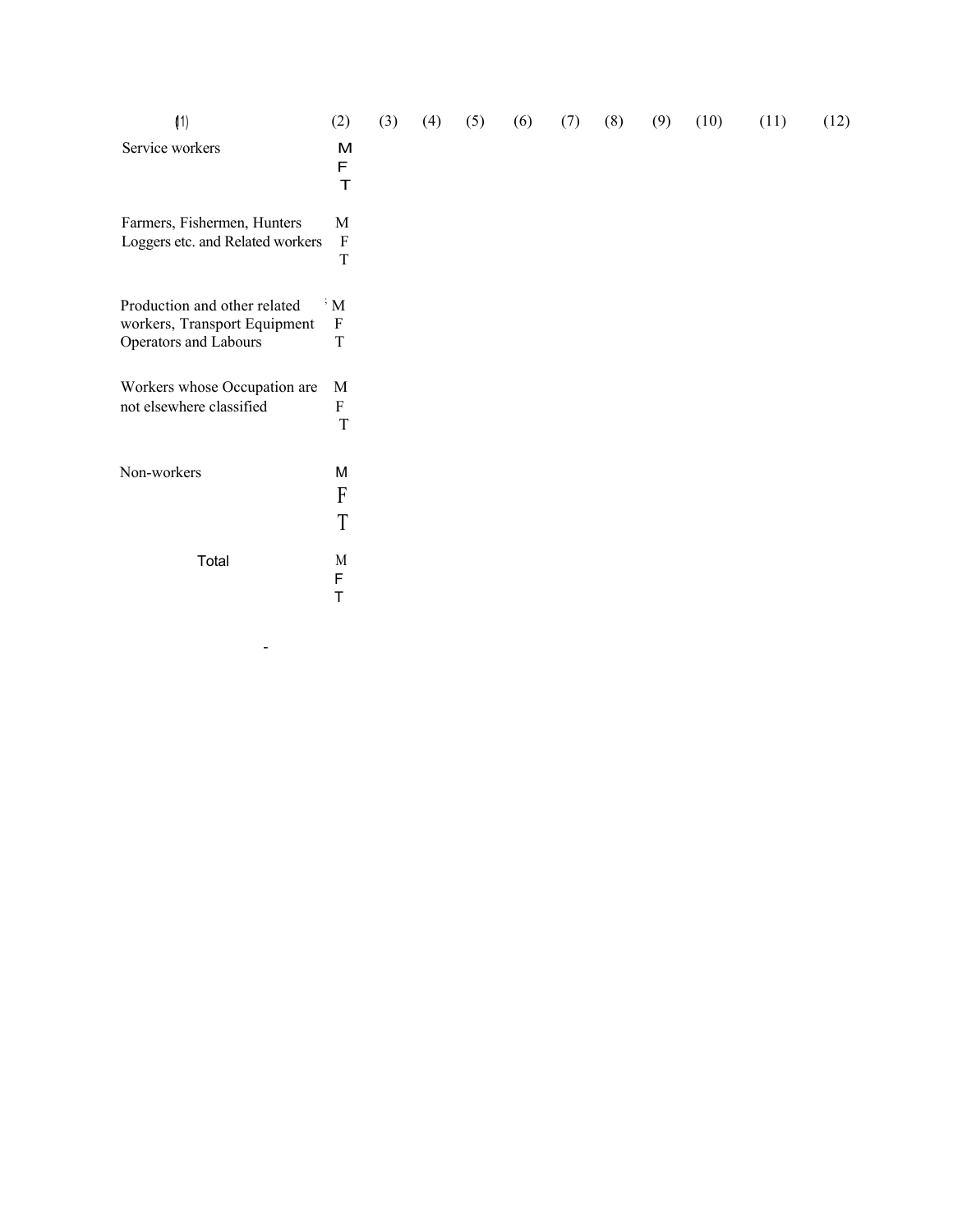| (1) | (2) | (3) | (4) | (5) | (6) | (7) | (8) | (9) | (10) | (11) | (12) |
|---|---|---|---|---|---|---|---|---|---|---|---|
| Service workers | M | | | | | | | | | | |
| | F | | | | | | | | | | |
| | T | | | | | | | | | | |
| Farmers, Fishermen, Hunters Loggers etc. and Related workers | M | | | | | | | | | | |
| | F | | | | | | | | | | |
| | T | | | | | | | | | | |
| Production and other related workers, Transport Equipment Operators and Labours | M | | | | | | | | | | |
| | F | | | | | | | | | | |
| | T | | | | | | | | | | |
| Workers whose Occupation are not elsewhere classified | M | | | | | | | | | | |
| | F | | | | | | | | | | |
| | T | | | | | | | | | | |
| Non-workers | M | | | | | | | | | | |
| | F | | | | | | | | | | |
| | T | | | | | | | | | | |
| Total | M | | | | | | | | | | |
| | F | | | | | | | | | | |
| | T | | | | | | | | | | |

-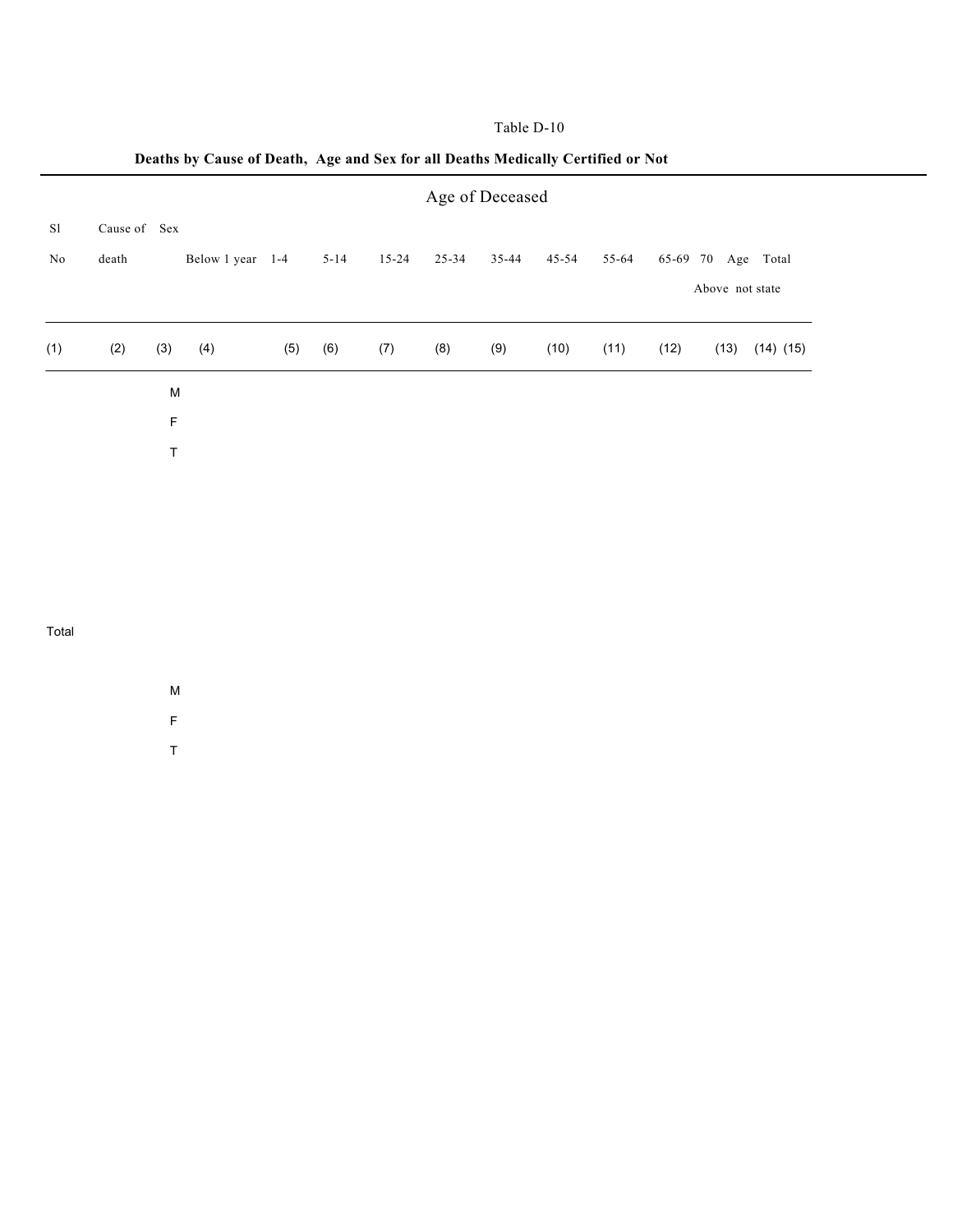Table D-10

**Deaths by Cause of Death, Age and Sex for all Deaths Medically Certified or Not**

| Sl No | Cause of death | Sex | Age of Deceased | | | | | | | | | | | |
|---|---|---|---|---|---|---|---|---|---|---|---|---|---|---|
| | | | Below 1 year | 1-4 | 5-14 | 15-24 | 25-34 | 35-44 | 45-54 | 55-64 | 65-69 | 70 Above | Age not state | Total |
| (1) | (2) | (3) | (4) | (5) | (6) | (7) | (8) | (9) | (10) | (11) | (12) | (13) | (14) | (15) |
| | | M | | | | | | | | | | | | |
| | | F | | | | | | | | | | | | |
| | | T | | | | | | | | | | | | |
| Total | | | | | | | | | | | | | | |
| | | M | | | | | | | | | | | | |
| | | F | | | | | | | | | | | | |
| | | T | | | | | | | | | | | | |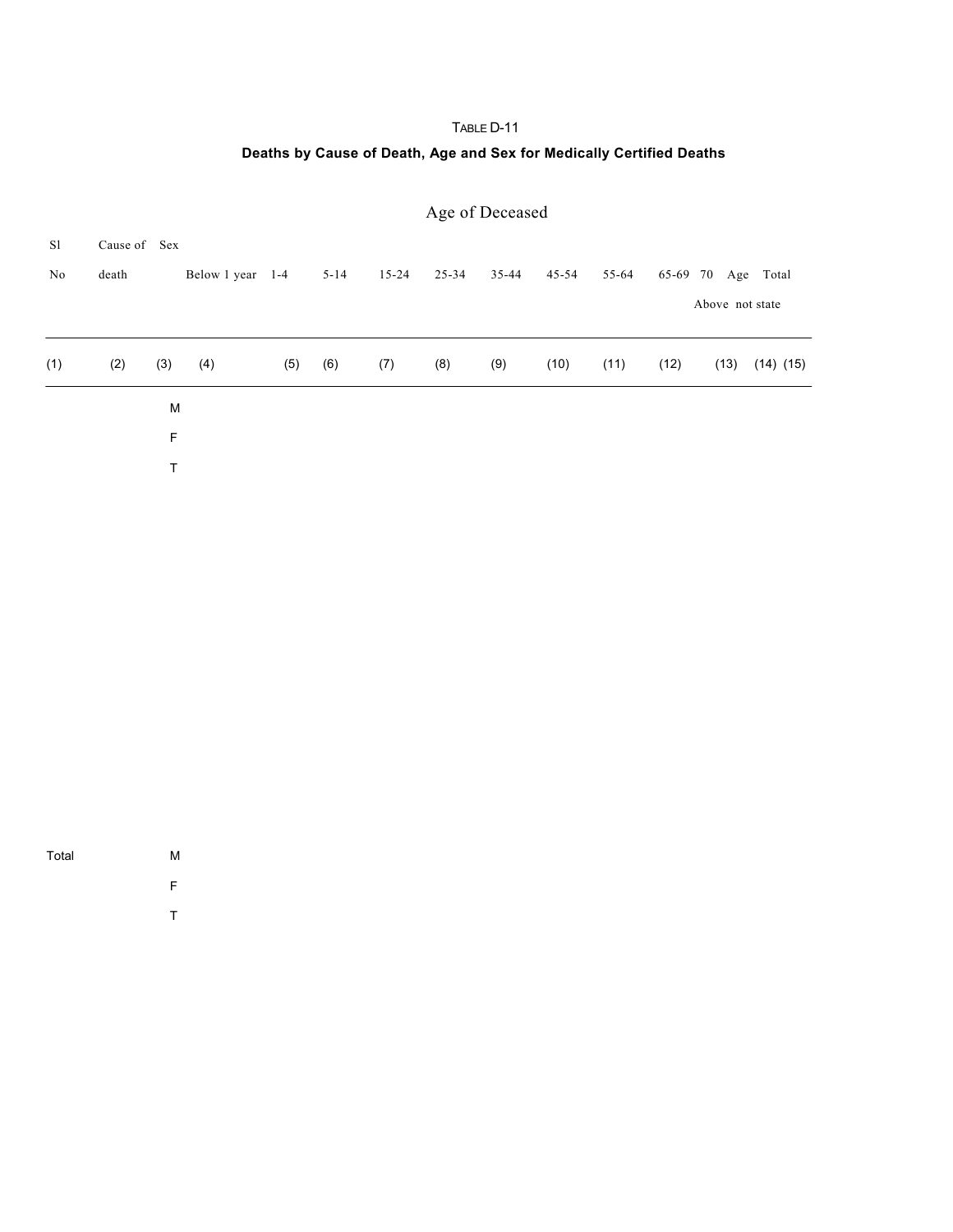TABLE D-11

**Deaths by Cause of Death, Age and Sex for Medically Certified Deaths**

| Sl No | Cause of death | Sex | Age of Deceased | | | | | | | | | | | |
|---|---|---|---|---|---|---|---|---|---|---|---|---|---|---|
| | | | Below 1 year | 1-4 | 5-14 | 15-24 | 25-34 | 35-44 | 45-54 | 55-64 | 65-69 | 70 Above | Age not state | Total |
| (1) | (2) | (3) | (4) | (5) | (6) | (7) | (8) | (9) | (10) | (11) | (12) | (13) | (14) | (15) |
| | | M | | | | | | | | | | | | |
| | | F | | | | | | | | | | | | |
| | | T | | | | | | | | | | | | |
| Total | | M | | | | | | | | | | | | |
| | | F | | | | | | | | | | | | |
| | | T | | | | | | | | | | | | |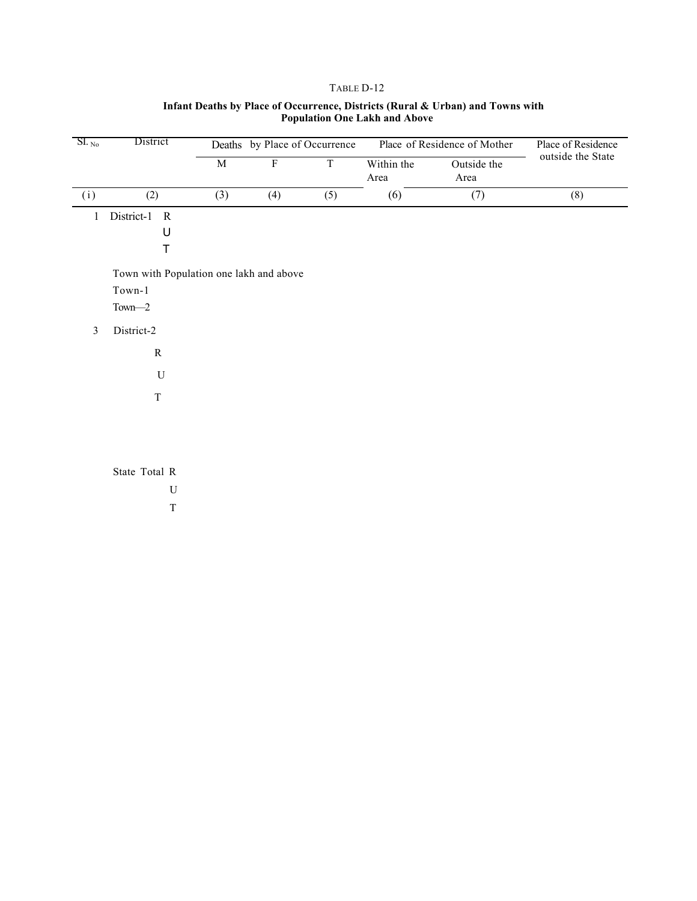TABLE D-12

**Infant Deaths by Place of Occurrence, Districts (Rural & Urban) and Towns with Population One Lakh and Above**

| Sl. No | District | Deaths by Place of Occurrence | | | Place of Residence of Mother | | Place of Residence outside the State |
|---|---|---|---|---|---|---|---|
| | | M | F | T | Within the Area | Outside the Area | |
| (i) | (2) | (3) | (4) | (5) | (6) | (7) | (8) |
| 1 | District-1 R | | | | | | |
| | U | | | | | | |
| | T | | | | | | |
| | Town with Population one lakh and above | | | | | | |
| | Town-1 | | | | | | |
| | Town—2 | | | | | | |
| 3 | District-2 | | | | | | |
| | R | | | | | | |
| | U | | | | | | |
| | T | | | | | | |
| | State Total R | | | | | | |
| | U | | | | | | |
| | T | | | | | | |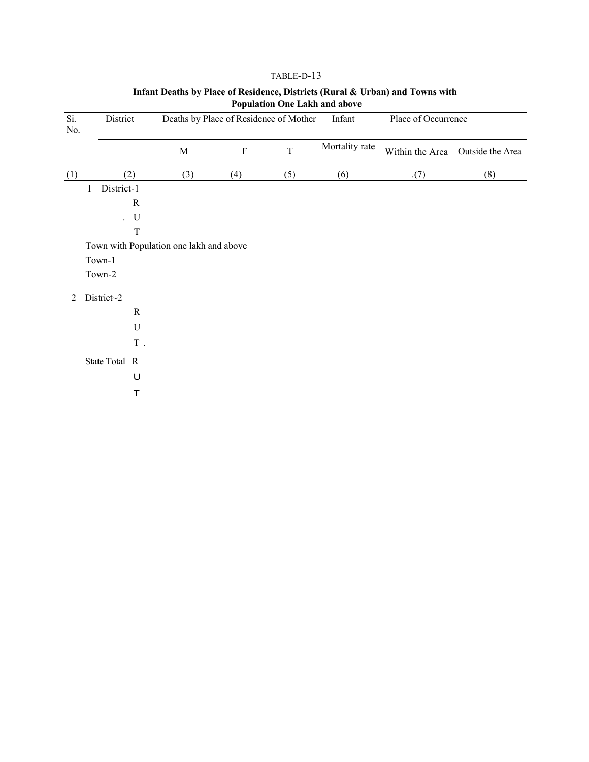TABLE-D-13

**Infant Deaths by Place of Residence, Districts (Rural & Urban) and Towns with Population One Lakh and above**

| Si. No. | District | Deaths by Place of Residence of Mother | | | Infant | Place of Occurrence | |
|---|---|---|---|---|---|---|---|
| | | M | F | T | Mortality rate | Within the Area | Outside the Area |
| (1) | (2) | (3) | (4) | (5) | (6) | .(7) | (8) |
| I | District-1 | | | | | | |
| | R | | | | | | |
| | . U | | | | | | |
| | T | | | | | | |
| | Town with Population one lakh and above | | | | | | |
| | Town-1 | | | | | | |
| | Town-2 | | | | | | |
| 2 | District~2 | | | | | | |
| | R | | | | | | |
| | U | | | | | | |
| | T . | | | | | | |
| | State Total R | | | | | | |
| | U | | | | | | |
| | T | | | | | | |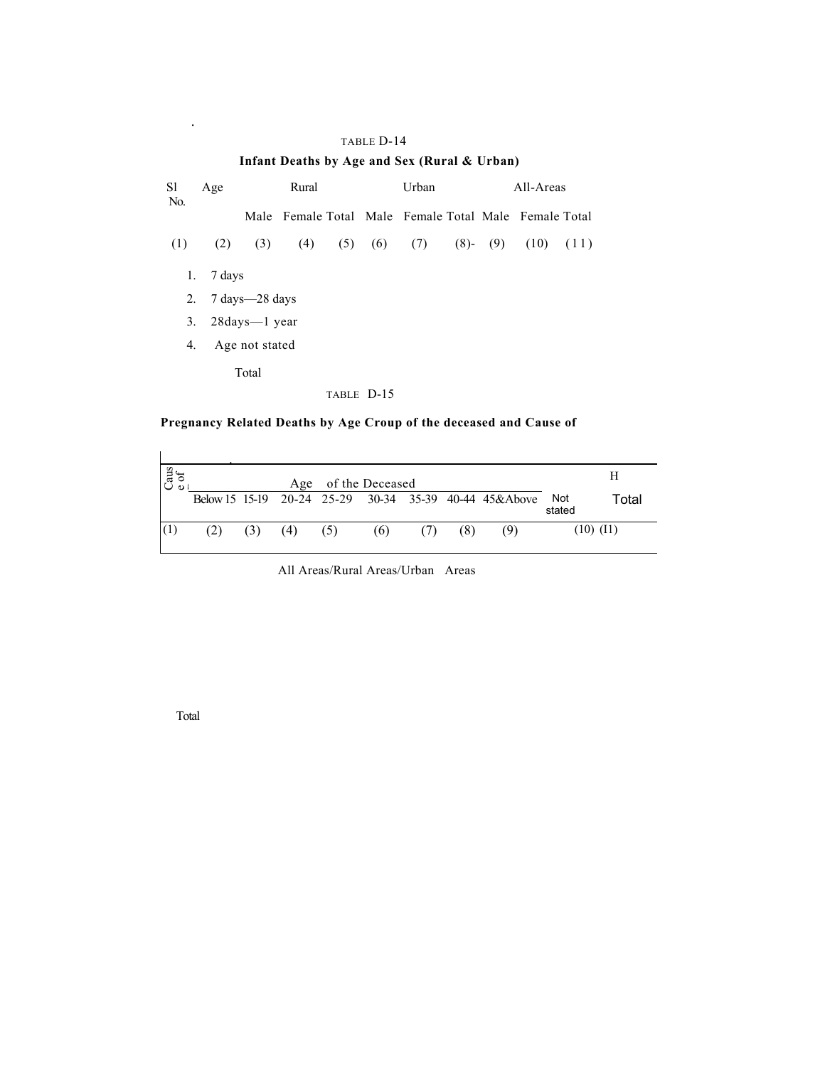TABLE D-14

**Infant Deaths by Age and Sex (Rural & Urban)**

| Sl No. | Age | Rural | | | Urban | | | All-Areas | | |
|---|---|---|---|---|---|---|---|---|---|---|
| | | Male | Female | Total | Male | Female | Total | Male | Female | Total |
| (1) | (2) | (3) | (4) | (5) | (6) | (7) | (8)- | (9) | (10) | (11) |
| 1. | 7 days | | | | | | | | | |
| 2. | 7 days—28 days | | | | | | | | | |
| 3. | 28days—1 year | | | | | | | | | |
| 4. | Age not stated | | | | | | | | | |
| | Total | | | | | | | | | |

TABLE D-15

**Pregnancy Related Deaths by Age Croup of the deceased and Cause of**

| Cause of | Age of the Deceased | | | | | | | | | H |
|---|---|---|---|---|---|---|---|---|---|---|
| | Below 15 | 15-19 | 20-24 | 25-29 | 30-34 | 35-39 | 40-44 | 45&Above | Not stated | Total |
| (1) | (2) | (3) | (4) | (5) | (6) | (7) | (8) | (9) | (10) | (11) |

All Areas/Rural Areas/Urban Areas

Total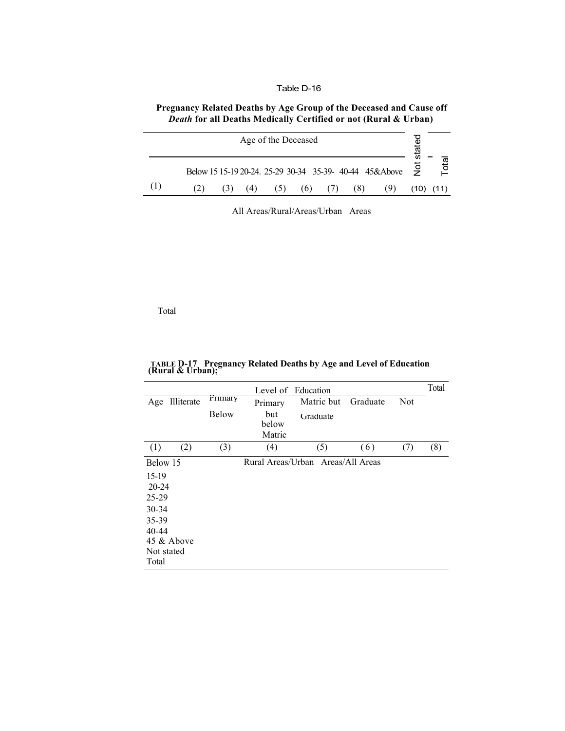Table D-16

**Pregnancy Related Deaths by Age Group of the Deceased and Cause off *Death* for all Deaths Medically Certified or not (Rural & Urban)**

| | Age of the Deceased | | | | | | | | Not stated | Total |
|---|---|---|---|---|---|---|---|---|---|---|
| | Below 15 | 15-19 | 20-24. | 25-29 | 30-34 | 35-39- | 40-44 | 45&Above | | |
| (1) | (2) | (3) | (4) | (5) | (6) | (7) | (8) | (9) | (10) | (11) |
| | All Areas/Rural/Areas/Urban Areas | | | | | | | | | |
| Total | | | | | | | | | | |

**TABLE D-17 Pregnancy Related Deaths by Age and Level of Education (Rural & Urban);**

| Age | Level of Education | | | | | | Total |
|---|---|---|---|---|---|---|---|
| | Illiterate | Primary Below | Primary but below Matric | Matric but Graduate | Graduate | Not | |
| (1) | (2) | (3) | (4) | (5) | (6) | (7) | (8) |
| Below 15 | Rural Areas/Urban Areas/All Areas | | | | | | |
| 15-19 | | | | | | | |
| 20-24 | | | | | | | |
| 25-29 | | | | | | | |
| 30-34 | | | | | | | |
| 35-39 | | | | | | | |
| 40-44 | | | | | | | |
| 45 & Above | | | | | | | |
| Not stated | | | | | | | |
| Total | | | | | | | |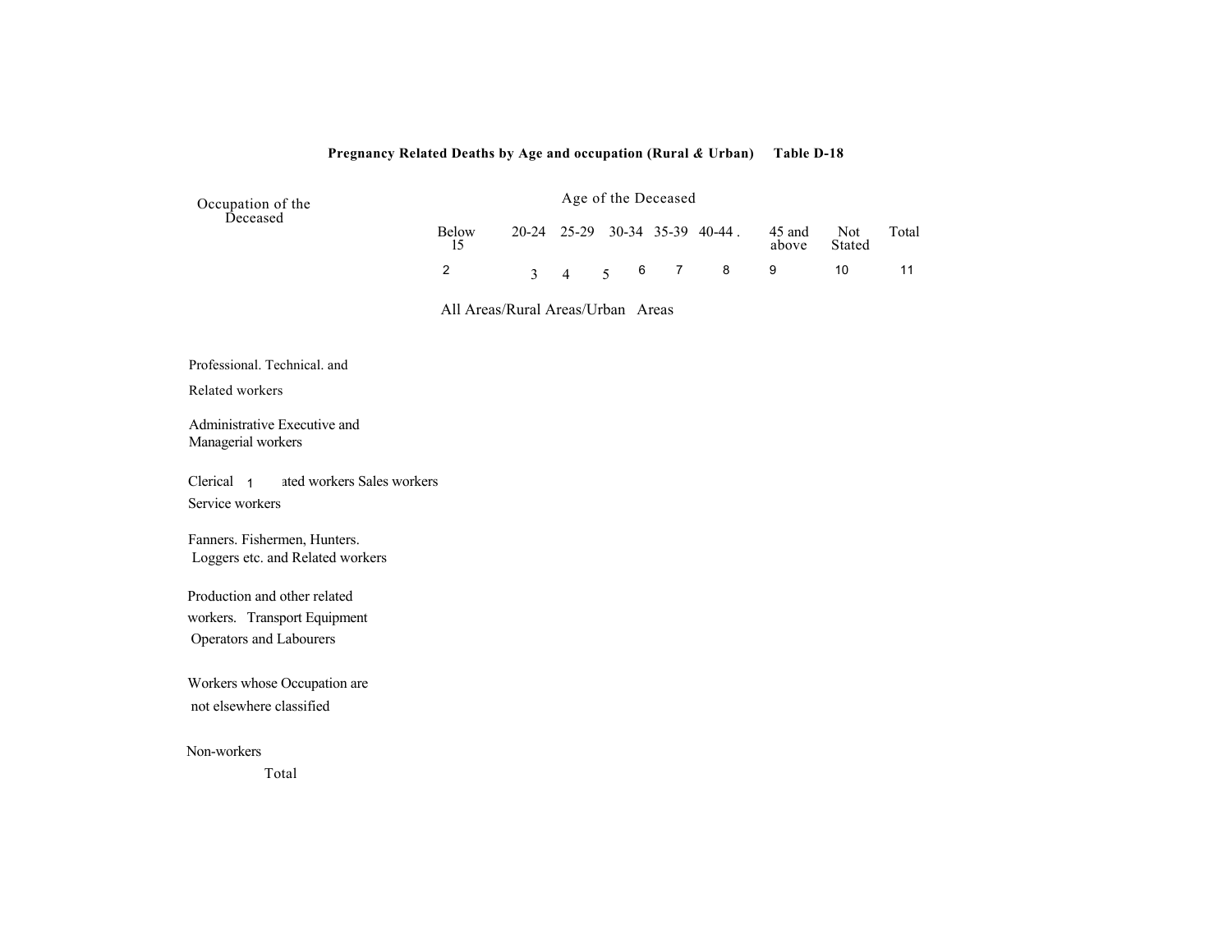**Pregnancy Related Deaths by Age and occupation (Rural & Urban)** **Table D-18**

| Occupation of the Deceased | Age of the Deceased | | | | | | | | |
|---|---|---|---|---|---|---|---|---|---|
| | Below 15 | 20-24 | 25-29 | 30-34 | 35-39 | 40-44 . | 45 and above | Not Stated | Total |
| 1 | 2 | 3 | 4 | 5 | 6 | 7 | 8 | 9 | 10 | 11 |
| | All Areas/Rural Areas/Urban Areas | | | | | | | | |
| Professional. Technical. and Related workers | | | | | | | | | |
| Administrative Executive and Managerial workers | | | | | | | | | |
| Clerical and Related workers Sales workers | | | | | | | | | |
| Service workers | | | | | | | | | |
| Fanners. Fishermen, Hunters. Loggers etc. and Related workers | | | | | | | | | |
| Production and other related workers. Transport Equipment Operators and Labourers | | | | | | | | | |
| Workers whose Occupation are not elsewhere classified | | | | | | | | | |
| Non-workers | | | | | | | | | |
| Total | | | | | | | | | |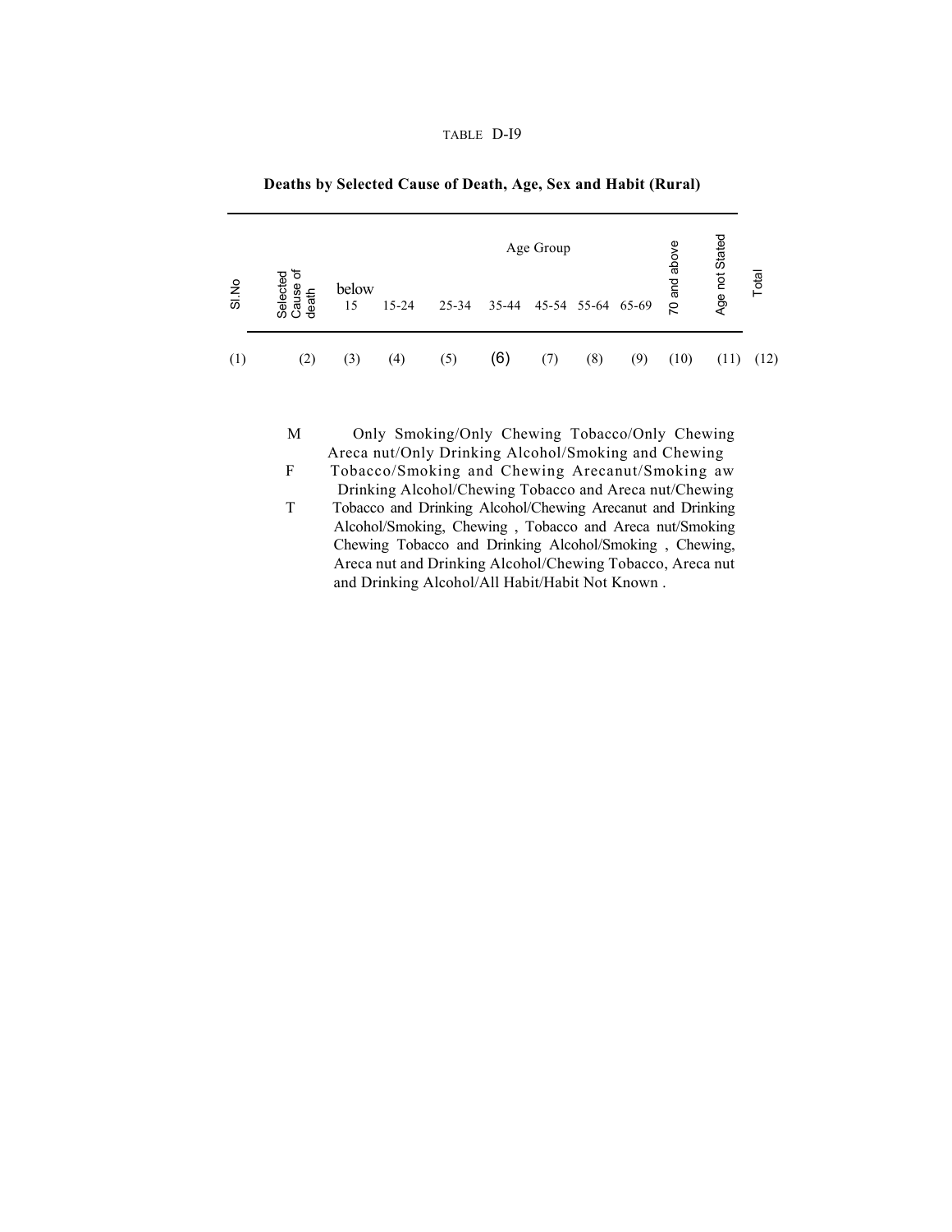TABLE D-I9

**Deaths by Selected Cause of Death, Age, Sex and Habit (Rural)**

| Sl.No | Selected Cause of death | Age Group | | | | | | | 70 and above | Age not Stated | Total |
|---|---|---|---|---|---|---|---|---|---|---|---|
| | | below 15 | 15-24 | 25-34 | 35-44 | 45-54 | 55-64 | 65-69 | | | |
| (1) | (2) | (3) | (4) | (5) | (6) | (7) | (8) | (9) | (10) | (11) | (12) |

M
F
T

Only Smoking/Only Chewing Tobacco/Only Chewing Areca nut/Only Drinking Alcohol/Smoking and Chewing Tobacco/Smoking and Chewing Arecanut/Smoking aw Drinking Alcohol/Chewing Tobacco and Areca nut/Chewing Tobacco and Drinking Alcohol/Chewing Arecanut and Drinking Alcohol/Smoking, Chewing , Tobacco and Areca nut/Smoking Chewing Tobacco and Drinking Alcohol/Smoking , Chewing, Areca nut and Drinking Alcohol/Chewing Tobacco, Areca nut and Drinking Alcohol/All Habit/Habit Not Known .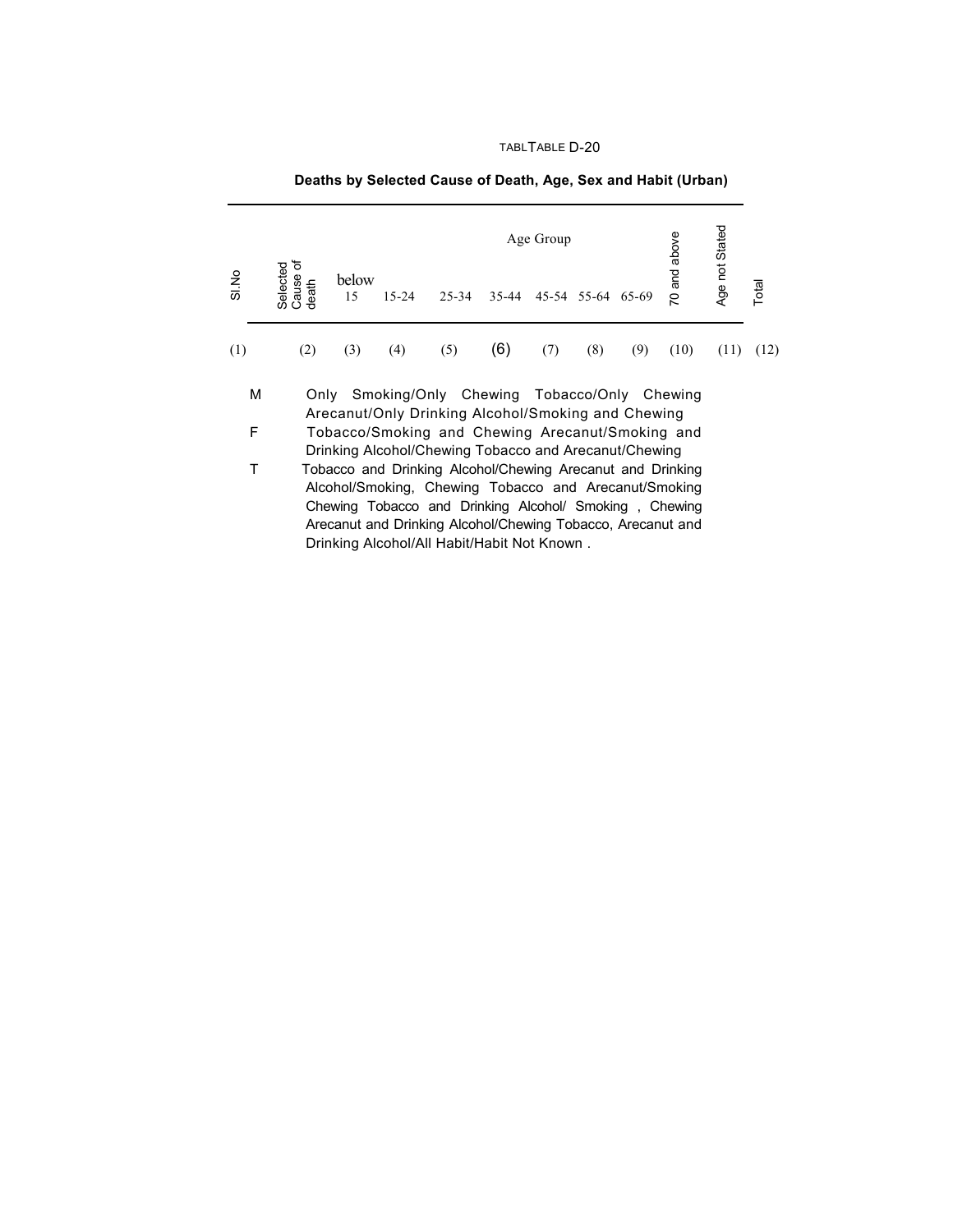TABLTABLE D-20

**Deaths by Selected Cause of Death, Age, Sex and Habit (Urban)**

| Sl.No | Selected Cause of death | Age Group | | | | | | | | | |
|---|---|---|---|---|---|---|---|---|---|---|---|
| | | below 15 | 15-24 | 25-34 | 35-44 | 45-54 | 55-64 | 65-69 | 70 and above | Age not Stated | Total |
| (1) | (2) | (3) | (4) | (5) | (6) | (7) | (8) | (9) | (10) | (11) | (12) |

M
F
T

Only Smoking/Only Chewing Tobacco/Only Chewing Arecanut/Only Drinking Alcohol/Smoking and Chewing Tobacco/Smoking and Chewing Arecanut/Smoking and Drinking Alcohol/Chewing Tobacco and Arecanut/Chewing Tobacco and Drinking Alcohol/Chewing Arecanut and Drinking Alcohol/Smoking, Chewing Tobacco and Arecanut/Smoking Chewing Tobacco and Drinking Alcohol/ Smoking , Chewing Arecanut and Drinking Alcohol/Chewing Tobacco, Arecanut and Drinking Alcohol/All Habit/Habit Not Known .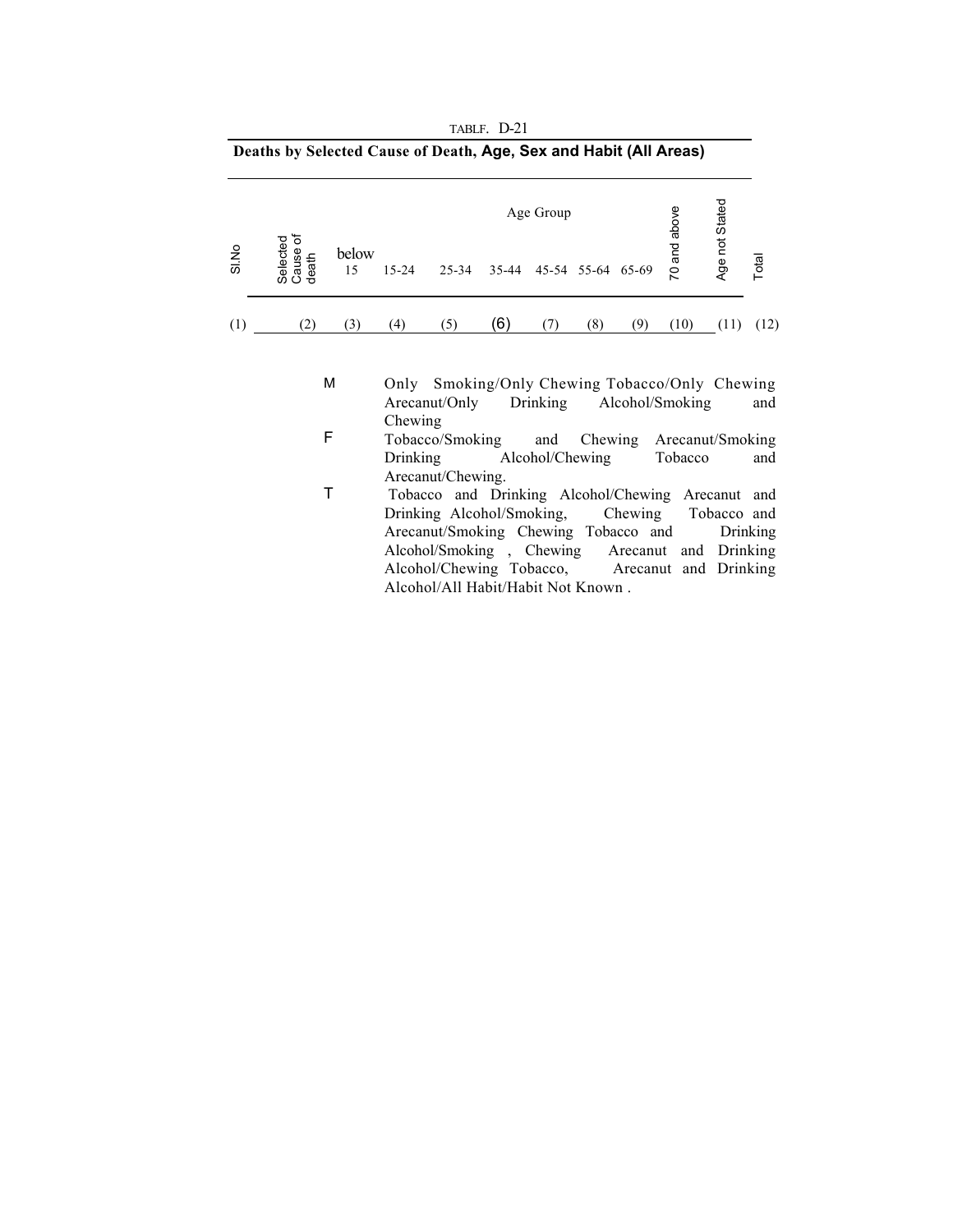TABLF. D-21

**Deaths by Selected Cause of Death, Age, Sex and Habit (All Areas)**

| Sl.No | Selected Cause of death | Age Group | | | | | | | | | |
|---|---|---|---|---|---|---|---|---|---|---|---|
| | | below 15 | 15-24 | 25-34 | 35-44 | 45-54 | 55-64 | 65-69 | 70 and above | Age not Stated | Total |
| (1) | (2) | (3) | (4) | (5) | (6) | (7) | (8) | (9) | (10) | (11) | (12) |

M
F
T

Only Smoking/Only Chewing Tobacco/Only Chewing Arecanut/Only Drinking Alcohol/Smoking and Chewing Tobacco/Smoking and Chewing Arecanut/Smoking Drinking Alcohol/Chewing Tobacco and Arecanut/Chewing. Tobacco and Drinking Alcohol/Chewing Arecanut and Drinking Alcohol/Smoking, Chewing Tobacco and Arecanut/Smoking Chewing Tobacco and Drinking Alcohol/Smoking , Chewing Arecanut and Drinking Alcohol/Chewing Tobacco, Arecanut and Drinking Alcohol/All Habit/Habit Not Known .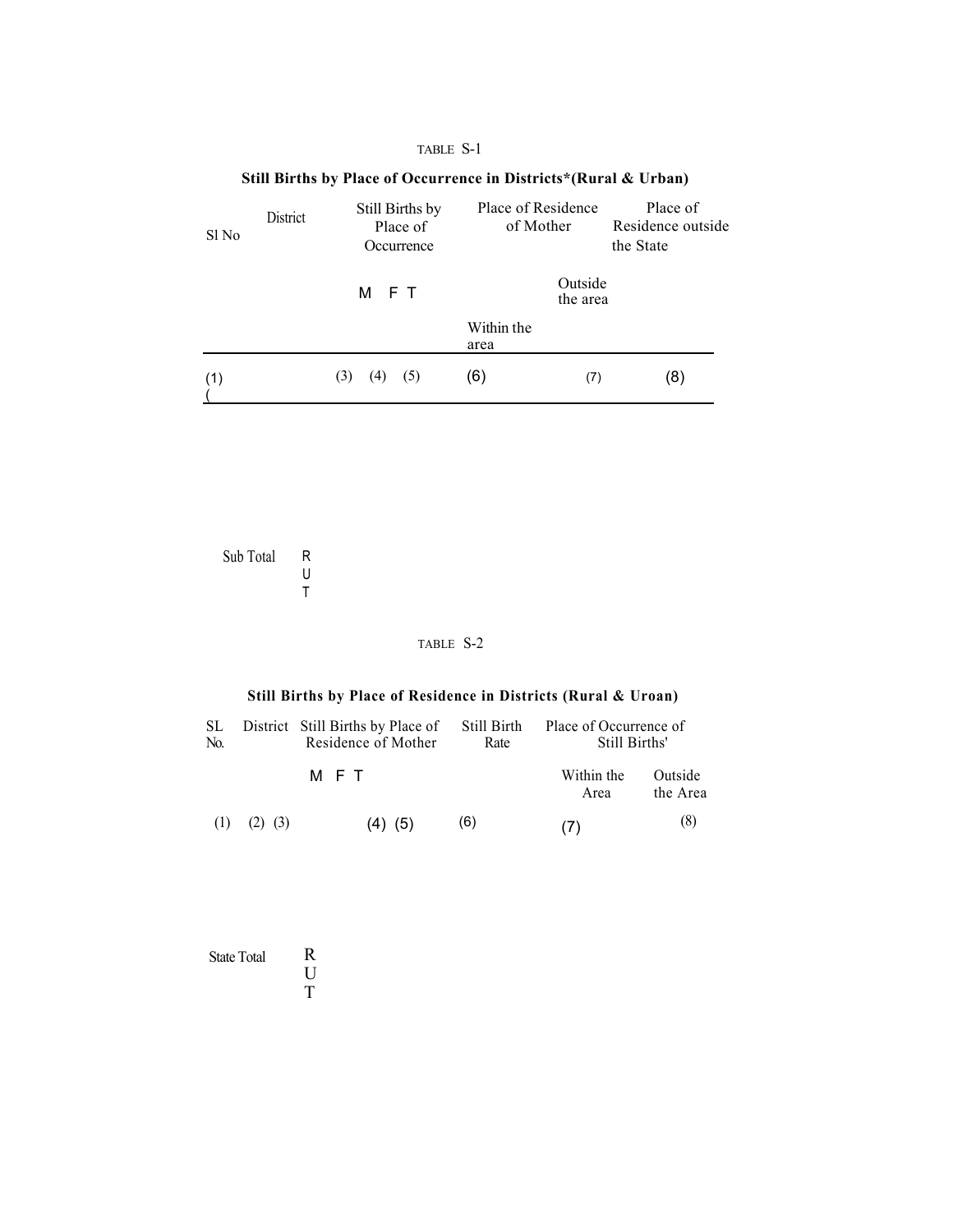TABLE S-1

**Still Births by Place of Occurrence in Districts*(Rural & Urban)**

| Sl No | District | Still Births by Place of Occurrence | | | Place of Residence of Mother | | Place of Residence outside the State |
|---|---|---|---|---|---|---|---|
| | | M | F | T | Within the area | Outside the area | |
| (1) | ( | (3) | (4) | (5) | (6) | (7) | (8) |

Sub Total R U T

TABLE S-2

**Still Births by Place of Residence in Districts (Rural & Uroan)**

| SL No. | District | Still Births by Place of Residence of Mother | | | Still Birth Rate | Place of Occurrence of Still Births' | |
|---|---|---|---|---|---|---|---|
| | | M | F | T | | Within the Area | Outside the Area |
| (1) | (2) | (3) | (4) | (5) | (6) | (7) | (8) |

State Total R U T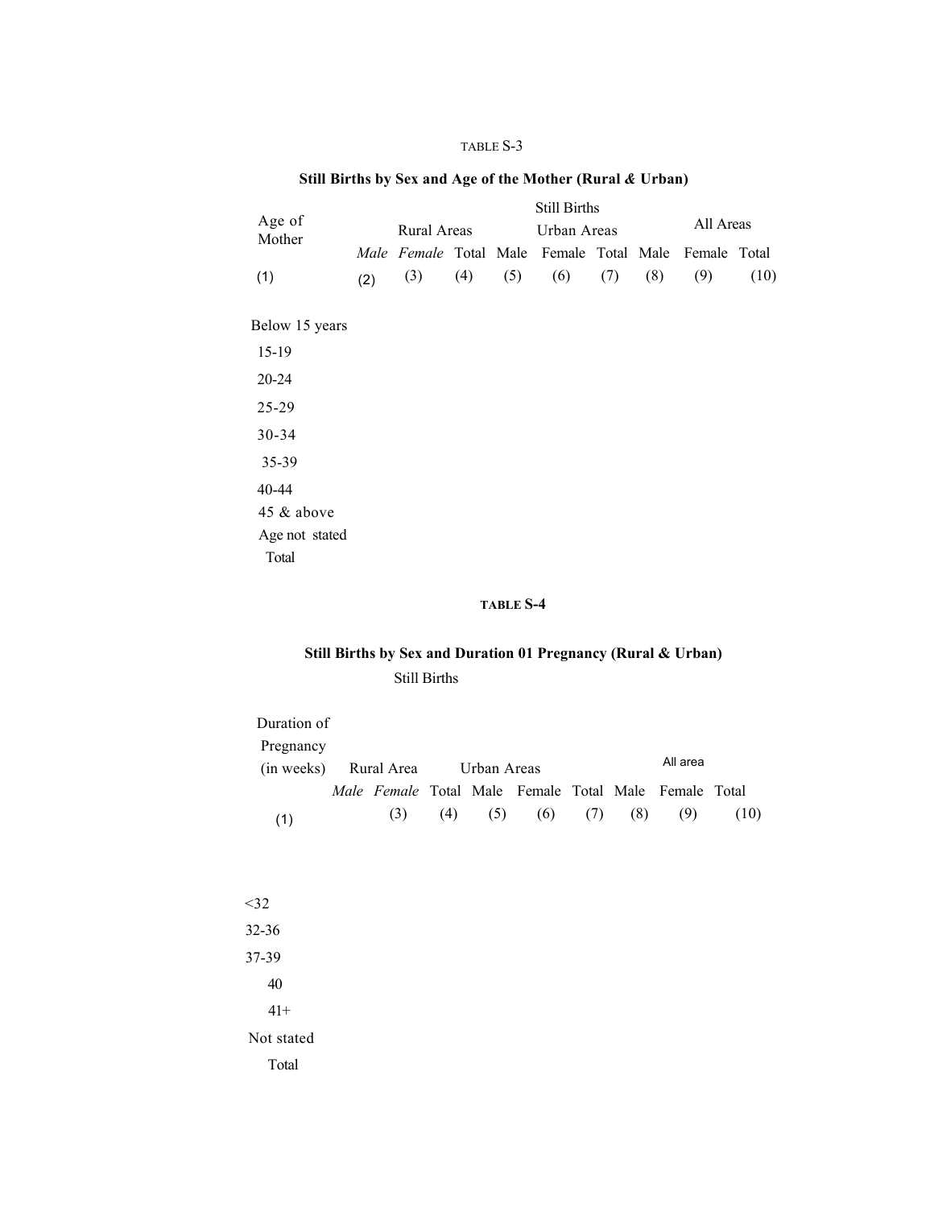TABLE S-3

**Still Births by Sex and Age of the Mother (Rural & Urban)**

| Age of Mother | Still Births | | | | | | | | |
|---|---|---|---|---|---|---|---|---|---|
| | Rural Areas | | | Urban Areas | | | All Areas | | |
| | *Male* | *Female* | Total | Male | Female | Total | Male | Female | Total |
| (1) | (2) | (3) | (4) | (5) | (6) | (7) | (8) | (9) | (10) |
| Below 15 years | | | | | | | | | |
| 15-19 | | | | | | | | | |
| 20-24 | | | | | | | | | |
| 25-29 | | | | | | | | | |
| 30-34 | | | | | | | | | |
| 35-39 | | | | | | | | | |
| 40-44 | | | | | | | | | |
| 45 & above | | | | | | | | | |
| Age not stated | | | | | | | | | |
| Total | | | | | | | | | |

**TABLE S-4**

**Still Births by Sex and Duration 01 Pregnancy (Rural & Urban)**

| Duration of Pregnancy (in weeks) | Still Births | | | | | | | | |
|---|---|---|---|---|---|---|---|---|---|
| | Rural Area | | | Urban Areas | | | All area | | |
| | *Male* | *Female* | Total | Male | Female | Total | Male | Female | Total |
| (1) | | (3) | (4) | (5) | (6) | (7) | (8) | (9) | (10) |
| <32 | | | | | | | | | |
| 32-36 | | | | | | | | | |
| 37-39 | | | | | | | | | |
| 40 | | | | | | | | | |
| 41+ | | | | | | | | | |
| Not stated | | | | | | | | | |
| Total | | | | | | | | | |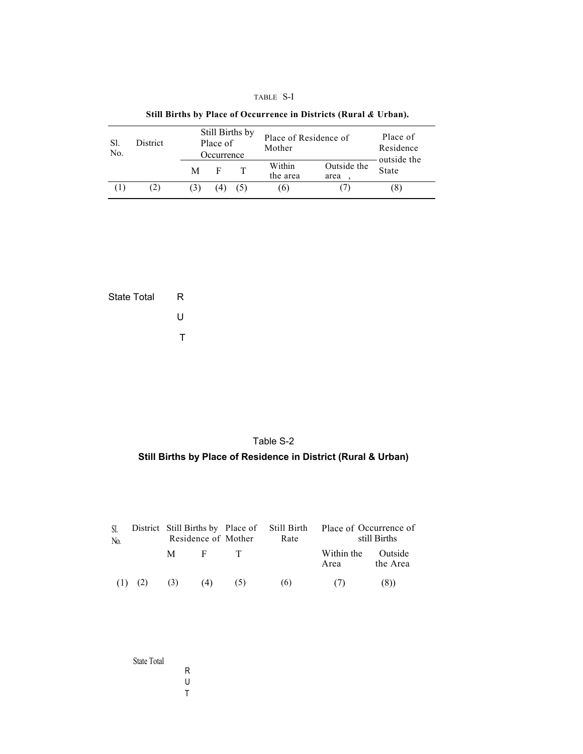TABLE S-I

**Still Births by Place of Occurrence in Districts (Rural & Urban).**

| Sl. No. | District | Still Births by Place of Occurrence | | | Place of Residence of Mother | | Place of Residence outside the State |
|---|---|---|---|---|---|---|---|
| | | M | F | T | Within the area | Outside the area , | |
| (1) | (2) | (3) | (4) | (5) | (6) | (7) | (8) |
| State Total | R | | | | | | |
| | U | | | | | | |
| | T | | | | | | |

Table S-2

**Still Births by Place of Residence in District (Rural & Urban)**

| Sl. No. | District | Still Births by Place of Residence of Mother | | | Still Birth Rate | Place of Occurrence of still Births | |
|---|---|---|---|---|---|---|---|
| | | M | F | T | | Within the Area | Outside the Area |
| (1) | (2) | (3) | (4) | (5) | (6) | (7) | (8)) |
| State Total | R | | | | | | |
| | U | | | | | | |
| | T | | | | | | |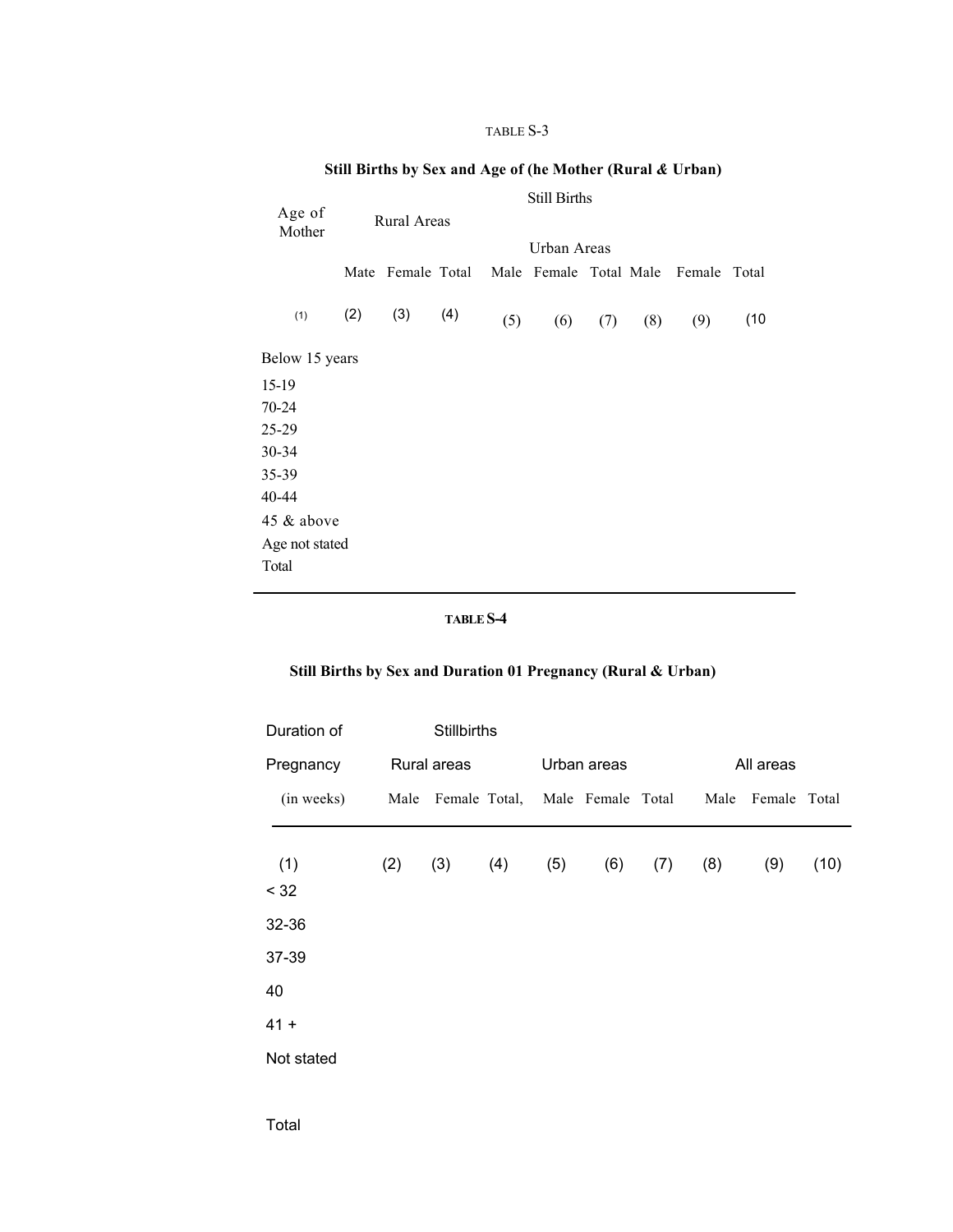TABLE S-3

**Still Births by Sex and Age of (he Mother (Rural & Urban)**

| Age of Mother | Still Births | | | | | | | | |
|---|---|---|---|---|---|---|---|---|---|
| | Rural Areas | | | Urban Areas | | | | | |
| | Mate | Female | Total | Male | Female | Total | Male | Female | Total |
| (1) | (2) | (3) | (4) | (5) | (6) | (7) | (8) | (9) | (10 |
| Below 15 years | | | | | | | | | |
| 15-19 | | | | | | | | | |
| 70-24 | | | | | | | | | |
| 25-29 | | | | | | | | | |
| 30-34 | | | | | | | | | |
| 35-39 | | | | | | | | | |
| 40-44 | | | | | | | | | |
| 45 & above | | | | | | | | | |
| Age not stated | | | | | | | | | |
| Total | | | | | | | | | |

TABLE S-4

**Still Births by Sex and Duration 01 Pregnancy (Rural & Urban)**

| Duration of Pregnancy (in weeks) | Stillbirths | | | | | | | | |
|---|---|---|---|---|---|---|---|---|---|
| | Rural areas | | | Urban areas | | | All areas | | |
| | Male | Female | Total, | Male | Female | Total | Male | Female | Total |
| (1) | (2) | (3) | (4) | (5) | (6) | (7) | (8) | (9) | (10) |
| < 32 | | | | | | | | | |
| 32-36 | | | | | | | | | |
| 37-39 | | | | | | | | | |
| 40 | | | | | | | | | |
| 41 + | | | | | | | | | |
| Not stated | | | | | | | | | |
| Total | | | | | | | | | |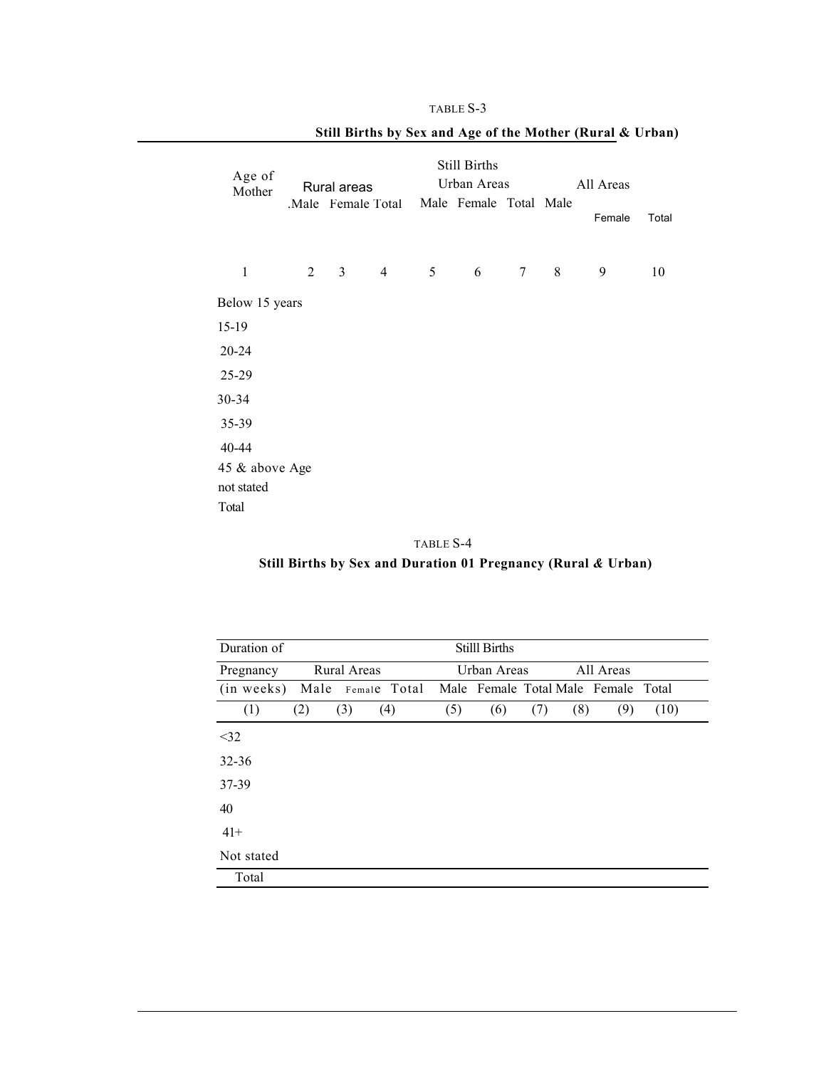TABLE S-3

**Still Births by Sex and Age of the Mother (Rural & Urban)**

| Age of Mother | Still Births | | | | | | | | |
|---|---|---|---|---|---|---|---|---|---|
| | Rural areas | | | Urban Areas | | | All Areas | | |
| | .Male | Female | Total | Male | Female | Total | Male | Female | Total |
| 1 | 2 | 3 | 4 | 5 | 6 | 7 | 8 | 9 | 10 |
| Below 15 years | | | | | | | | | |
| 15-19 | | | | | | | | | |
| 20-24 | | | | | | | | | |
| 25-29 | | | | | | | | | |
| 30-34 | | | | | | | | | |
| 35-39 | | | | | | | | | |
| 40-44 | | | | | | | | | |
| 45 & above | | | | | | | | | |
| Age not stated | | | | | | | | | |
| Total | | | | | | | | | |

TABLE S-4

**Still Births by Sex and Duration 01 Pregnancy (Rural & Urban)**

| Duration of | Stilll Births | | | | | | | | |
|---|---|---|---|---|---|---|---|---|---|
| Pregnancy | Rural Areas | | | Urban Areas | | | All Areas | | |
| (in weeks) | Male | Female | Total | Male | Female | Total | Male | Female | Total |
| (1) | (2) | (3) | (4) | (5) | (6) | (7) | (8) | (9) | (10) |
| <32 | | | | | | | | | |
| 32-36 | | | | | | | | | |
| 37-39 | | | | | | | | | |
| 40 | | | | | | | | | |
| 41+ | | | | | | | | | |
| Not stated | | | | | | | | | |
| Total | | | | | | | | | |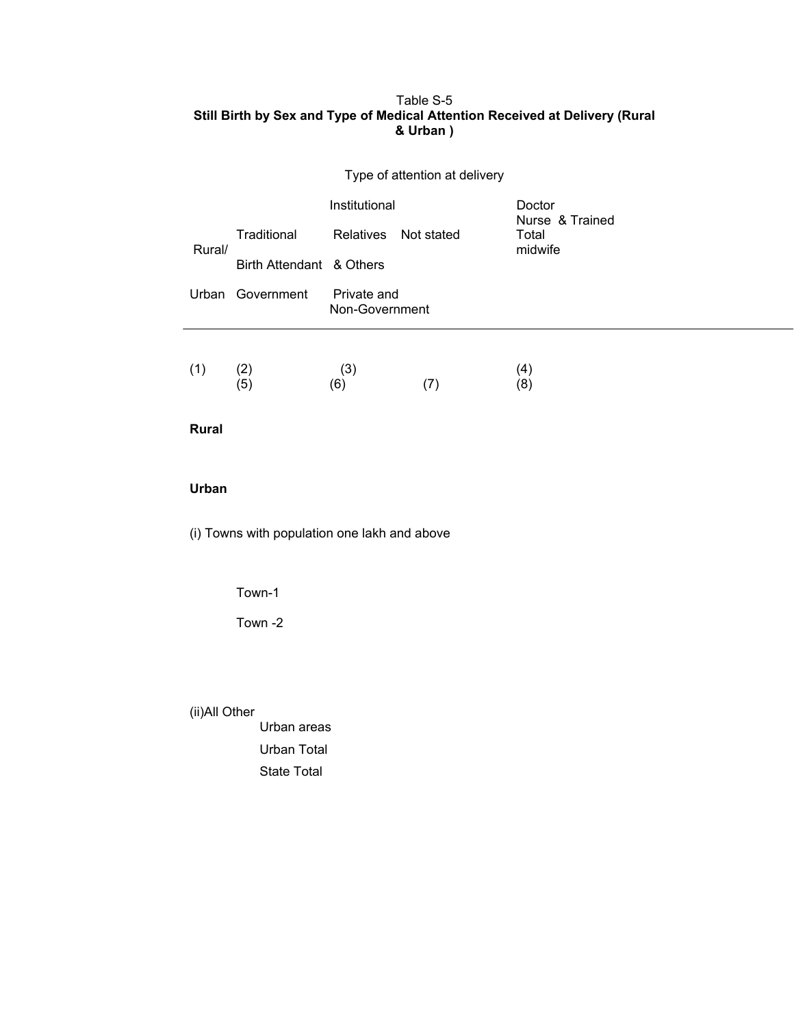Table S-5

**Still Birth by Sex and Type of Medical Attention Received at Delivery (Rural & Urban )**

| Rural/ Urban | Type of attention at delivery | | | | | | |
|---|---|---|---|---|---|---|---|
| | Institutional | | Doctor Nurse & Trained midwife | Traditional Birth Attendant | Relatives & Others | Not stated | Total |
| | Government | Private and Non-Government | | | | | |
| (1) | (2) | (3) | (4) | (5) | (6) | (7) | (8) |
| **Rural** | | | | | | | |
| **Urban** | | | | | | | |
| (i) Towns with population one lakh and above | | | | | | | |
| Town-1 | | | | | | | |
| Town -2 | | | | | | | |
| (ii)All Other Urban areas | | | | | | | |
| Urban Total | | | | | | | |
| State Total | | | | | | | |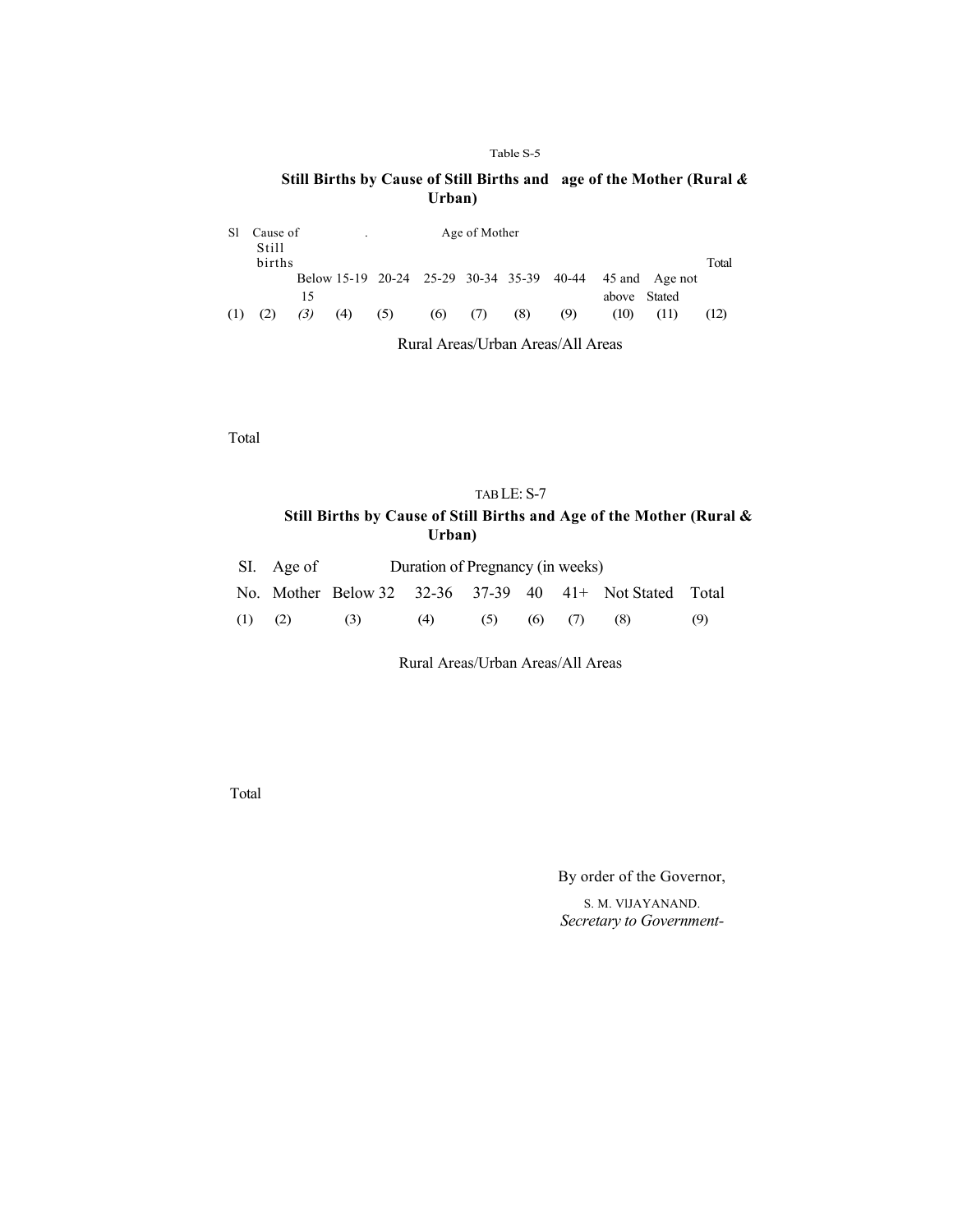Table S-5

**Still Births by Cause of Still Births and age of the Mother (Rural & Urban)**

| Sl | Cause of Still births | Age of Mother | | | | | | | | | Total |
|---|---|---|---|---|---|---|---|---|---|---|---|
| | | Below 15 | 15-19 | 20-24 | 25-29 | 30-34 | 35-39 | 40-44 | 45 and above | Age not Stated | |
| (1) | (2) | *(3)* | (4) | (5) | (6) | (7) | (8) | (9) | (10) | (11) | (12) |
| | | Rural Areas/Urban Areas/All Areas | | | | | | | | | |
| Total | | | | | | | | | | | |

TABLE: S-7

**Still Births by Cause of Still Births and Age of the Mother (Rural & Urban)**

| SI. No. | Age of Mother | Duration of Pregnancy (in weeks) | | | | | | Total |
|---|---|---|---|---|---|---|---|---|
| | | Below 32 | 32-36 | 37-39 | 40 | 41+ | Not Stated | |
| (1) | (2) | (3) | (4) | (5) | (6) | (7) | (8) | (9) |
| | | Rural Areas/Urban Areas/All Areas | | | | | | |
| Total | | | | | | | | |

By order of the Governor,

S. M. VIJAYANAND.
*Secretary to Government-*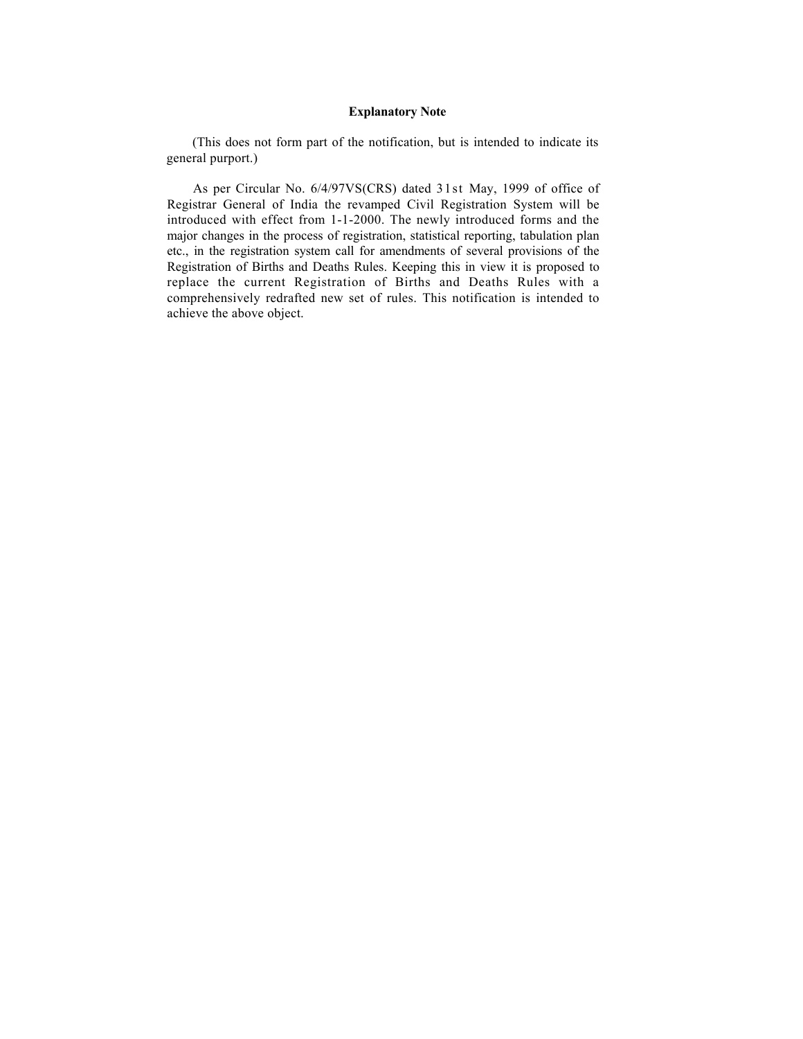## Explanatory Note

(This does not form part of the notification, but is intended to indicate its general purport.)

As per Circular No. 6/4/97VS(CRS) dated 31st May, 1999 of office of Registrar General of India the revamped Civil Registration System will be introduced with effect from 1-1-2000. The newly introduced forms and the major changes in the process of registration, statistical reporting, tabulation plan etc., in the registration system call for amendments of several provisions of the Registration of Births and Deaths Rules. Keeping this in view it is proposed to replace the current Registration of Births and Deaths Rules with a comprehensively redrafted new set of rules. This notification is intended to achieve the above object.